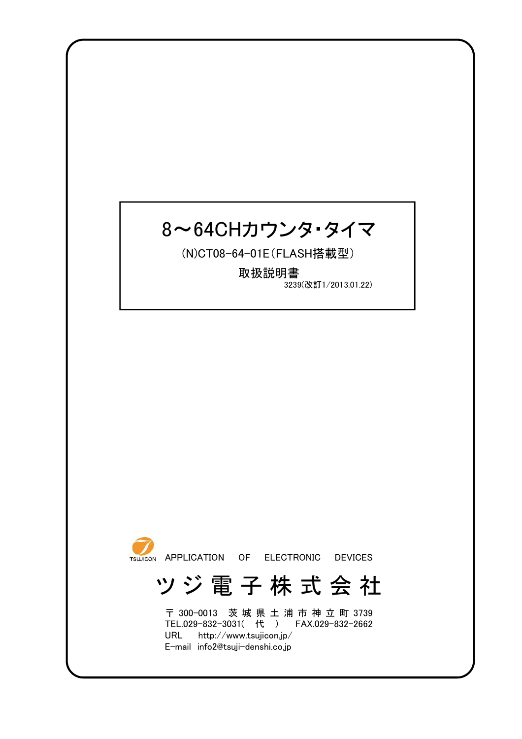# 8～64CHカウンタ･タイマ

(N)CT08-64-01E（FLASH搭載型）

取扱説明書

3239(改訂1/2013.01.22)

TSUJICON APPLICATION OF ELECTRONIC DEVICES

## ツジ電子株式会社

〒300-0013 茨城県土浦市神立町 3739

TEL.029-832-3031( 代 ) FAX.029-832-2662

URL http://www.tsujicon.jp/

E-mail info2@tsuji-denshi.co.jp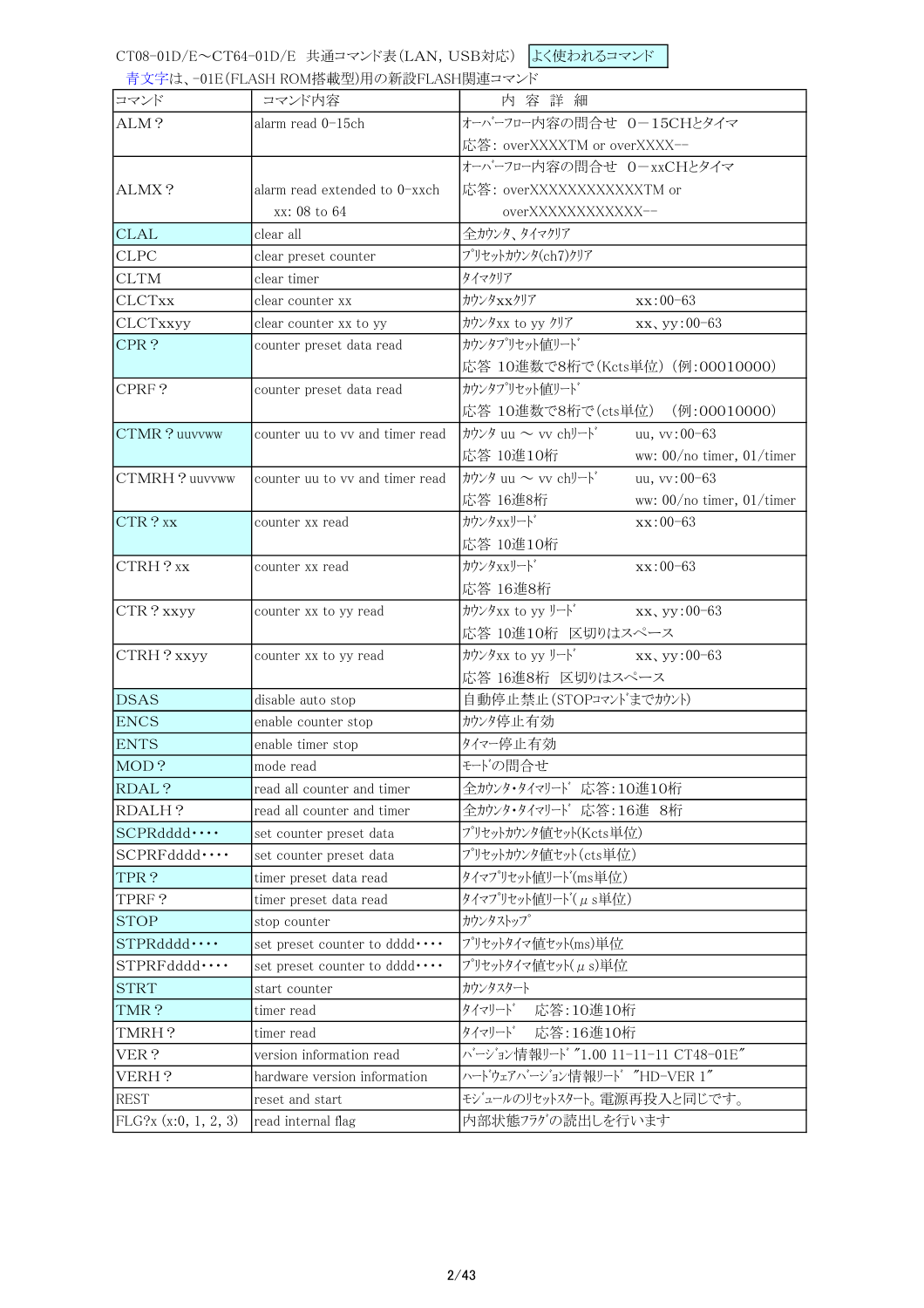CT08-01D/E〜CT64-01D/E　共通コマンド表（LAN, USB対応）　よく使われるコマンド

青文字は、-01E(FLASH ROM搭載型)用の新設FLASH関連コマンド

| コマンド | コマンド内容 | 内　容　詳　細 |
|---|---|---|
| ALM？ | alarm read 0-15ch | オーバーフロー内容の問合せ　0－15CHとタイマ<br>応答: overXXXXTM or overXXXX-- |
| ALMX？ | alarm read extended to 0-xxch<br>xx: 08 to 64 | オーバーフロー内容の問合せ　0－xxCHとタイマ<br>応答: overXXXXXXXXXXXXTM or<br>overXXXXXXXXXXXX-- |
| CLAL | clear all | 全カウンタ、タイマクリア |
| CLPC | clear preset counter | プリセットカウンタ(ch7)クリア |
| CLTM | clear timer | タイマクリア |
| CLCTxx | clear counter xx | カウンタxxクリア　　　　　xx:00-63 |
| CLCTxxyy | clear counter xx to yy | カウンタxx to yy クリア　　xx、yy:00-63 |
| CPR？ | counter preset data read | カウンタプリセット値リード<br>応答 10進数で8桁で(Kcts単位) (例:00010000) |
| CPRF？ | counter preset data read | カウンタプリセット値リード<br>応答 10進数で8桁で(cts単位)　(例:00010000) |
| CTMR？uuvvww | counter uu to vv and timer read | カウンタ uu ～ vv chリード　　uu, vv:00-63<br>応答 10進10桁　　ww: 00/no timer, 01/timer |
| CTMRH？uuvvww | counter uu to vv and timer read | カウンタ uu ～ vv chリード　　uu, vv:00-63<br>応答 16進8桁　　ww: 00/no timer, 01/timer |
| CTR？xx | counter xx read | カウンタxxリード　　　　　xx:00-63<br>応答 10進10桁 |
| CTRH？xx | counter xx read | カウンタxxリード　　　　　xx:00-63<br>応答 16進8桁 |
| CTR？xxyy | counter xx to yy read | カウンタxx to yy リード　　xx、yy:00-63<br>応答 10進10桁　区切りはスペース |
| CTRH？xxyy | counter xx to yy read | カウンタxx to yy リード　　xx、yy:00-63<br>応答 16進8桁　区切りはスペース |
| DSAS | disable auto stop | 自動停止禁止(STOPコマンドまでカウント) |
| ENCS | enable counter stop | カウンタ停止有効 |
| ENTS | enable timer stop | タイマー停止有効 |
| MOD？ | mode read | モードの問合せ |
| RDAL？ | read all counter and timer | 全カウンタ・タイマリード　応答:10進10桁 |
| RDALH？ | read all counter and timer | 全カウンタ・タイマリード　応答:16進　8桁 |
| SCPRdddd･･･・ | set counter preset data | プリセットカウンタ値セット(Kcts単位) |
| SCPRFdddd･･･・ | set counter preset data | プリセットカウンタ値セット(cts単位) |
| TPR？ | timer preset data read | タイマプリセット値リード(ms単位) |
| TPRF？ | timer preset data read | タイマプリセット値リード(μs単位) |
| STOP | stop counter | カウンタストップ |
| STPRdddd･･･・ | set preset counter to dddd･･･・ | プリセットタイマ値セット(ms)単位 |
| STPRFdddd･･･・ | set preset counter to dddd･･･・ | プリセットタイマ値セット(μs)単位 |
| STRT | start counter | カウンタスタート |
| TMR？ | timer read | タイマリード　応答:10進10桁 |
| TMRH？ | timer read | タイマリード　応答:16進10桁 |
| VER？ | version information read | バージョン情報リード"1.00 11-11-11 CT48-01E" |
| VERH？ | hardware version information | ハードウェアバージョン情報リード "HD-VER 1" |
| REST | reset and start | モジュールのリセットスタート。電源再投入と同じです。 |
| FLG?x (x:0, 1, 2, 3) | read internal flag | 内部状態フラグの読出しを行います |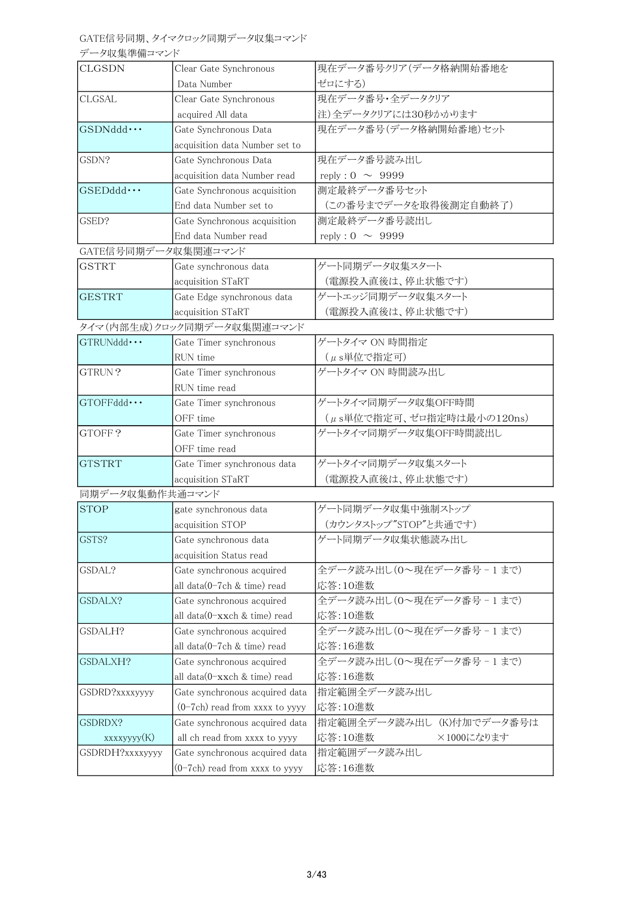GATE信号同期、タイマクロック同期データ収集コマンド

データ収集準備コマンド

| | | |
|---|---|---|
| CLGSDN | Clear Gate Synchronous Data Number | 現在データ番号クリア(データ格納開始番地をゼロにする) |
| CLGSAL | Clear Gate Synchronous acquired All data | 現在データ番号・全データクリア<br>注)全データクリアには30秒かかります |
| GSDNddd･･･ | Gate Synchronous Data acquisition data Number set to | 現在データ番号(データ格納開始番地)セット |
| GSDN? | Gate Synchronous Data acquisition data Number read | 現在データ番号読み出し<br>reply : 0 ～ 9999 |
| GSEDddd･･･ | Gate Synchronous acquisition End data Number set to | 測定最終データ番号セット<br>(この番号までデータを取得後測定自動終了) |
| GSED? | Gate Synchronous acquisition End data Number read | 測定最終データ番号読出し<br>reply : 0 ～ 9999 |

GATE信号同期データ収集関連コマンド

| | | |
|---|---|---|
| GSTRT | Gate synchronous data acquisition STaRT | ゲート同期データ収集スタート<br>(電源投入直後は、停止状態です) |
| GESTRT | Gate Edge synchronous data acquisition STaRT | ゲートエッジ同期データ収集スタート<br>(電源投入直後は、停止状態です) |

タイマ(内部生成)クロック同期データ収集関連コマンド

| | | |
|---|---|---|
| GTRUNddd･･･ | Gate Timer synchronous RUN time | ゲートタイマ ON 時間指定<br>(μs単位で指定可) |
| GTRUN？ | Gate Timer synchronous RUN time read | ゲートタイマ ON 時間読み出し |
| GTOFFddd･･･ | Gate Timer synchronous OFF time | ゲートタイマ同期データ収集OFF時間<br>(μs単位で指定可、ゼロ指定時は最小の120ns) |
| GTOFF？ | Gate Timer synchronous OFF time read | ゲートタイマ同期データ収集OFF時間読出し |
| GTSTRT | Gate Timer synchronous data acquisition STaRT | ゲートタイマ同期データ収集スタート<br>(電源投入直後は、停止状態です) |

同期データ収集動作共通コマンド

| | | |
|---|---|---|
| STOP | gate synchronous data acquisition STOP | ゲート同期データ収集中強制ストップ<br>(カウンタストップ"STOP"と共通です) |
| GSTS? | Gate synchronous data acquisition Status read | ゲート同期データ収集状態読み出し |
| GSDAL? | Gate synchronous acquired all data(0-7ch & time) read | 全データ読み出し(0～現在データ番号 - 1 まで)<br>応答:10進数 |
| GSDALX? | Gate synchronous acquired all data(0-xxch & time) read | 全データ読み出し(0～現在データ番号 - 1 まで)<br>応答:10進数 |
| GSDALH? | Gate synchronous acquired all data(0-7ch & time) read | 全データ読み出し(0～現在データ番号 - 1 まで)<br>応答:16進数 |
| GSDALXH? | Gate synchronous acquired all data(0-xxch & time) read | 全データ読み出し(0～現在データ番号 - 1 まで)<br>応答:16進数 |
| GSDRD?xxxxyyyy | Gate synchronous acquired data (0-7ch) read from xxxx to yyyy | 指定範囲全データ読み出し<br>応答:10進数 |
| GSDRDX?<br>xxxxyyyy(K) | Gate synchronous acquired data all ch read from xxxx to yyyy | 指定範囲全データ読み出し (K)付加でデータ番号は×1000になります<br>応答:10進数 |
| GSDRDH?xxxxyyyy | Gate synchronous acquired data (0-7ch) read from xxxx to yyyy | 指定範囲データ読み出し<br>応答:16進数 |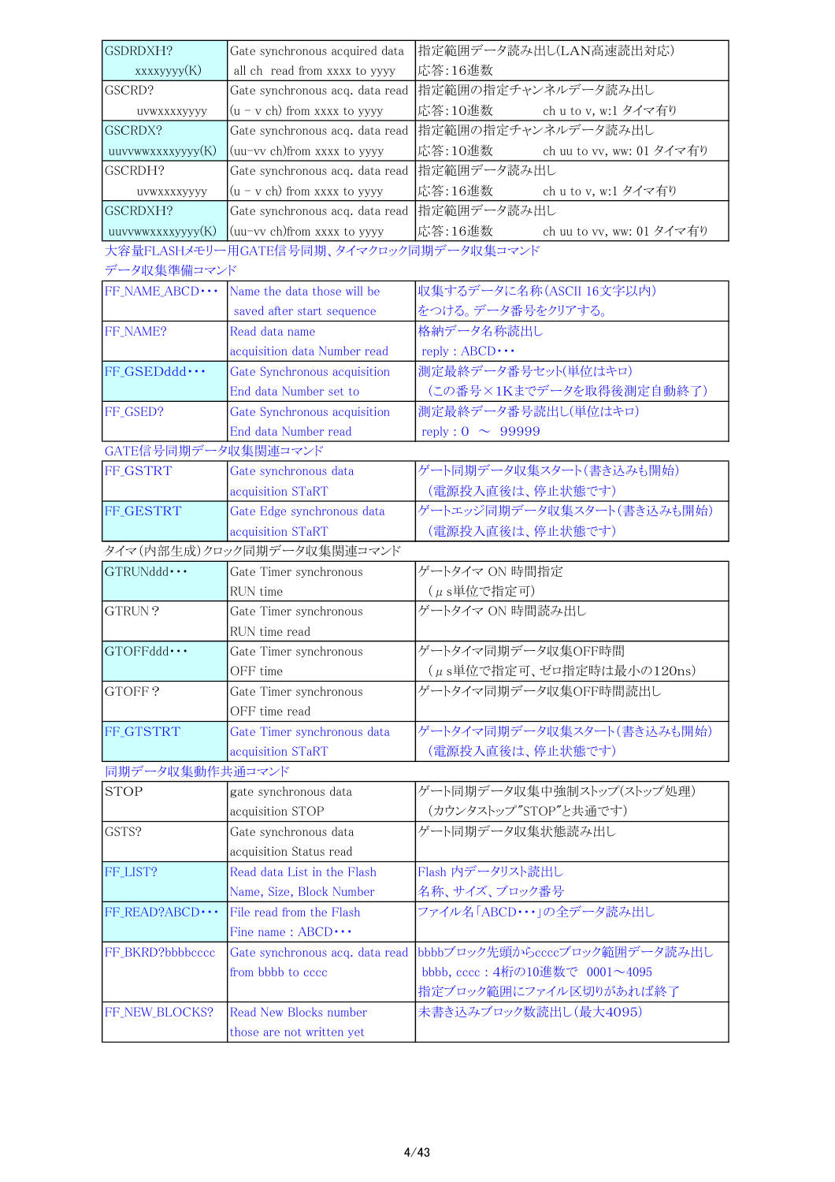| | | |
|---|---|---|
| GSDRDXH?<br>xxxxyyyy(K) | Gate synchronous acquired data<br>all ch read from xxxx to yyyy | 指定範囲データ読み出し(LAN高速読出対応)<br>応答:16進数 |
| GSCRD?<br>uvwxxxxyyyy | Gate synchronous acq. data read<br>(u − v ch) from xxxx to yyyy | 指定範囲の指定チャンネルデータ読み出し<br>応答:10進数　　　ch u to v, w:1 タイマ有り |
| GSCRDX?<br>uuvvwwxxxxyyyy(K) | Gate synchronous acq. data read<br>(uu−vv ch)from xxxx to yyyy | 指定範囲の指定チャンネルデータ読み出し<br>応答:10進数　　　ch uu to vv, ww: 01 タイマ有り |
| GSCRDH?<br>uvwxxxxyyyy | Gate synchronous acq. data read<br>(u − v ch) from xxxx to yyyy | 指定範囲データ読み出し<br>応答:16進数　　　ch u to v, w:1 タイマ有り |
| GSCRDXH?<br>uuvvwwxxxxyyyy(K) | Gate synchronous acq. data read<br>(uu−vv ch)from xxxx to yyyy | 指定範囲データ読み出し<br>応答:16進数　　　ch uu to vv, ww: 01 タイマ有り |

大容量FLASHメモリー用GATE信号同期、タイマクロック同期データ収集コマンド

データ収集準備コマンド

| | | |
|---|---|---|
| FF_NAME_ABCD･･･ | Name the data those will be<br>saved after start sequence | 収集するデータに名称(ASCII 16文字以内)<br>をつける。データ番号をクリアする。 |
| FF_NAME? | Read data name<br>acquisition data Number read | 格納データ名称読出し<br>reply : ABCD･･･ |
| FF_GSEDddd･･･ | Gate Synchronous acquisition<br>End data Number set to | 測定最終データ番号セット(単位はキロ)<br>(この番号×1Kまでデータを取得後測定自動終了) |
| FF_GSED? | Gate Synchronous acquisition<br>End data Number read | 測定最終データ番号読出し(単位はキロ)<br>reply : 0　〜　99999 |

GATE信号同期データ収集関連コマンド

| | | |
|---|---|---|
| FF_GSTRT | Gate synchronous data<br>acquisition STaRT | ゲート同期データ収集スタート(書き込みも開始)<br>(電源投入直後は、停止状態です) |
| FF_GESTRT | Gate Edge synchronous data<br>acquisition STaRT | ゲートエッジ同期データ収集スタート(書き込みも開始)<br>(電源投入直後は、停止状態です) |

タイマ(内部生成)クロック同期データ収集関連コマンド

| | | |
|---|---|---|
| GTRUNddd･･･ | Gate Timer synchronous<br>RUN time | ゲートタイマ ON 時間指定<br>(μs単位で指定可) |
| GTRUN？ | Gate Timer synchronous<br>RUN time read | ゲートタイマ ON 時間読み出し |
| GTOFFddd･･･ | Gate Timer synchronous<br>OFF time | ゲートタイマ同期データ収集OFF時間<br>(μs単位で指定可、ゼロ指定時は最小の120ns) |
| GTOFF？ | Gate Timer synchronous<br>OFF time read | ゲートタイマ同期データ収集OFF時間読出し |
| FF_GTSTRT | Gate Timer synchronous data<br>acquisition STaRT | ゲートタイマ同期データ収集スタート(書き込みも開始)<br>(電源投入直後は、停止状態です) |

同期データ収集動作共通コマンド

| | | |
|---|---|---|
| STOP | gate synchronous data<br>acquisition STOP | ゲート同期データ収集中強制ストップ(ストップ処理)<br>(カウンタストップ"STOP"と共通です) |
| GSTS? | Gate synchronous data<br>acquisition Status read | ゲート同期データ収集状態読み出し |
| FF_LIST? | Read data List in the Flash<br>Name, Size, Block Number | Flash 内データリスト読出し<br>名称、サイズ、ブロック番号 |
| FF_READ?ABCD･･･ | File read from the Flash<br>Fine name : ABCD･･･ | ファイル名「ABCD･･･」の全データ読み出し |
| FF_BKRD?bbbbcccc | Gate synchronous acq. data read<br>from bbbb to cccc | bbbbブロック先頭からccccブロック範囲データ読み出し<br>bbbb, cccc : 4桁の10進数で　0001〜4095<br>指定ブロック範囲にファイル区切りがあれば終了 |
| FF_NEW_BLOCKS? | Read New Blocks number<br>those are not written yet | 未書き込みブロック数読出し(最大4095) |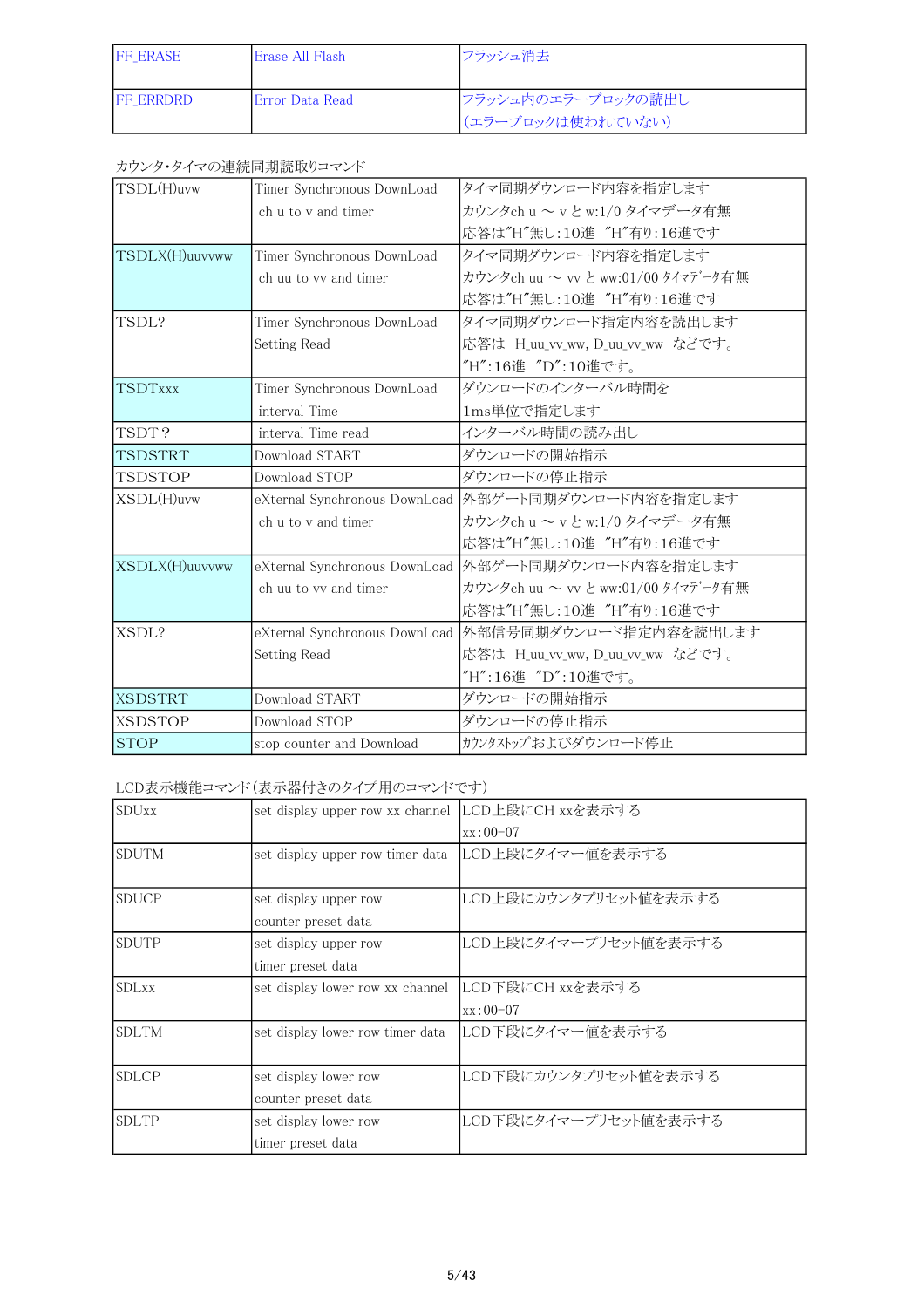| FF_ERASE | Erase All Flash | フラッシュ消去 |
|---|---|---|
| FF_ERRDRD | Error Data Read | フラッシュ内のエラーブロックの読出し<br>(エラーブロックは使われていない) |

カウンタ・タイマの連続同期読取りコマンド

| TSDL(H)uvw | Timer Synchronous DownLoad<br>ch u to v and timer | タイマ同期ダウンロード内容を指定します<br>カウンタch u 〜 v と w:1/0 タイマデータ有無<br>応答は"H"無し:10進 "H"有り:16進です |
|---|---|---|
| TSDLX(H)uuvvww | Timer Synchronous DownLoad<br>ch uu to vv and timer | タイマ同期ダウンロード内容を指定します<br>カウンタch uu 〜 vv と ww:01/00 ﾀｲﾏﾃﾞｰﾀ有無<br>応答は"H"無し:10進 "H"有り:16進です |
| TSDL? | Timer Synchronous DownLoad<br>Setting Read | タイマ同期ダウンロード指定内容を読出します<br>応答は H_uu_vv_ww, D_uu_vv_ww などです。<br>"H":16進 "D":10進です。 |
| TSDTxxx | Timer Synchronous DownLoad<br>interval Time | ダウンロードのインターバル時間を<br>1ms単位で指定します |
| TSDT？ | interval Time read | インターバル時間の読み出し |
| TSDSTRT | Download START | ダウンロードの開始指示 |
| TSDSTOP | Download STOP | ダウンロードの停止指示 |
| XSDL(H)uvw | eXternal Synchronous DownLoad<br>ch u to v and timer | 外部ゲート同期ダウンロード内容を指定します<br>カウンタch u 〜 v と w:1/0 タイマデータ有無<br>応答は"H"無し:10進 "H"有り:16進です |
| XSDLX(H)uuvvww | eXternal Synchronous DownLoad<br>ch uu to vv and timer | 外部ゲート同期ダウンロード内容を指定します<br>カウンタch uu 〜 vv と ww:01/00 ﾀｲﾏﾃﾞｰﾀ有無<br>応答は"H"無し:10進 "H"有り:16進です |
| XSDL? | eXternal Synchronous DownLoad<br>Setting Read | 外部信号同期ダウンロード指定内容を読出します<br>応答は H_uu_vv_ww, D_uu_vv_ww などです。<br>"H":16進 "D":10進です。 |
| XSDSTRT | Download START | ダウンロードの開始指示 |
| XSDSTOP | Download STOP | ダウンロードの停止指示 |
| STOP | stop counter and Download | ｶｳﾝﾀｽﾄｯﾌﾟおよびダウンロード停止 |

LCD表示機能コマンド(表示器付きのタイプ用のコマンドです)

| SDUxx | set display upper row xx channel | LCD上段にCH xxを表示する<br>xx:00-07 |
|---|---|---|
| SDUTM | set display upper row timer data | LCD上段にタイマー値を表示する |
| SDUCP | set display upper row<br>counter preset data | LCD上段にカウンタプリセット値を表示する |
| SDUTP | set display upper row<br>timer preset data | LCD上段にタイマープリセット値を表示する |
| SDLxx | set display lower row xx channel | LCD下段にCH xxを表示する<br>xx:00-07 |
| SDLTM | set display lower row timer data | LCD下段にタイマー値を表示する |
| SDLCP | set display lower row<br>counter preset data | LCD下段にカウンタプリセット値を表示する |
| SDLTP | set display lower row<br>timer preset data | LCD下段にタイマープリセット値を表示する |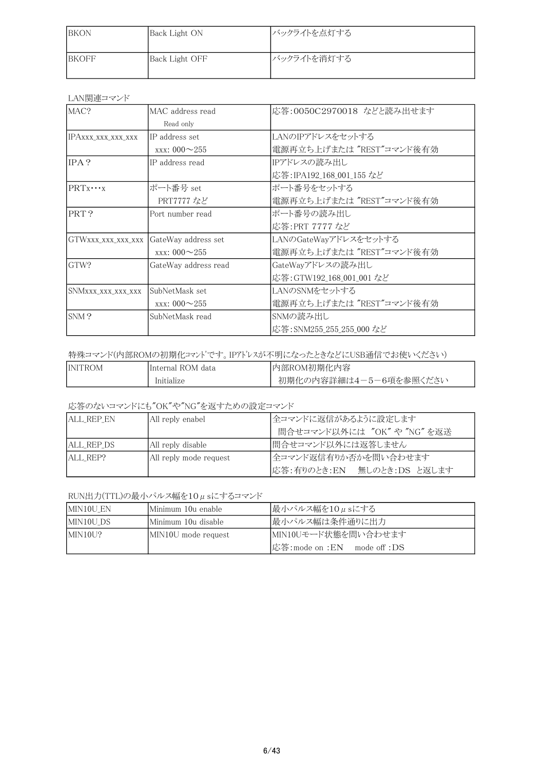| BKON | Back Light ON | バックライトを点灯する |
|---|---|---|
| BKOFF | Back Light OFF | バックライトを消灯する |

LAN関連コマンド

| MAC? | MAC address read<br>Read only | 応答:0050C2970018 などと読み出せます |
|---|---|---|
| IPAxxx_xxx_xxx_xxx | IP address set<br>xxx: 000～255 | LANのIPアドレスをセットする<br>電源再立ち上げまたは "REST"コマンド後有効 |
| IPA? | IP address read | IPアドレスの読み出し<br>応答:IPA192_168_001_155 など |
| PRTx…x | ポート番号 set<br>PRT7777 など | ポート番号をセットする<br>電源再立ち上げまたは "REST"コマンド後有効 |
| PRT? | Port number read | ポート番号の読み出し<br>応答:PRT 7777 など |
| GTWxxx_xxx_xxx_xxx | GateWay address set<br>xxx: 000～255 | LANのGateWayアドレスをセットする<br>電源再立ち上げまたは "REST"コマンド後有効 |
| GTW? | GateWay address read | GateWayアドレスの読み出し<br>応答:GTW192_168_001_001 など |
| SNMxxx_xxx_xxx_xxx | SubNetMask set<br>xxx: 000～255 | LANのSNMをセットする<br>電源再立ち上げまたは "REST"コマンド後有効 |
| SNM? | SubNetMask read | SNMの読み出し<br>応答:SNM255_255_255_000 など |

特殊コマンド(内部ROMの初期化ｺﾏﾝﾄﾞです。IPｱﾄﾞﾚｽが不明になったときなどにUSB通信でお使いください)

| INITROM | Internal ROM data<br>Initialize | 内部ROM初期化内容<br>初期化の内容詳細は4－5－6項を参照ください |
|---|---|---|

応答のないコマンドにも"OK"や"NG"を返すための設定コマンド

| ALL_REP_EN | All reply enabel | 全コマンドに返信があるように設定します<br>問合せコマンド以外には "OK" や "NG" を返送 |
|---|---|---|
| ALL_REP_DS | All reply disable | 問合せコマンド以外には返答しません |
| ALL_REP? | All reply mode request | 全コマンド返信有りか否かを問い合わせます<br>応答:有りのとき:EN　無しのとき:DS と返します |

RUN出力(TTL)の最小パルス幅を10μsにするコマンド

| MIN10U_EN | Minimum 10u enable | 最小パルス幅を10μsにする |
|---|---|---|
| MIN10U_DS | Minimum 10u disable | 最小パルス幅は条件通りに出力 |
| MIN10U? | MIN10U mode request | MIN10Uモード状態を問い合わせます<br>応答:mode on :EN　mode off :DS |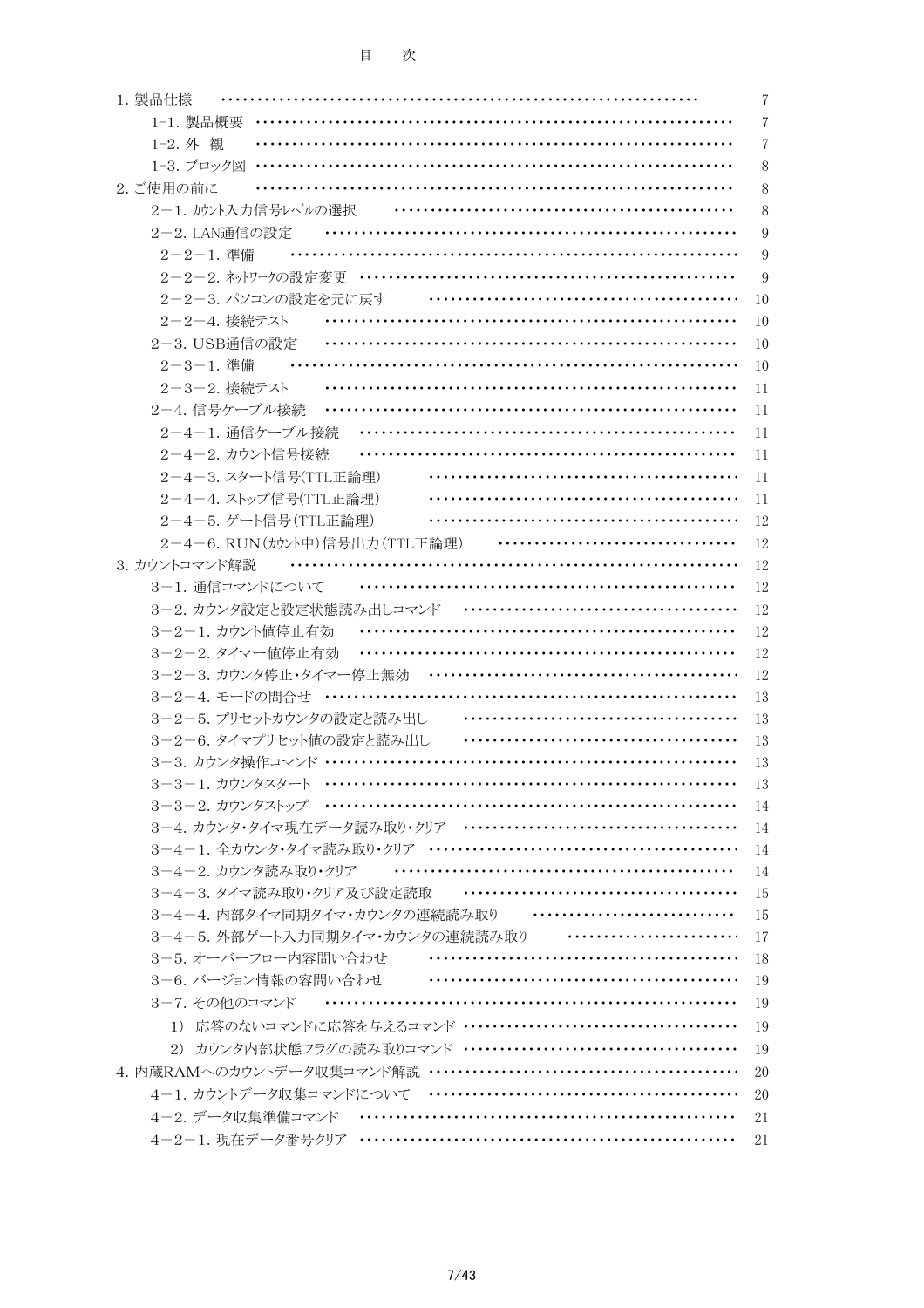# 目　次

| 項目 | ページ |
|---|---|
| 1. 製品仕様 | 7 |
| 1-1. 製品概要 | 7 |
| 1-2. 外　観 | 7 |
| 1-3. ブロック図 | 8 |
| 2. ご使用の前に | 8 |
| 2－1. ｶｳﾝﾄ入力信号ﾚﾍﾞﾙの選択 | 8 |
| 2－2. LAN通信の設定 | 9 |
| 2－2－1. 準備 | 9 |
| 2－2－2. ﾈｯﾄﾜｰｸの設定変更 | 9 |
| 2－2－3. パソコンの設定を元に戻す | 10 |
| 2－2－4. 接続テスト | 10 |
| 2－3. USB通信の設定 | 10 |
| 2－3－1. 準備 | 10 |
| 2－3－2. 接続テスト | 11 |
| 2－4. 信号ケーブル接続 | 11 |
| 2－4－1. 通信ケーブル接続 | 11 |
| 2－4－2. カウント信号接続 | 11 |
| 2－4－3. スタート信号(TTL正論理) | 11 |
| 2－4－4. ストップ信号(TTL正論理) | 11 |
| 2－4－5. ゲート信号（TTL正論理） | 12 |
| 2－4－6. RUN（ｶｳﾝﾄ中）信号出力（TTL正論理） | 12 |
| 3. カウントコマンド解説 | 12 |
| 3－1. 通信コマンドについて | 12 |
| 3－2. カウンタ設定と設定状態読み出しコマンド | 12 |
| 3－2－1. カウント値停止有効 | 12 |
| 3－2－2. タイマー値停止有効 | 12 |
| 3－2－3. カウンタ停止・タイマー停止無効 | 12 |
| 3－2－4. モードの問合せ | 13 |
| 3－2－5. プリセットカウンタの設定と読み出し | 13 |
| 3－2－6. タイマプリセット値の設定と読み出し | 13 |
| 3－3. カウンタ操作コマンド | 13 |
| 3－3－1. カウンタスタート | 13 |
| 3－3－2. カウンタストップ | 14 |
| 3－4. カウンタ・タイマ現在データ読み取り・クリア | 14 |
| 3－4－1. 全カウンタ・タイマ読み取り・クリア | 14 |
| 3－4－2. カウンタ読み取り・クリア | 14 |
| 3－4－3. タイマ読み取り・クリア及び設定読取 | 15 |
| 3－4－4. 内部タイマ同期タイマ・カウンタの連続読み取り | 15 |
| 3－4－5. 外部ゲート入力同期タイマ・カウンタの連続読み取り | 17 |
| 3－5. オーバーフロー内容問い合わせ | 18 |
| 3－6. バージョン情報の容問い合わせ | 19 |
| 3－7. その他のコマンド | 19 |
| 1）応答のないコマンドに応答を与えるコマンド | 19 |
| 2）カウンタ内部状態フラグの読み取りコマンド | 19 |
| 4. 内蔵RAMへのカウントデータ収集コマンド解説 | 20 |
| 4－1. カウントデータ収集コマンドについて | 20 |
| 4－2. データ収集準備コマンド | 21 |
| 4－2－1. 現在データ番号クリア | 21 |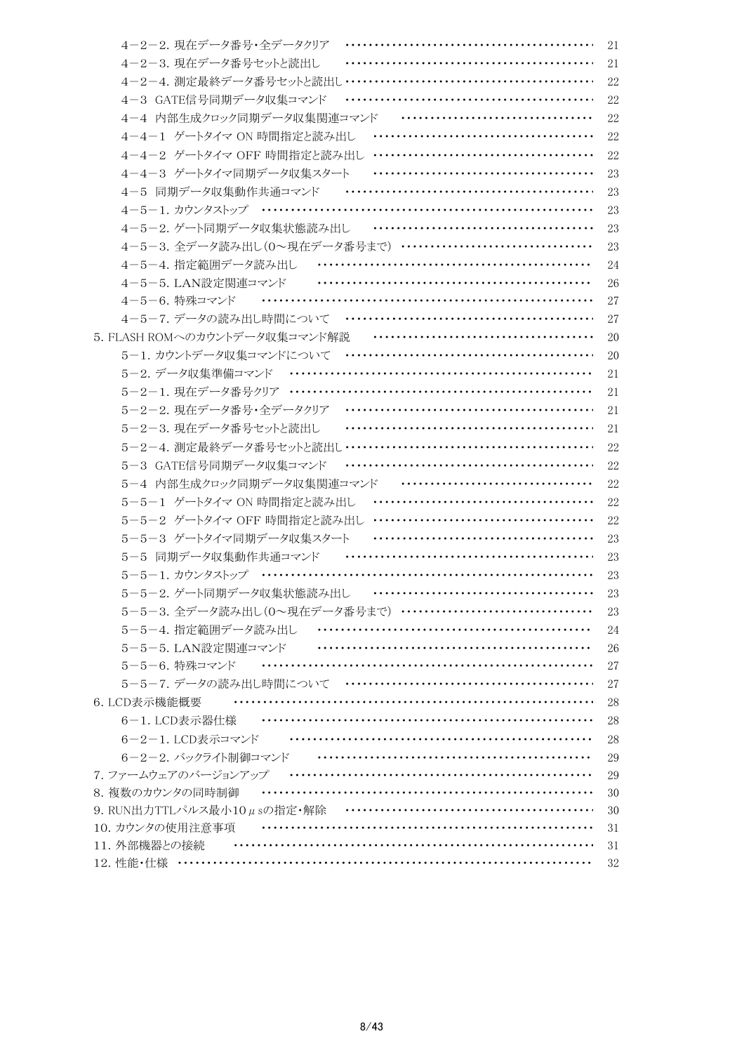4－2－2. 現在データ番号・全データクリア ･･････････････････････････････････････････ 21

4－2－3. 現在データ番号セットと読出し ･･････････････････････････････････････････ 21

4－2－4. 測定最終データ番号セットと読出し･･････････････････････････････････････････ 22

4－3 GATE信号同期データ収集コマンド ･･････････････････････････････････････････ 22

4－4 内部生成クロック同期データ収集関連コマンド ･･････････････････････････････････ 22

4－4－1 ゲートタイマ ON 時間指定と読み出し ･･････････････････････････････････････ 22

4－4－2 ゲートタイマ OFF 時間指定と読み出し ･･････････････････････････････････････ 22

4－4－3 ゲートタイマ同期データ収集スタート ･･････････････････････････････････････ 23

4－5 同期データ収集動作共通コマンド ･･････････････････････････････････････････ 23

4－5－1. カウンタストップ ･･････････････････････････････････････････････････････ 23

4－5－2. ゲート同期データ収集状態読み出し ･･････････････････････････････････････ 23

4－5－3. 全データ読み出し（0～現在データ番号まで） ･･････････････････････････････ 23

4－5－4. 指定範囲データ読み出し ･･････････････････････････････････････････････ 24

4－5－5. LAN設定関連コマンド ･･････････････････････････････････････････････････ 26

4－5－6. 特殊コマンド ･･････････････････････････････････････････････････････････ 27

4－5－7. データの読み出し時間について ･･････････････････････････････････････････ 27

5. FLASH ROMへのカウントデータ収集コマンド解説 ･･････････････････････････････････ 20

5－1. カウントデータ収集コマンドについて ･･････････････････････････････････････････ 20

5－2. データ収集準備コマンド ･･････････････････････････････････････････････････ 21

5－2－1. 現在データ番号クリア ･･････････････････････････････････････････････････ 21

5－2－2. 現在データ番号・全データクリア ･･････････････････････････････････････････ 21

5－2－3. 現在データ番号セットと読出し ･･････････････････････････････････････････ 21

5－2－4. 測定最終データ番号セットと読出し･･････････････････････････････････････････ 22

5－3 GATE信号同期データ収集コマンド ･･････････････････････････････････････････ 22

5－4 内部生成クロック同期データ収集関連コマンド ･･････････････････････････････････ 22

5－5－1 ゲートタイマ ON 時間指定と読み出し ･･････････････････････････････････････ 22

5－5－2 ゲートタイマ OFF 時間指定と読み出し ･･････････････････････････････････････ 22

5－5－3 ゲートタイマ同期データ収集スタート ･･････････････････････････････････････ 23

5－5 同期データ収集動作共通コマンド ･･････････････････････････････････････････ 23

5－5－1. カウンタストップ ･･････････････････････････････････････････････････････ 23

5－5－2. ゲート同期データ収集状態読み出し ･･････････････････････････････････････ 23

5－5－3. 全データ読み出し（0～現在データ番号まで） ･･････････････････････････････ 23

5－5－4. 指定範囲データ読み出し ･･････････････････････････････････････････････ 24

5－5－5. LAN設定関連コマンド ･･････････････････････････････････････････････････ 26

5－5－6. 特殊コマンド ･･････････････････････････････････････････････････････････ 27

5－5－7. データの読み出し時間について ･･････････････････････････････････････････ 27

6. LCD表示機能概要 ･･････････････････････････････････････････････････････････ 28

6－1. LCD表示器仕様 ･･････････････････････････････････････････････････････････ 28

6－2－1. LCD表示コマンド ･･････････････････････････････････････････････････････ 28

6－2－2. バックライト制御コマンド ･･････････････････････････････････････････････ 29

7. ファームウェアのバージョンアップ ･･････････････････････････････････････････････ 29

8. 複数のカウンタの同時制御 ･･････････････････････････････････････････････････ 30

9. RUN出力TTLパルス最小10μsの指定・解除 ･･････････････････････････････････････ 30

10. カウンタの使用注意事項 ･･････････････････････････････････････････････････ 31

11. 外部機器との接続 ･･････････････････････････････････････････････････････････ 31

12. 性能・仕様 ･･････････････････････････････････････････････････････････････････ 32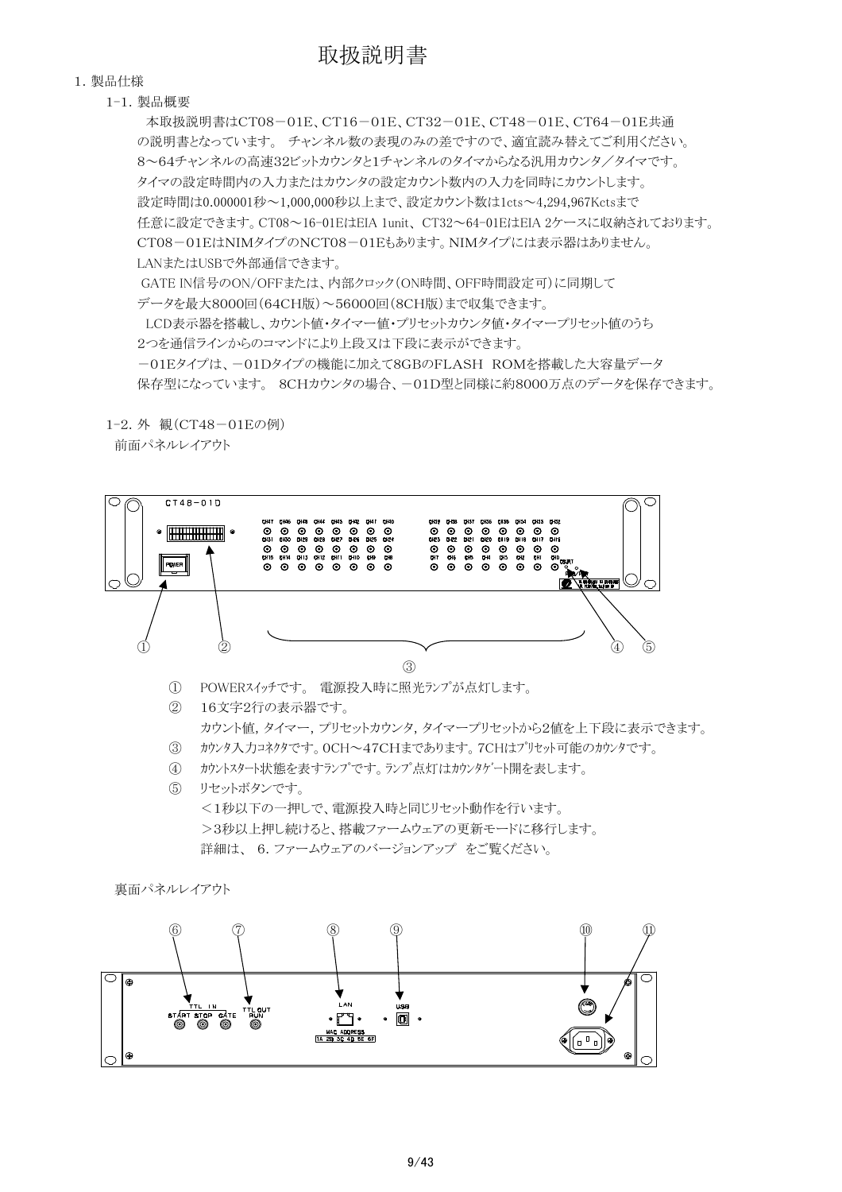# 取扱説明書

1. 製品仕様

1-1. 製品概要

本取扱説明書はCT08－01E、CT16－01E、CT32－01E、CT48－01E、CT64－01E共通の説明書となっています。 チャンネル数の表現のみの差ですので、適宜読み替えてご利用ください。
8～64チャンネルの高速32ビットカウンタと1チャンネルのタイマからなる汎用カウンタ／タイマです。
タイマの設定時間内の入力またはカウンタの設定カウント数内の入力を同時にカウントします。
設定時間は0.000001秒～1,000,000秒以上まで、設定カウント数は1cts～4,294,967Kctsまで
任意に設定できます。CT08～16-01EはEIA 1unit、CT32～64-01EはEIA 2ケースに収納されております。
CT08－01EはNIMタイプのNCT08－01Eもあります。NIMタイプには表示器はありません。
LANまたはUSBで外部通信できます。
GATE IN信号のON/OFFまたは、内部クロック(ON時間、OFF時間設定可)に同期して
データを最大8000回(64CH版)～56000回(8CH版)まで収集できます。
LCD表示器を搭載し、カウント値・タイマー値・プリセットカウンタ値・タイマープリセット値のうち
2つを通信ラインからのコマンドにより上段又は下段に表示ができます。
－01Eタイプは、－01Dタイプの機能に加えて8GBのFLASH ROMを搭載した大容量データ
保存型になっています。 8CHカウンタの場合、－01D型と同様に約8000万点のデータを保存できます。

1-2. 外 観(CT48－01Eの例)

前面パネルレイアウト

① POWERｽｲｯﾁです。 電源投入時に照光ﾗﾝﾌﾟが点灯します。
② 16文字2行の表示器です。
カウント値, タイマー, プリセットカウンタ, タイマープリセットから2値を上下段に表示できます。
③ ｶｳﾝﾀ入力ｺﾈｸﾀです。0CH～47CHまであります。7CHはﾌﾟﾘｾｯﾄ可能のｶｳﾝﾀです。
④ ｶｳﾝﾄｽﾀｰﾄ状態を表すﾗﾝﾌﾟです。ﾗﾝﾌﾟ点灯はｶｳﾝﾀｹﾞｰﾄ開を表します。
⑤ ﾘｾｯﾄﾎﾞﾀﾝです。
＜1秒以下の一押しで、電源投入時と同じﾘｾｯﾄ動作を行います。
＞3秒以上押し続けると、搭載ファームウェアの更新モードに移行します。
詳細は、 6. ファームウェアのバージョンアップ をご覧ください。

裏面パネルレイアウト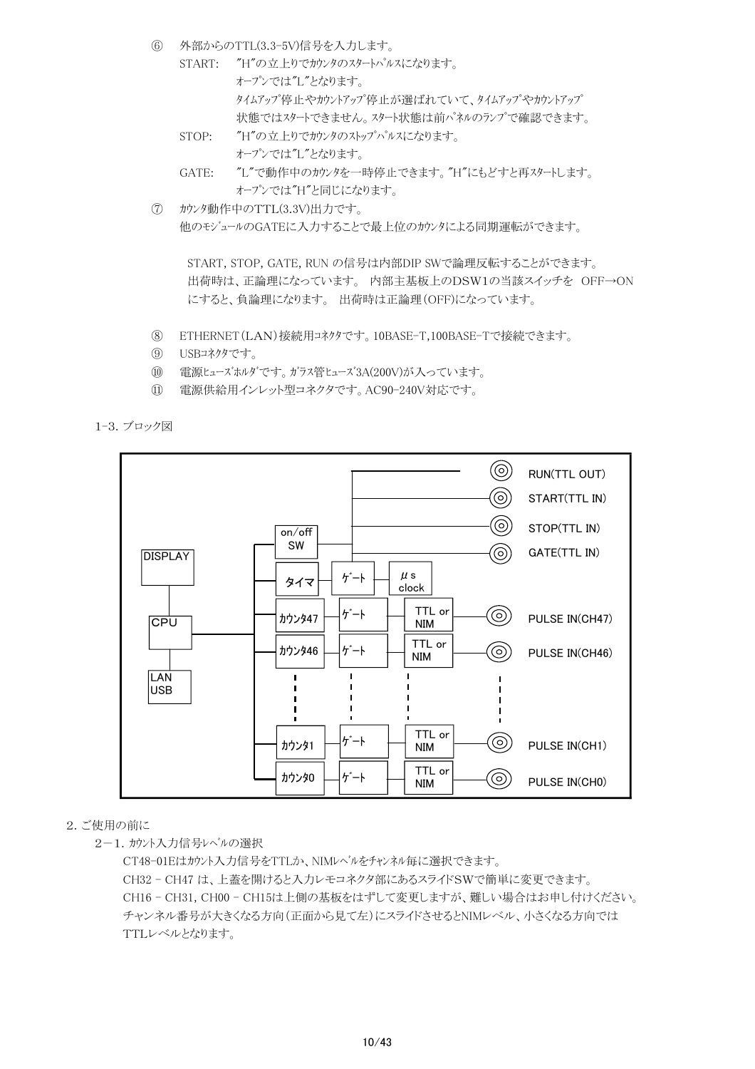⑥　外部からのTTL(3.3-5V)信号を入力します。

START:　"H"の立上りでｶｳﾝﾀのｽﾀｰﾄﾊﾟﾙｽになります。
　　オープンでは"L"となります。
　　ﾀｲﾑｱｯﾌﾟ停止やｶｳﾝﾄｱｯﾌﾟ停止が選ばれていて、ﾀｲﾑｱｯﾌﾟやｶｳﾝﾄｱｯﾌﾟ状態ではｽﾀｰﾄできません。ｽﾀｰﾄ状態は前ﾊﾟﾈﾙのﾗﾝﾌﾟで確認できます。

STOP:　"H"の立上りでｶｳﾝﾀのｽﾄｯﾌﾟﾊﾟﾙｽになります。
　　オープンでは"L"となります。

GATE:　"L"で動作中のｶｳﾝﾀを一時停止できます。"H"にもどすと再ｽﾀｰﾄします。
　　オープンでは"H"と同じになります。

⑦　ｶｳﾝﾀ動作中のTTL(3.3V)出力です。
他のﾓｼﾞｭｰﾙのGATEに入力することで最上位のｶｳﾝﾀによる同期運転ができます。

START, STOP, GATE, RUN の信号は内部DIP SWで論理反転することができます。
出荷時は、正論理になっています。 内部主基板上のDSW1の当該スイッチを　OFF→ON にすると、負論理になります。 出荷時は正論理（OFF)になっています。

⑧　ETHERNET（LAN）接続用ｺﾈｸﾀです。10BASE-T,100BASE-Tで接続できます。

⑨　USBｺﾈｸﾀです。

⑩　電源ﾋｭｰｽﾞﾎﾙﾀﾞです。ｶﾞﾗｽ管ﾋｭｰｽﾞ3A(200V)が入っています。

⑪　電源供給用インレット型コネクタです。AC90-240V対応です。

### 1-3. ブロック図

DISPLAY / CPU / LAN USB

on/off SW

タイマ — ｹﾞｰﾄ — μs clock

ｶｳﾝﾀ47 — ｹﾞｰﾄ — TTL or NIM — PULSE IN(CH47)

ｶｳﾝﾀ46 — ｹﾞｰﾄ — TTL or NIM — PULSE IN(CH46)

ｶｳﾝﾀ1 — ｹﾞｰﾄ — TTL or NIM — PULSE IN(CH1)

ｶｳﾝﾀ0 — ｹﾞｰﾄ — TTL or NIM — PULSE IN(CH0)

RUN(TTL OUT)
START(TTL IN)
STOP(TTL IN)
GATE(TTL IN)

## 2. ご使用の前に

### 2－1. ｶｳﾝﾄ入力信号ﾚﾍﾞﾙの選択

CT48-01Eはｶｳﾝﾄ入力信号をTTLか、NIMﾚﾍﾞﾙをﾁｬﾝﾈﾙ毎に選択できます。
CH32 - CH47 は、上蓋を開けると入力レモコネクタ部にあるスライドSWで簡単に変更できます。
CH16 - CH31, CH00 - CH15は上側の基板をはずして変更しますが、難しい場合はお申し付けください。
チャンネル番号が大きくなる方向（正面から見て左）にスライドさせるとNIMレベル、小さくなる方向では TTLレベルとなります。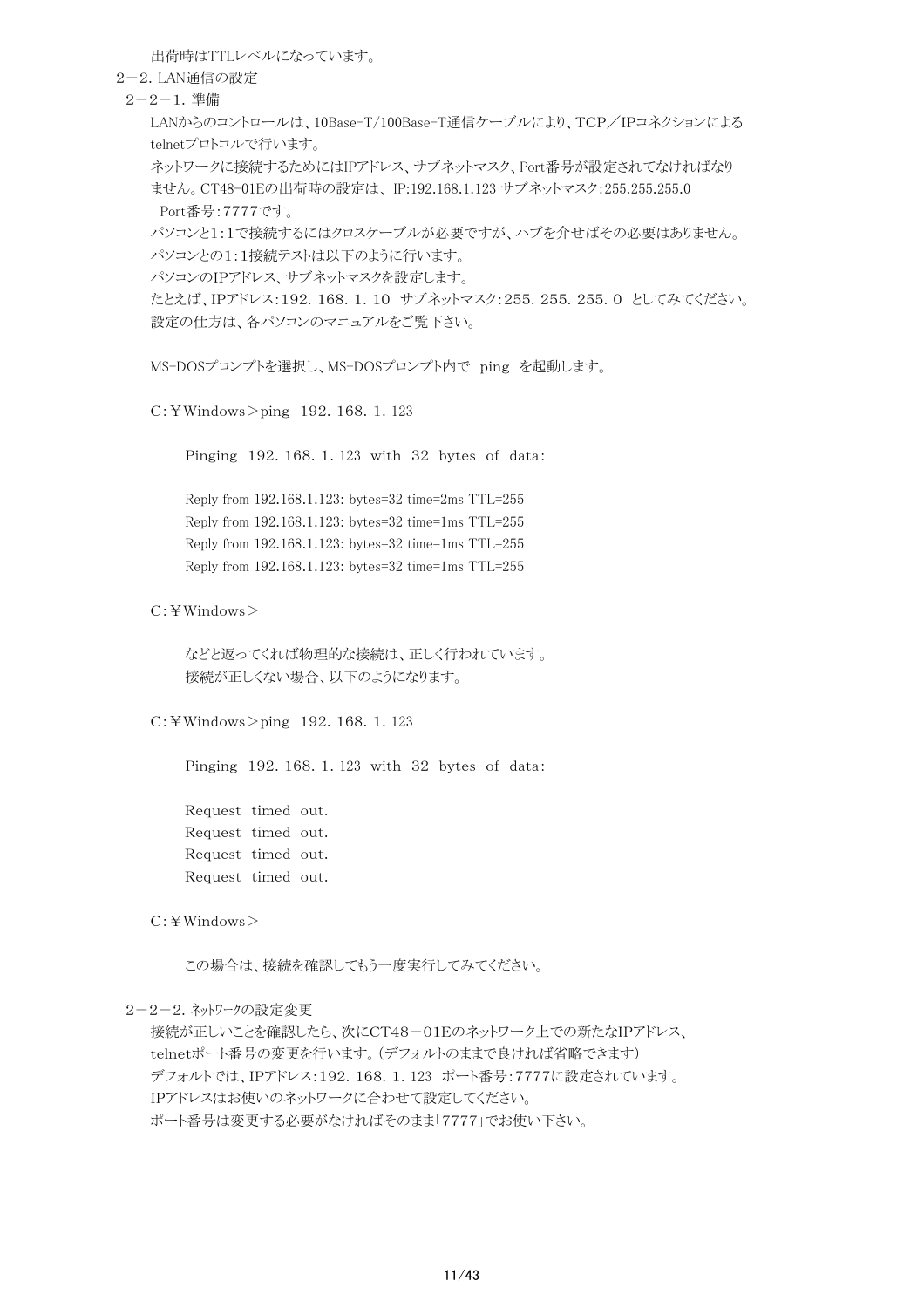出荷時はTTLレベルになっています。

## 2－2. LAN通信の設定

### 2－2－1. 準備

LANからのコントロールは、10Base-T/100Base-T通信ケーブルにより、TCP／IPコネクションによるtelnetプロトコルで行います。
ネットワークに接続するためにはIPアドレス、サブネットマスク、Port番号が設定されてなければなりません。CT48-01Eの出荷時の設定は、IP:192.168.1.123 サブネットマスク:255.255.255.0 Port番号:7777です。
パソコンと1:1で接続するにはクロスケーブルが必要ですが、ハブを介せばその必要はありません。
パソコンとの1:1接続テストは以下のように行います。
パソコンのIPアドレス、サブネットマスクを設定します。
たとえば、IPアドレス:192．168．1．10　サブネットマスク:255．255．255．0　としてみてください。
設定の仕方は、各パソコンのマニュアルをご覧下さい。

MS-DOSプロンプトを選択し、MS-DOSプロンプト内で　ping　を起動します。

```
C:¥Windows>ping  192. 168. 1. 123

    Pinging  192. 168. 1. 123  with  32  bytes  of  data:

    Reply from 192.168.1.123: bytes=32 time=2ms TTL=255
    Reply from 192.168.1.123: bytes=32 time=1ms TTL=255
    Reply from 192.168.1.123: bytes=32 time=1ms TTL=255
    Reply from 192.168.1.123: bytes=32 time=1ms TTL=255

C:¥Windows>
```

などと返ってくれば物理的な接続は、正しく行われています。
接続が正しくない場合、以下のようになります。

```
C:¥Windows>ping  192. 168. 1. 123

    Pinging  192. 168. 1. 123  with  32  bytes  of  data:

    Request  timed  out.
    Request  timed  out.
    Request  timed  out.
    Request  timed  out.

C:¥Windows>
```

この場合は、接続を確認してもう一度実行してみてください。

### 2－2－2. ネットワークの設定変更

接続が正しいことを確認したら、次にCT48－01Eのネットワーク上での新たなIPアドレス、telnetポート番号の変更を行います。(デフォルトのままで良ければ省略できます)
デフォルトでは、IPアドレス:192．168．1．123　ポート番号:7777に設定されています。
IPアドレスはお使いのネットワークに合わせて設定してください。
ポート番号は変更する必要がなければそのまま｢7777｣でお使い下さい。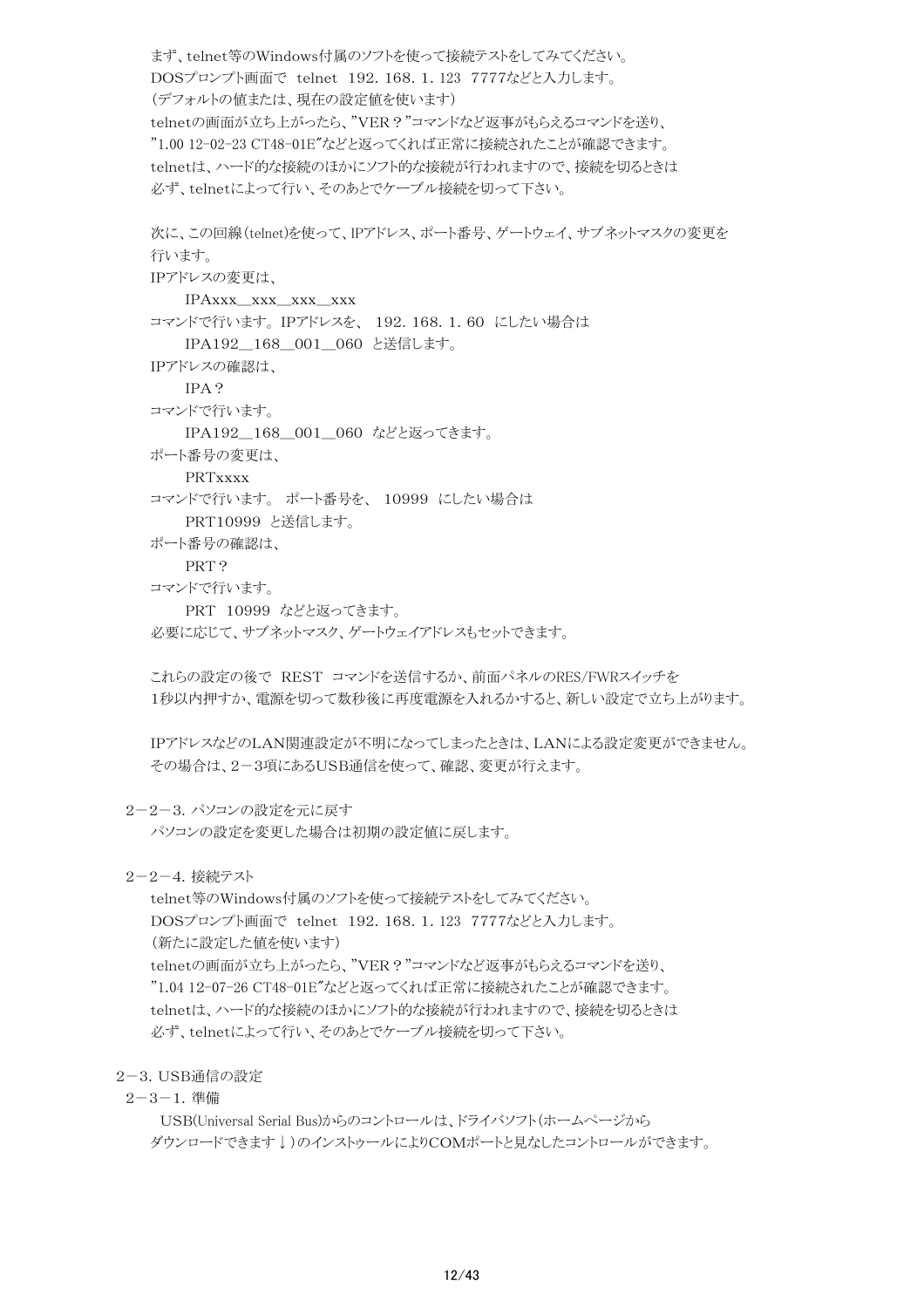まず、telnet等のWindows付属のソフトを使って接続テストをしてみてください。
DOSプロンプト画面で　telnet　192. 168. 1. 123　7777などと入力します。
（デフォルトの値または、現在の設定値を使います）
telnetの画面が立ち上がったら、"VER？"コマンドなど返事がもらえるコマンドを送り、
"1.00 12-02-23 CT48-01E"などと返ってくれば正常に接続されたことが確認できます。
telnetは、ハード的な接続のほかにソフト的な接続が行われますので、接続を切るときは
必ず、telnetによって行い、そのあとでケーブル接続を切って下さい。

次に、この回線（telnet）を使って、IPアドレス、ポート番号、ゲートウェイ、サブネットマスクの変更を
行います。
IPアドレスの変更は、
　　IPAxxx__xxx__xxx__xxx
コマンドで行います。IPアドレスを、　192. 168. 1. 60　にしたい場合は
　　IPA192__168__001__060　と送信します。
IPアドレスの確認は、
　　IPA？
コマンドで行います。
　　IPA192__168__001__060　などと返ってきます。
ポート番号の変更は、
　　PRTxxxx
コマンドで行います。 ポート番号を、 10999 にしたい場合は
　　PRT10999　と送信します。
ポート番号の確認は、
　　PRT？
コマンドで行います。
　　PRT　10999　などと返ってきます。
必要に応じて、サブネットマスク、ゲートウェイアドレスもセットできます。

これらの設定の後で　REST　コマンドを送信するか、前面パネルのRES/FWRスイッチを
1秒以内押すか、電源を切って数秒後に再度電源を入れるかすると、新しい設定で立ち上がります。

IPアドレスなどのLAN関連設定が不明になってしまったときは、LANによる設定変更ができません。
その場合は、2－3項にあるUSB通信を使って、確認、変更が行えます。

### 2－2－3. パソコンの設定を元に戻す

パソコンの設定を変更した場合は初期の設定値に戻します。

### 2－2－4. 接続テスト

telnet等のWindows付属のソフトを使って接続テストをしてみてください。
DOSプロンプト画面で　telnet　192. 168. 1. 123　7777などと入力します。
（新たに設定した値を使います）
telnetの画面が立ち上がったら、"VER？"コマンドなど返事がもらえるコマンドを送り、
"1.04 12-07-26 CT48-01E"などと返ってくれば正常に接続されたことが確認できます。
telnetは、ハード的な接続のほかにソフト的な接続が行われますので、接続を切るときは
必ず、telnetによって行い、そのあとでケーブル接続を切って下さい。

## 2－3. USB通信の設定

### 2－3－1. 準備

USB(Universal Serial Bus)からのコントロールは、ドライバソフト（ホームページから
ダウンロードできます↓）のインストゥールによりCOMポートと見なしたコントロールができます。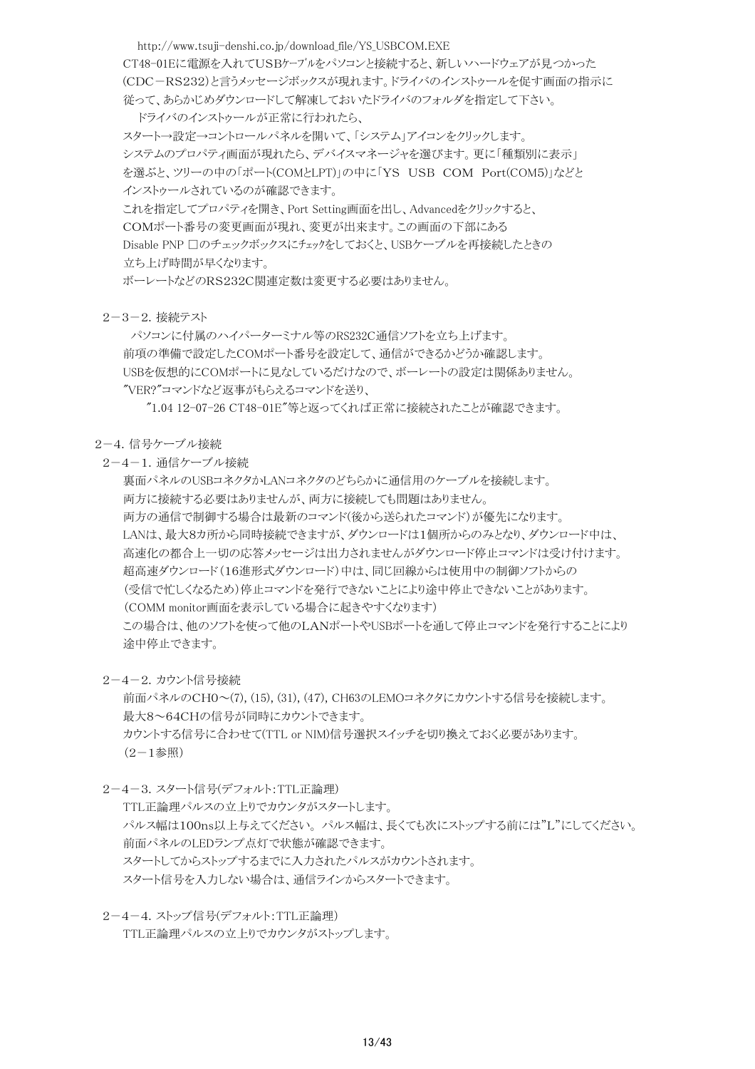http://www.tsuji-denshi.co.jp/download_file/YS_USBCOM.EXE

CT48-01Eに電源を入れてUSBｹｰﾌﾞﾙをパソコンと接続すると、新しいハードウェアが見つかった(CDC－RS232)と言うメッセージボックスが現れます。ドライバのインストゥールを促す画面の指示に従って、あらかじめダウンロードして解凍しておいたドライバのフォルダを指定して下さい。

ドライバのインストゥールが正常に行われたら、スタート→設定→コントロールパネルを開いて、「システム」アイコンをクリックします。システムのプロパティ画面が現れたら、デバイスマネージャを選びます。更に「種類別に表示」を選ぶと、ツリーの中の「ポート(COMとLPT)」の中に「YS USB COM Port(COM5)」などとインストゥールされているのが確認できます。

これを指定してプロパティを開き、Port Setting画面を出し、Advancedをクリックすると、COMポート番号の変更画面が現れ、変更が出来ます。この画面の下部にある Disable PNP □のチェックボックスにチェックをしておくと、USBケーブルを再接続したときの立ち上げ時間が早くなります。

ボーレートなどのRS232C関連定数は変更する必要はありません。

### 2－3－2. 接続テスト

パソコンに付属のハイパーターミナル等のRS232C通信ソフトを立ち上げます。
前項の準備で設定したCOMポート番号を設定して、通信ができるかどうか確認します。
USBを仮想的にCOMポートに見なしているだけなので、ボーレートの設定は関係ありません。
"VER?"コマンドなど返事がもらえるコマンドを送り、
"1.04 12-07-26 CT48-01E"等と返ってくれば正常に接続されたことが確認できます。

## 2－4. 信号ケーブル接続

### 2－4－1. 通信ケーブル接続

裏面パネルのUSBコネクタかLANコネクタのどちらかに通信用のケーブルを接続します。
両方に接続する必要はありませんが、両方に接続しても問題はありません。
両方の通信で制御する場合は最新のコマンド(後から送られたコマンド)が優先になります。
LANは、最大8カ所から同時接続できますが、ダウンロードは1個所からのみとなり、ダウンロード中は、高速化の都合上一切の応答メッセージは出力されませんがダウンロード停止コマンドは受け付けます。
超高速ダウンロード（16進形式ダウンロード）中は、同じ回線からは使用中の制御ソフトからの（受信で忙しくなるため）停止コマンドを発行できないことにより途中停止できないことがあります。
（COMM monitor画面を表示している場合に起きやすくなります）
この場合は、他のソフトを使って他のLANポートやUSBポートを通して停止コマンドを発行することにより途中停止できます。

### 2－4－2. カウント信号接続

前面パネルのCH0～(7), (15), (31), (47), CH63のLEMOコネクタにカウントする信号を接続します。
最大8～64CHの信号が同時にカウントできます。
カウントする信号に合わせて(TTL or NIM)信号選択スイッチを切り換えておく必要があります。
(2－1参照)

### 2－4－3. スタート信号(デフォルト：TTL正論理)

TTL正論理パルスの立上りでカウンタがスタートします。
パルス幅は100ns以上与えてください。 パルス幅は、長くても次にストップする前には"L"にしてください。
前面パネルのLEDランプ点灯で状態が確認できます。
スタートしてからストップするまでに入力されたパルスがカウントされます。
スタート信号を入力しない場合は、通信ラインからスタートできます。

### 2－4－4. ストップ信号(デフォルト：TTL正論理)

TTL正論理パルスの立上りでカウンタがストップします。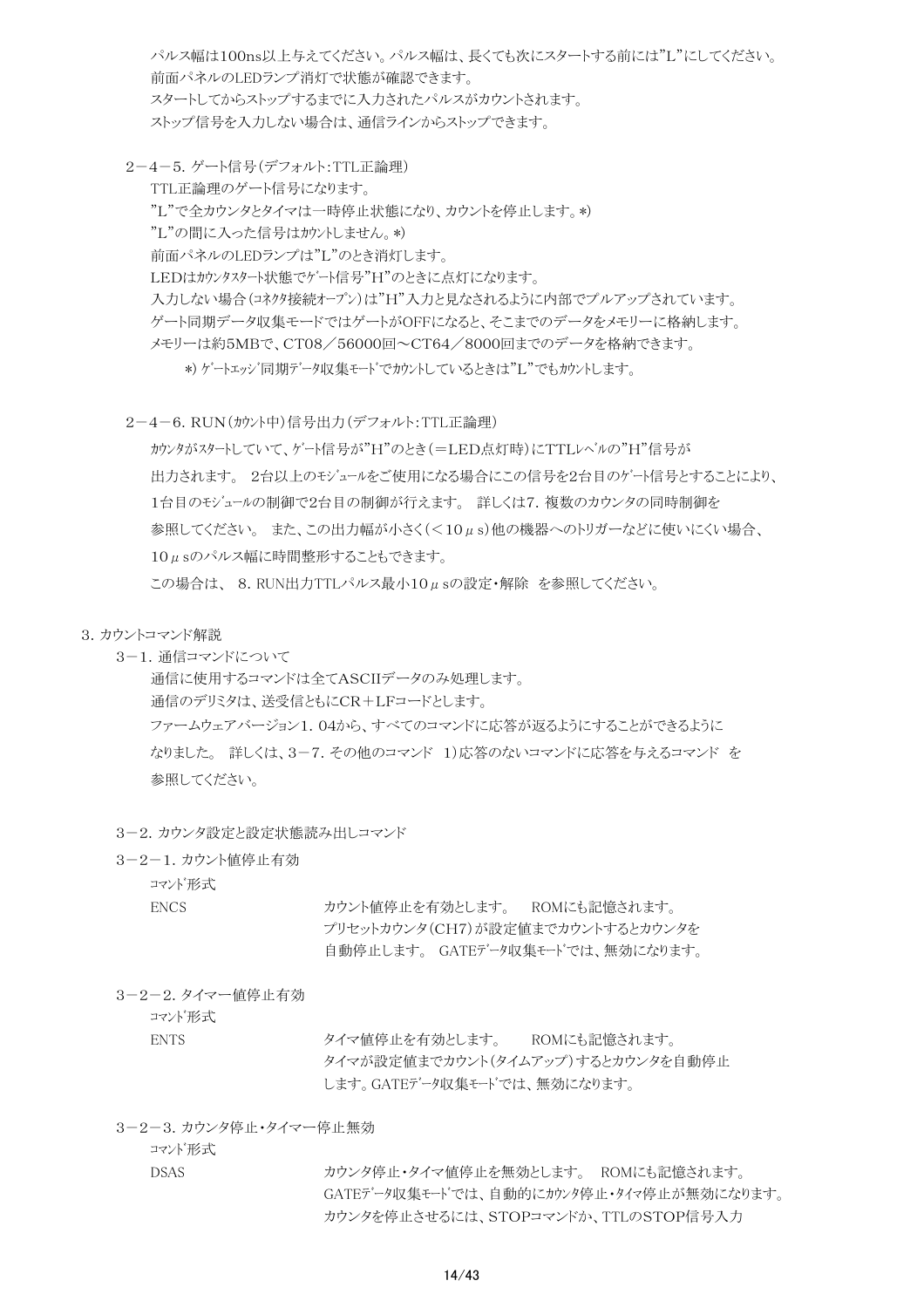パルス幅は100ns以上与えてください。パルス幅は、長くても次にスタートする前には"L"にしてください。
前面パネルのLEDランプ消灯で状態が確認できます。
スタートしてからストップするまでに入力されたパルスがカウントされます。
ストップ信号を入力しない場合は、通信ラインからストップできます。

### 2－4－5. ゲート信号(デフォルト:TTL正論理)

TTL正論理のゲート信号になります。
"L"で全カウンタとタイマは一時停止状態になり、カウントを停止します。*)
"L"の間に入った信号はｶｳﾝﾄしません。*)
前面パネルのLEDランプは"L"のとき消灯します。
LEDはｶｳﾝﾀｽﾀｰﾄ状態でｹﾞｰﾄ信号"H"のときに点灯になります。
入力しない場合(ｺﾈｸﾀ接続ｵｰﾌﾟﾝ)は"H"入力と見なされるように内部でプルアップされています。
ゲート同期データ収集モードではゲートがOFFになると、そこまでのデータをメモリーに格納します。
メモリーは約5MBで、CT08／56000回～CT64／8000回までのデータを格納できます。

*) ｹﾞｰﾄｴｯｼﾞ同期ﾃﾞｰﾀ収集ﾓｰﾄﾞでｶｳﾝﾄしているときは"L"でもｶｳﾝﾄします。

### 2－4－6. RUN(ｶｳﾝﾄ中)信号出力(デフォルト:TTL正論理)

ｶｳﾝﾀがｽﾀｰﾄしていて、ｹﾞｰﾄ信号が"H"のとき(＝LED点灯時)にTTLﾚﾍﾞﾙの"H"信号が出力されます。 2台以上のﾓｼﾞｭｰﾙをご使用になる場合にこの信号を2台目のｹﾞｰﾄ信号とすることにより、1台目のﾓｼﾞｭｰﾙの制御で2台目の制御が行えます。 詳しくは7. 複数のカウンタの同時制御を参照してください。 また、この出力幅が小さく(＜10μs)他の機器へのトリガーなどに使いにくい場合、10μsのパルス幅に時間整形することもできます。
この場合は、 8. RUN出力TTLパルス最小10μsの設定・解除 を参照してください。

## 3. カウントコマンド解説

### 3－1. 通信コマンドについて

通信に使用するコマンドは全てASCIIデータのみ処理します。
通信のデリミタは、送受信ともにCR＋LFコードとします。
ファームウェアバージョン1. 04から、すべてのコマンドに応答が返るようにすることができるようになりました。 詳しくは、3－7. その他のコマンド 1)応答のないコマンドに応答を与えるコマンド を参照してください。

### 3－2. カウンタ設定と設定状態読み出しコマンド

#### 3－2－1. カウント値停止有効

ｺﾏﾝﾄﾞ形式

| | |
|---|---|
| ENCS | カウント値停止を有効とします。 ROMにも記憶されます。<br>プリセットカウンタ(CH7)が設定値までカウントするとカウンタを自動停止します。 GATEﾃﾞｰﾀ収集ﾓｰﾄﾞでは、無効になります。 |

#### 3－2－2. タイマー値停止有効

ｺﾏﾝﾄﾞ形式

| | |
|---|---|
| ENTS | タイマ値停止を有効とします。 ROMにも記憶されます。<br>タイマが設定値までカウント(タイムアップ)するとカウンタを自動停止します。GATEﾃﾞｰﾀ収集ﾓｰﾄﾞでは、無効になります。 |

#### 3－2－3. カウンタ停止・タイマー停止無効

ｺﾏﾝﾄﾞ形式

| | |
|---|---|
| DSAS | カウンタ停止・タイマ値停止を無効とします。 ROMにも記憶されます。<br>GATEﾃﾞｰﾀ収集ﾓｰﾄﾞでは、自動的にｶｳﾝﾀ停止・ﾀｲﾏ停止が無効になります。<br>カウンタを停止させるには、STOPコマンドか、TTLのSTOP信号入力 |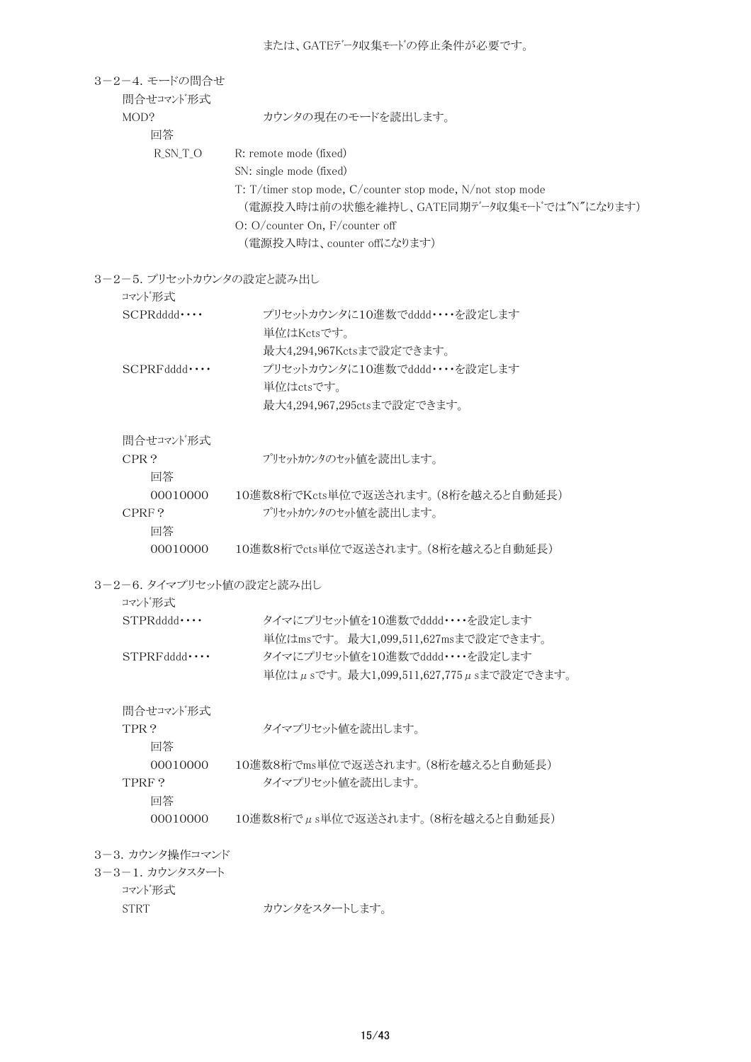または、GATEﾃﾞｰﾀ収集ﾓｰﾄﾞの停止条件が必要です。

### 3－2－4. モードの問合せ

問合せｺﾏﾝﾄﾞ形式

MOD?　　カウンタの現在のモードを読出します。

回答

R_SN_T_O　　R: remote mode (fixed)
SN: single mode (fixed)
T: T/timer stop mode, C/counter stop mode, N/not stop mode
（電源投入時は前の状態を維持し、GATE同期ﾃﾞｰﾀ収集ﾓｰﾄﾞでは"N"になります）
O: O/counter On, F/counter off
（電源投入時は、counter offになります）

### 3－2－5. プリセットカウンタの設定と読み出し

ｺﾏﾝﾄﾞ形式

SCPRdddd・・・・　　プリセットカウンタに10進数でdddd・・・・を設定します
単位はKctsです。
最大4,294,967Kctsまで設定できます。

SCPRFdddd・・・・　　プリセットカウンタに10進数でdddd・・・・を設定します
単位はctsです。
最大4,294,967,295ctsまで設定できます。

問合せｺﾏﾝﾄﾞ形式

CPR？　　ﾌﾟﾘｾｯﾄｶｳﾝﾀのｾｯﾄ値を読出します。

回答

00010000　　10進数8桁でKcts単位で返送されます。（8桁を越えると自動延長）

CPRF？　　ﾌﾟﾘｾｯﾄｶｳﾝﾀのｾｯﾄ値を読出します。

回答

00010000　　10進数8桁でcts単位で返送されます。（8桁を越えると自動延長）

### 3－2－6. タイマプリセット値の設定と読み出し

ｺﾏﾝﾄﾞ形式

STPRdddd・・・・　　タイマにプリセット値を10進数でdddd・・・・を設定します
単位はmsです。 最大1,099,511,627msまで設定できます。

STPRFdddd・・・・　　タイマにプリセット値を10進数でdddd・・・・を設定します
単位はμsです。最大1,099,511,627,775μsまで設定できます。

問合せｺﾏﾝﾄﾞ形式

TPR？　　タイマプリセット値を読出します。

回答

00010000　　10進数8桁でms単位で返送されます。（8桁を越えると自動延長）

TPRF？　　タイマプリセット値を読出します。

回答

00010000　　10進数8桁でμs単位で返送されます。（8桁を越えると自動延長）

## 3－3. カウンタ操作コマンド

### 3－3－1. カウンタスタート

ｺﾏﾝﾄﾞ形式

STRT　　カウンタをスタートします。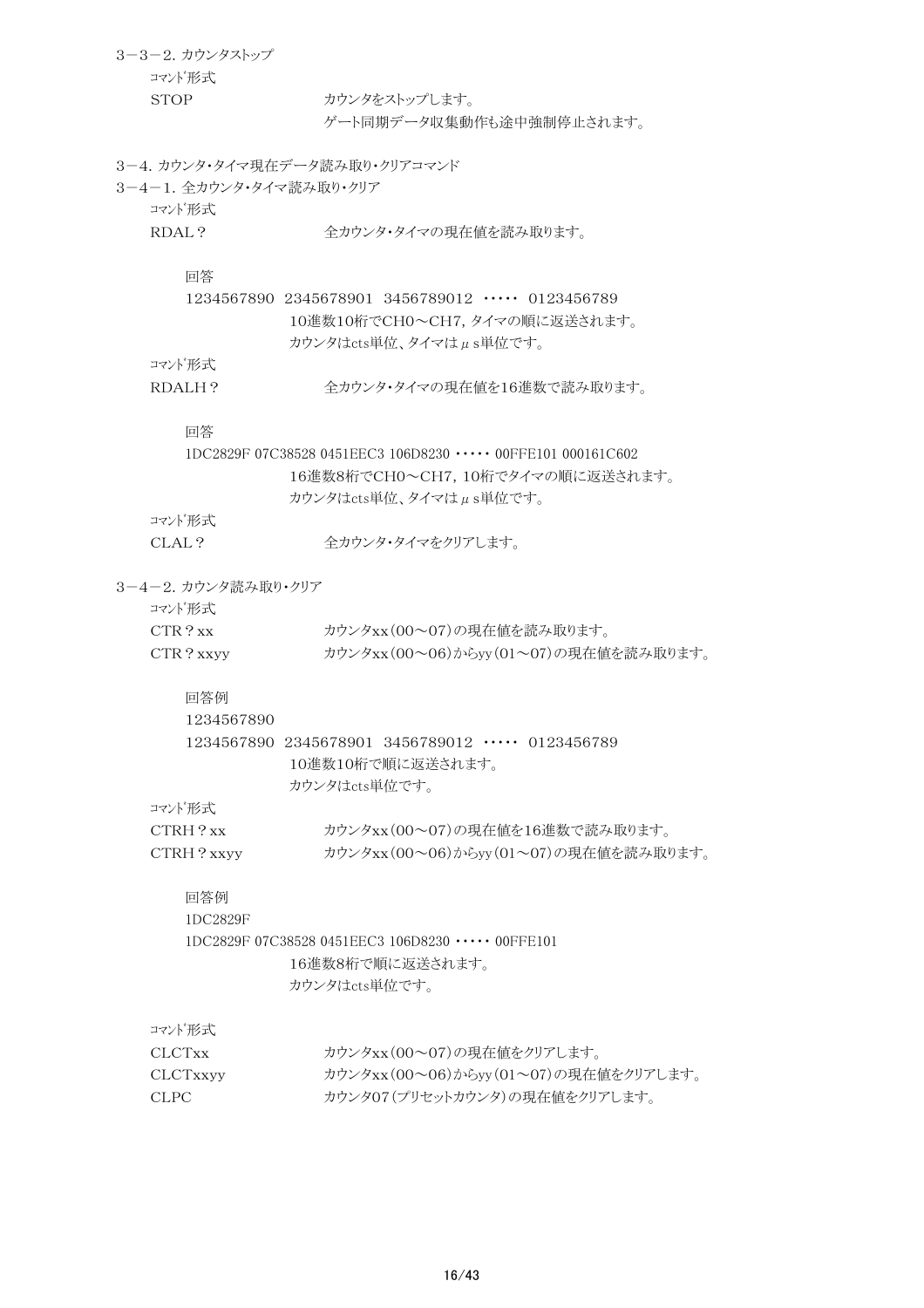## 3－3－2. カウンタストップ

ｺﾏﾝﾄﾞ形式

STOP　　　　　　カウンタをストップします。
　　　　　　　　ゲート同期データ収集動作も途中強制停止されます。

## 3－4. カウンタ・タイマ現在データ読み取り・クリアコマンド

### 3－4－1. 全カウンタ・タイマ読み取り・クリア

ｺﾏﾝﾄﾞ形式

RDAL？　　　　　全カウンタ・タイマの現在値を読み取ります。

回答

1234567890　2345678901　3456789012　・・・・・　0123456789

10進数10桁でCH0～CH7，タイマの順に返送されます。
カウンタはcts単位、タイマはμs単位です。

ｺﾏﾝﾄﾞ形式

RDALH？　　　　全カウンタ・タイマの現在値を16進数で読み取ります。

回答

1DC2829F 07C38528 0451EEC3 106D8230 ・・・・・ 00FFE101 000161C602

16進数8桁でCH0～CH7，10桁でタイマの順に返送されます。
カウンタはcts単位、タイマはμs単位です。

ｺﾏﾝﾄﾞ形式

CLAL？　　　　　全カウンタ・タイマをクリアします。

### 3－4－2. カウンタ読み取り・クリア

ｺﾏﾝﾄﾞ形式

CTR？xx　　　　カウンタxx（00～07）の現在値を読み取ります。
CTR？xxyy　　　カウンタxx（00～06）からyy（01～07）の現在値を読み取ります。

回答例

1234567890
1234567890　2345678901　3456789012　・・・・・　0123456789

10進数10桁で順に返送されます。
カウンタはcts単位です。

ｺﾏﾝﾄﾞ形式

CTRH？xx　　　　カウンタxx（00～07）の現在値を16進数で読み取ります。
CTRH？xxyy　　　カウンタxx（00～06）からyy（01～07）の現在値を読み取ります。

回答例

1DC2829F
1DC2829F 07C38528 0451EEC3 106D8230 ・・・・・ 00FFE101

16進数8桁で順に返送されます。
カウンタはcts単位です。

ｺﾏﾝﾄﾞ形式

CLCTxx　　　　　カウンタxx（00～07）の現在値をクリアします。
CLCTxxyy　　　　カウンタxx（00～06）からyy（01～07）の現在値をクリアします。
CLPC　　　　　　カウンタ07（プリセットカウンタ）の現在値をクリアします。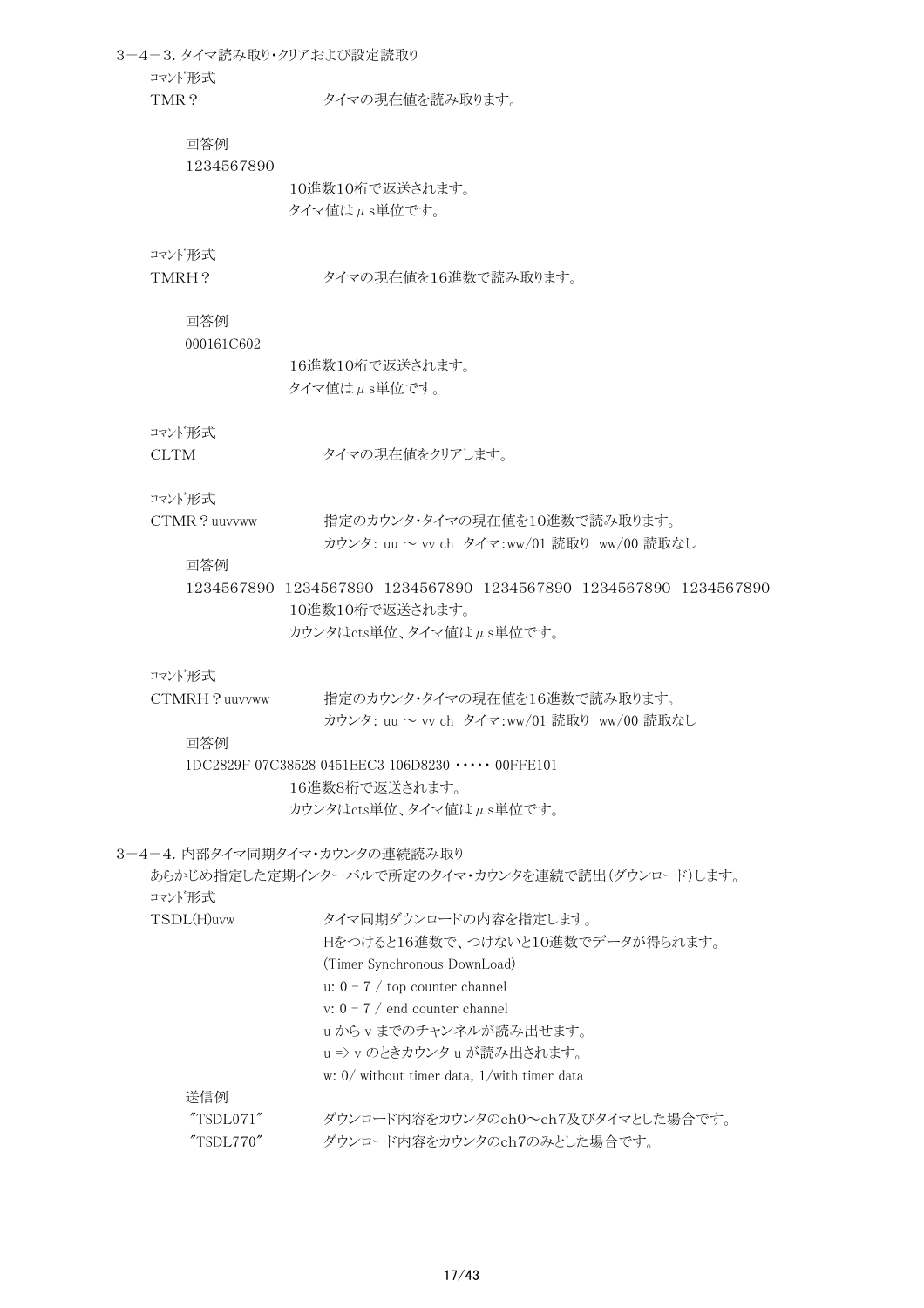### 3－4－3. タイマ読み取り・クリアおよび設定読取り

ｺﾏﾝﾄﾞ形式

TMR？　　　　　　タイマの現在値を読み取ります。

回答例

1234567890

10進数10桁で返送されます。
タイマ値はμs単位です。

ｺﾏﾝﾄﾞ形式

TMRH？　　　　　　タイマの現在値を16進数で読み取ります。

回答例

000161C602

16進数10桁で返送されます。
タイマ値はμs単位です。

ｺﾏﾝﾄﾞ形式

CLTM　　　　　　タイマの現在値をクリアします。

ｺﾏﾝﾄﾞ形式

CTMR？uuvvww　　　　指定のカウンタ・タイマの現在値を10進数で読み取ります。
カウンタ: uu ～ vv ch　タイマ:ww/01 読取り　ww/00 読取なし

回答例

1234567890　1234567890　1234567890　1234567890　1234567890　1234567890

10進数10桁で返送されます。
カウンタはcts単位、タイマ値はμs単位です。

ｺﾏﾝﾄﾞ形式

CTMRH？uuvvww　　　　指定のカウンタ・タイマの現在値を16進数で読み取ります。
カウンタ: uu ～ vv ch　タイマ:ww/01 読取り　ww/00 読取なし

回答例

1DC2829F 07C38528 0451EEC3 106D8230 ・・・・・ 00FFE101

16進数8桁で返送されます。
カウンタはcts単位、タイマ値はμs単位です。

### 3－4－4. 内部タイマ同期タイマ・カウンタの連続読み取り

あらかじめ指定した定期インターバルで所定のタイマ・カウンタを連続で読出(ダウンロード)します。

ｺﾏﾝﾄﾞ形式

TSDL(H)uvw　　　　タイマ同期ダウンロードの内容を指定します。
Hをつけると16進数で、つけないと10進数でデータが得られます。
(Timer Synchronous DownLoad)
u: 0 - 7 / top counter channel
v: 0 - 7 / end counter channel
u から v までのチャンネルが読み出せます。
u => v のときカウンタ u が読み出されます。
w: 0/ without timer data, 1/with timer data

送信例

"TSDL071"　　　　ダウンロード内容をカウンタのch0～ch7及びタイマとした場合です。

"TSDL770"　　　　ダウンロード内容をカウンタのch7のみとした場合です。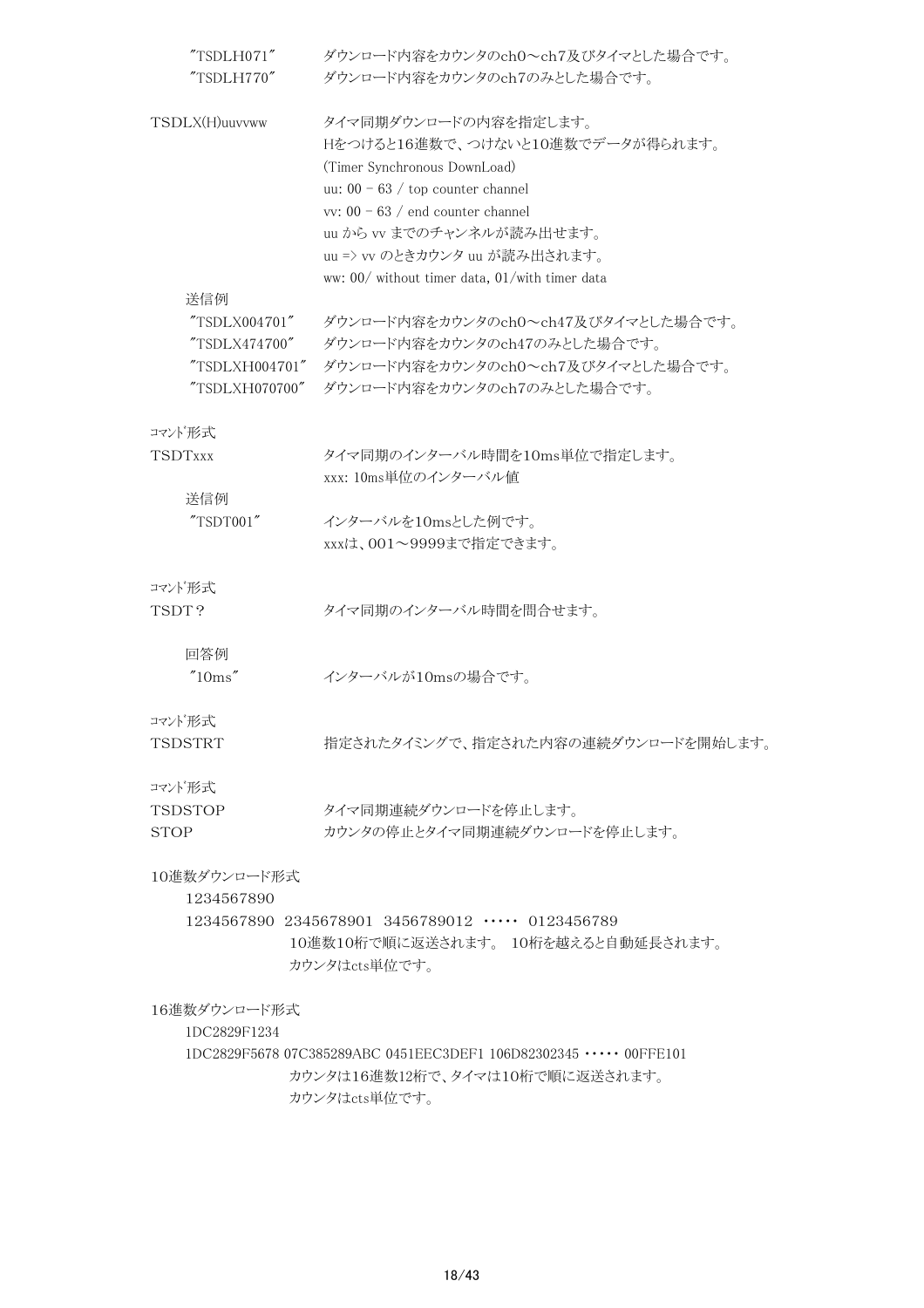"TSDLH071"　　ダウンロード内容をカウンタのch0～ch7及びタイマとした場合です。
"TSDLH770"　　ダウンロード内容をカウンタのch7のみとした場合です。

TSDLX(H)uuvvww　　タイマ同期ダウンロードの内容を指定します。
Hをつけると16進数で、つけないと10進数でデータが得られます。
(Timer Synchronous DownLoad)
uu: 00 – 63 / top counter channel
vv: 00 – 63 / end counter channel
uu から vv までのチャンネルが読み出せます。
uu => vv のときカウンタ uu が読み出されます。
ww: 00/ without timer data, 01/with timer data

送信例

"TSDLX004701"　　ダウンロード内容をカウンタのch0～ch47及びタイマとした場合です。
"TSDLX474700"　　ダウンロード内容をカウンタのch47のみとした場合です。
"TSDLXH004701"　ダウンロード内容をカウンタのch0～ch7及びタイマとした場合です。
"TSDLXH070700"　ダウンロード内容をカウンタのch7のみとした場合です。

ｺﾏﾝﾄﾞ形式

TSDTxxx　　タイマ同期のインターバル時間を10ms単位で指定します。
xxx: 10ms単位のインターバル値

送信例

"TSDT001"　　インターバルを10msとした例です。
xxxは、001～9999まで指定できます。

ｺﾏﾝﾄﾞ形式

TSDT？　　タイマ同期のインターバル時間を問合せます。

回答例

"10ms"　　インターバルが10msの場合です。

ｺﾏﾝﾄﾞ形式

TSDSTRT　　指定されたタイミングで、指定された内容の連続ダウンロードを開始します。

ｺﾏﾝﾄﾞ形式

TSDSTOP　　タイマ同期連続ダウンロードを停止します。
STOP　　カウンタの停止とタイマ同期連続ダウンロードを停止します。

10進数ダウンロード形式

1234567890
1234567890 2345678901 3456789012 ･････ 0123456789
10進数10桁で順に返送されます。 10桁を越えると自動延長されます。
カウンタはcts単位です。

16進数ダウンロード形式

1DC2829F1234
1DC2829F5678 07C385289ABC 0451EEC3DEF1 106D82302345 ･････ 00FFE101
カウンタは16進数12桁で、タイマは10桁で順に返送されます。
カウンタはcts単位です。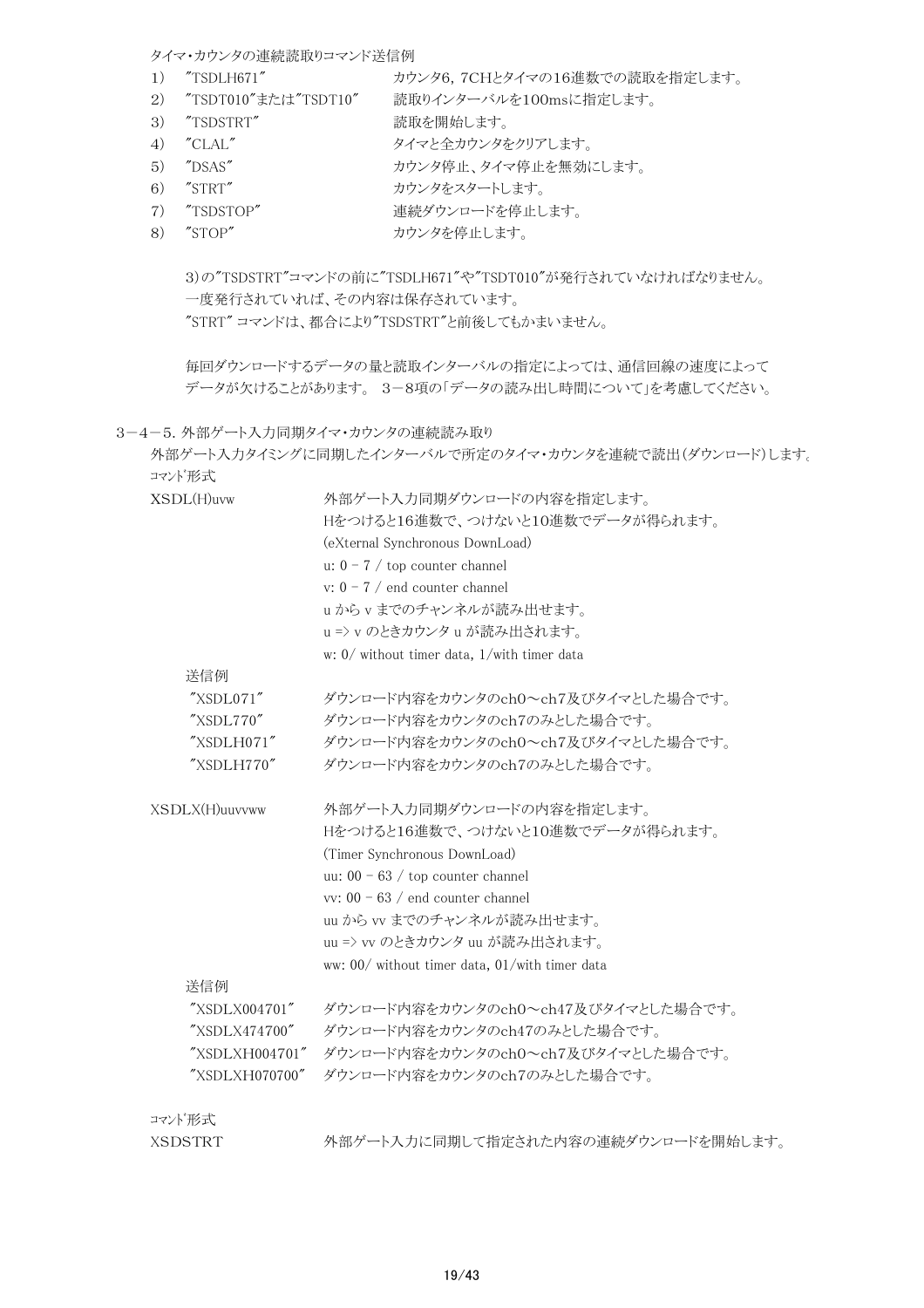タイマ・カウンタの連続読取りコマンド送信例

| | | |
|---|---|---|
| 1) | "TSDLH671" | カウンタ6, 7CHとタイマの16進数での読取を指定します。 |
| 2) | "TSDT010"または"TSDT10" | 読取りインターバルを100msに指定します。 |
| 3) | "TSDSTRT" | 読取を開始します。 |
| 4) | "CLAL" | タイマと全カウンタをクリアします。 |
| 5) | "DSAS" | カウンタ停止、タイマ停止を無効にします。 |
| 6) | "STRT" | カウンタをスタートします。 |
| 7) | "TSDSTOP" | 連続ダウンロードを停止します。 |
| 8) | "STOP" | カウンタを停止します。 |

3)の"TSDSTRT"コマンドの前に"TSDLH671"や"TSDT010"が発行されていなければなりません。
一度発行されていれば、その内容は保存されています。
"STRT" コマンドは、都合により"TSDSTRT"と前後してもかまいません。

毎回ダウンロードするデータの量と読取インターバルの指定によっては、通信回線の速度によって
データが欠けることがあります。 3－8項の「データの読み出し時間について」を考慮してください。

### 3－4－5. 外部ゲート入力同期タイマ・カウンタの連続読み取り

外部ゲート入力タイミングに同期したインターバルで所定のタイマ・カウンタを連続で読出(ダウンロード)します。

ｺﾏﾝﾄﾞ形式

XSDL(H)uvw　　外部ゲート入力同期ダウンロードの内容を指定します。
Hをつけると16進数で、つけないと10進数でデータが得られます。
(eXternal Synchronous DownLoad)
u: 0 - 7 / top counter channel
v: 0 - 7 / end counter channel
u から v までのチャンネルが読み出せます。
u => v のときカウンタ u が読み出されます。
w: 0/ without timer data, 1/with timer data

送信例

| | |
|---|---|
| "XSDL071" | ダウンロード内容をカウンタのch0～ch7及びタイマとした場合です。 |
| "XSDL770" | ダウンロード内容をカウンタのch7のみとした場合です。 |
| "XSDLH071" | ダウンロード内容をカウンタのch0～ch7及びタイマとした場合です。 |
| "XSDLH770" | ダウンロード内容をカウンタのch7のみとした場合です。 |

XSDLX(H)uuvvww　　外部ゲート入力同期ダウンロードの内容を指定します。
Hをつけると16進数で、つけないと10進数でデータが得られます。
(Timer Synchronous DownLoad)
uu: 00 - 63 / top counter channel
vv: 00 - 63 / end counter channel
uu から vv までのチャンネルが読み出せます。
uu => vv のときカウンタ uu が読み出されます。
ww: 00/ without timer data, 01/with timer data

送信例

| | |
|---|---|
| "XSDLX004701" | ダウンロード内容をカウンタのch0～ch47及びタイマとした場合です。 |
| "XSDLX474700" | ダウンロード内容をカウンタのch47のみとした場合です。 |
| "XSDLXH004701" | ダウンロード内容をカウンタのch0～ch7及びタイマとした場合です。 |
| "XSDLXH070700" | ダウンロード内容をカウンタのch7のみとした場合です。 |

ｺﾏﾝﾄﾞ形式

XSDSTRT　　外部ゲート入力に同期して指定された内容の連続ダウンロードを開始します。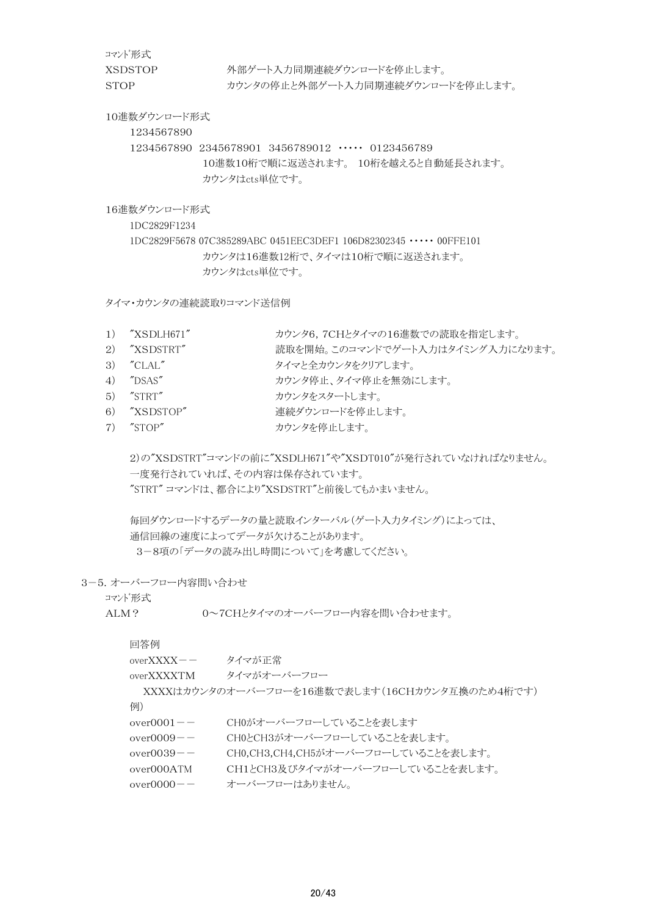ｺﾏﾝﾄﾞ形式

| | |
|---|---|
| XSDSTOP | 外部ゲート入力同期連続ダウンロードを停止します。 |
| STOP | カウンタの停止と外部ゲート入力同期連続ダウンロードを停止します。 |

10進数ダウンロード形式

1234567890

1234567890　2345678901　3456789012　・・・・・　0123456789

10進数10桁で順に返送されます。 10桁を越えると自動延長されます。
カウンタはcts単位です。

16進数ダウンロード形式

1DC2829F1234

1DC2829F5678 07C385289ABC 0451EEC3DEF1 106D82302345 ・・・・・ 00FFE101

カウンタは16進数12桁で、タイマは10桁で順に返送されます。
カウンタはcts単位です。

タイマ・カウンタの連続読取りコマンド送信例

1)　"XSDLH671"　カウンタ6, 7CHとタイマの16進数での読取を指定します。
2)　"XSDSTRT"　読取を開始。このコマンドでゲート入力はタイミング入力になります。
3)　"CLAL"　タイマと全カウンタをクリアします。
4)　"DSAS"　カウンタ停止、タイマ停止を無効にします。
5)　"STRT"　カウンタをスタートします。
6)　"XSDSTOP"　連続ダウンロードを停止します。
7)　"STOP"　カウンタを停止します。

2)の"XSDSTRT"コマンドの前に"XSDLH671"や"XSDT010"が発行されていなければなりません。
一度発行されていれば、その内容は保存されています。
"STRT" コマンドは、都合により"XSDSTRT"と前後してもかまいません。

毎回ダウンロードするデータの量と読取インターバル(ゲート入力タイミング)によっては、
通信回線の速度によってデータが欠けることがあります。
3－8項の「データの読み出し時間について」を考慮してください。

## 3－5. オーバーフロー内容問い合わせ

ｺﾏﾝﾄﾞ形式

ALM？　　0～7CHとタイマのオーバーフロー内容を問い合わせます。

回答例

| | |
|---|---|
| overXXXX－－ | タイマが正常 |
| overXXXXTM | タイマがオーバーフロー |

XXXXはカウンタのオーバーフローを16進数で表します(16CHカウンタ互換のため4桁です)

例)

| | |
|---|---|
| over0001－－ | CH0がオーバーフローしていることを表します |
| over0009－－ | CH0とCH3がオーバーフローしていることを表します。 |
| over0039－－ | CH0,CH3,CH4,CH5がオーバーフローしていることを表します。 |
| over000ATM | CH1とCH3及びタイマがオーバーフローしていることを表します。 |
| over0000－－ | オーバーフローはありません。 |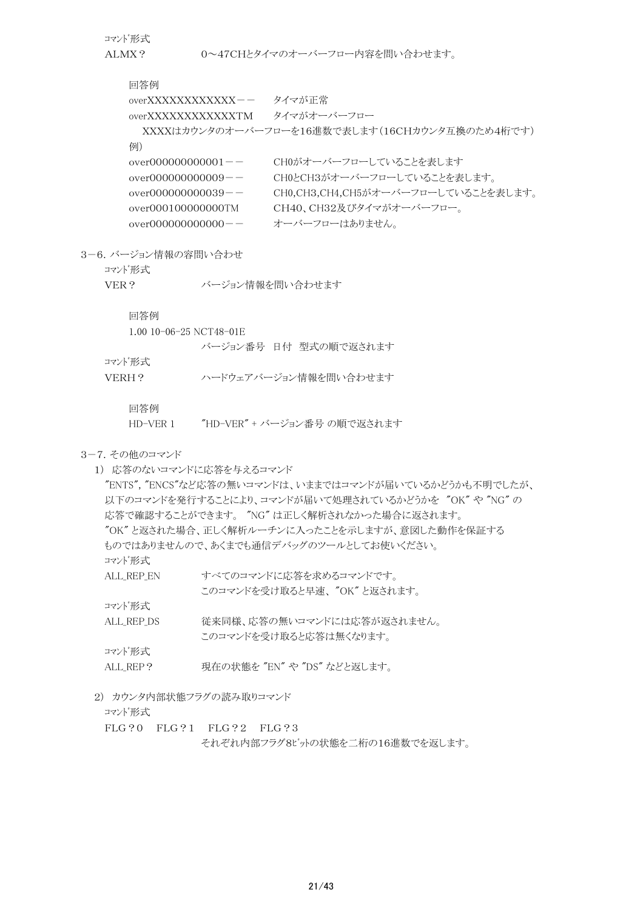ｺﾏﾝﾄﾞ形式

ALMX？　　　　　0～47CHとタイマのオーバーフロー内容を問い合わせます。

回答例

overXXXXXXXXXXXX－－　　タイマが正常

overXXXXXXXXXXXXTM　　タイマがオーバーフロー

XXXXはカウンタのオーバーフローを16進数で表します（16CHカウンタ互換のため4桁です）

例）

over000000000001－－　　CH0がオーバーフローしていることを表します

over000000000009－－　　CH0とCH3がオーバーフローしていることを表します。

over000000000039－－　　CH0,CH3,CH4,CH5がオーバーフローしていることを表します。

over000100000000TM　　CH40、CH32及びタイマがオーバーフロー。

over000000000000－－　　オーバーフローはありません。

## 3－6. バージョン情報の容問い合わせ

ｺﾏﾝﾄﾞ形式

VER？　　　　　バージョン情報を問い合わせます

回答例

1.00 10-06-25 NCT48-01E

バージョン番号　日付　型式の順で返されます

ｺﾏﾝﾄﾞ形式

VERH？　　　　　ハードウェアバージョン情報を問い合わせます

回答例

HD-VER 1　　　"HD-VER" + バージョン番号 の順で返されます

## 3－7. その他のコマンド

1） 応答のないコマンドに応答を与えるコマンド

"ENTS", "ENCS"など応答の無いコマンドは、いままではコマンドが届いているかどうかも不明でしたが、以下のコマンドを発行することにより、コマンドが届いて処理されているかどうかを "OK" や "NG" の応答で確認することができます。 "NG" は正しく解析されなかった場合に返されます。
"OK" と返された場合、正しく解析ルーチンに入ったことを示しますが、意図した動作を保証するものではありませんので、あくまでも通信デバッグのツールとしてお使いください。

ｺﾏﾝﾄﾞ形式

ALL_REP_EN　　　すべてのコマンドに応答を求めるコマンドです。
　　　　　　　　このコマンドを受け取ると早速、"OK" と返されます。

ｺﾏﾝﾄﾞ形式

ALL_REP_DS　　　従来同様、応答の無いコマンドには応答が返されません。
　　　　　　　　このコマンドを受け取ると応答は無くなります。

ｺﾏﾝﾄﾞ形式

ALL_REP？　　　　現在の状態を "EN" や "DS" などと返します。

2） カウンタ内部状態フラグの読み取りコマンド

ｺﾏﾝﾄﾞ形式

FLG？0　FLG？1　FLG？2　FLG？3

それぞれ内部フラグ8ﾋﾞｯﾄの状態を二桁の16進数でを返します。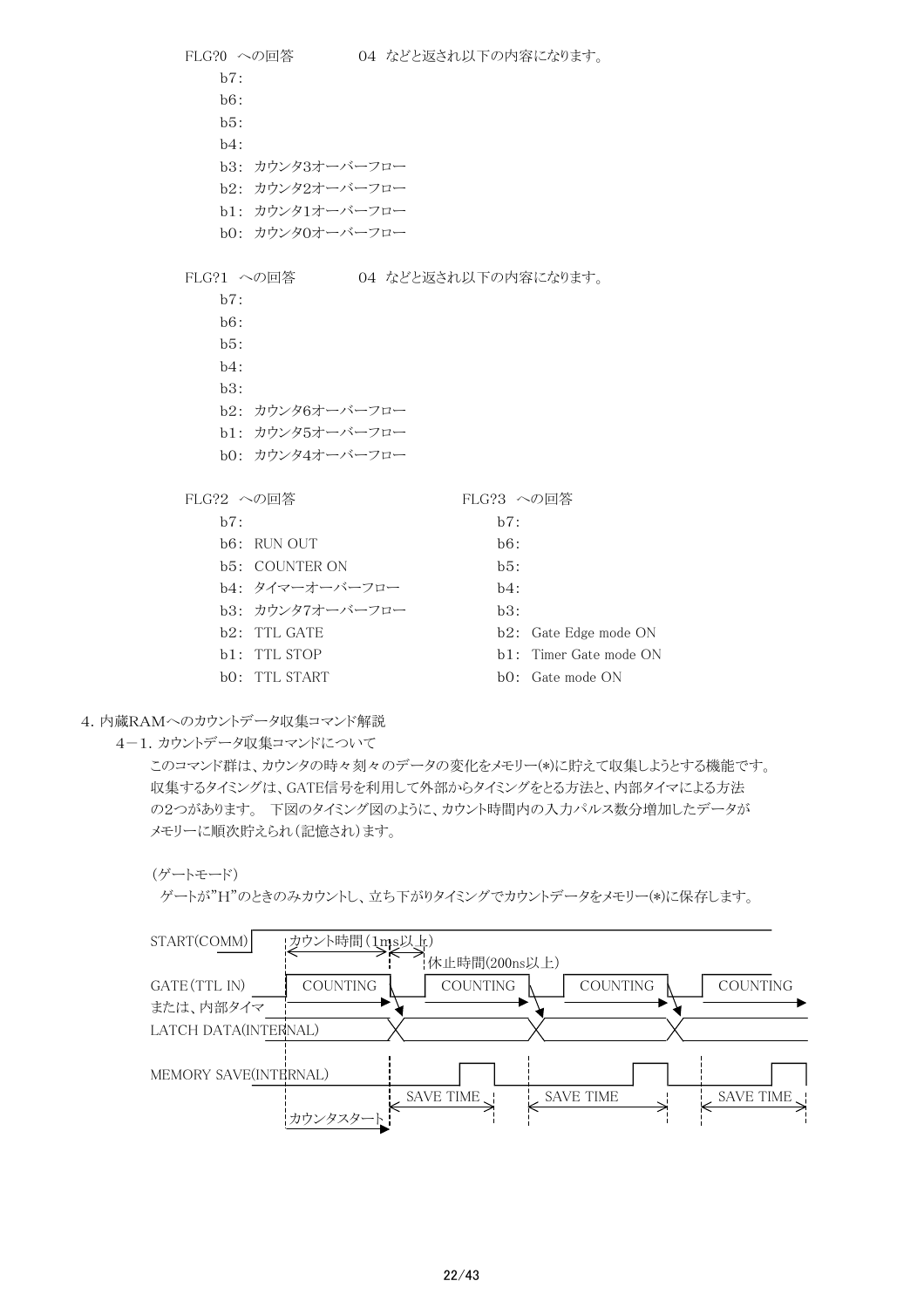FLG?0　への回答　　　　04　などと返され以下の内容になります。

b7:
b6:
b5:
b4:
b3:　カウンタ3オーバーフロー
b2:　カウンタ2オーバーフロー
b1:　カウンタ1オーバーフロー
b0:　カウンタ0オーバーフロー

FLG?1　への回答　　　　04　などと返され以下の内容になります。

b7:
b6:
b5:
b4:
b3:
b2:　カウンタ6オーバーフロー
b1:　カウンタ5オーバーフロー
b0:　カウンタ4オーバーフロー

FLG?2　への回答

b7:
b6:　RUN OUT
b5:　COUNTER ON
b4:　タイマーオーバーフロー
b3:　カウンタ7オーバーフロー
b2:　TTL GATE
b1:　TTL STOP
b0:　TTL START

FLG?3　への回答

b7:
b6:
b5:
b4:
b3:
b2:　Gate Edge mode ON
b1:　Timer Gate mode ON
b0:　Gate mode ON

## 4. 内蔵RAMへのカウントデータ収集コマンド解説

### 4－1. カウントデータ収集コマンドについて

このコマンド群は、カウンタの時々刻々のデータの変化をメモリー(*)に貯えて収集しようとする機能です。収集するタイミングは、GATE信号を利用して外部からタイミングをとる方法と、内部タイマによる方法の2つがあります。 下図のタイミング図のように、カウント時間内の入力パルス数分増加したデータがメモリーに順次貯えられ（記憶され）ます。

（ゲートモード）

ゲートが"H"のときのみカウントし、立ち下がりタイミングでカウントデータをメモリー(*)に保存します。

START(COMM)　カウント時間（1ms以上）　休止時間(200ns以上)
GATE(TTL IN) または、内部タイマ　COUNTING　COUNTING　COUNTING　COUNTING
LATCH DATA(INTERNAL)
MEMORY SAVE(INTERNAL)　SAVE TIME　SAVE TIME　SAVE TIME
カウンタスタート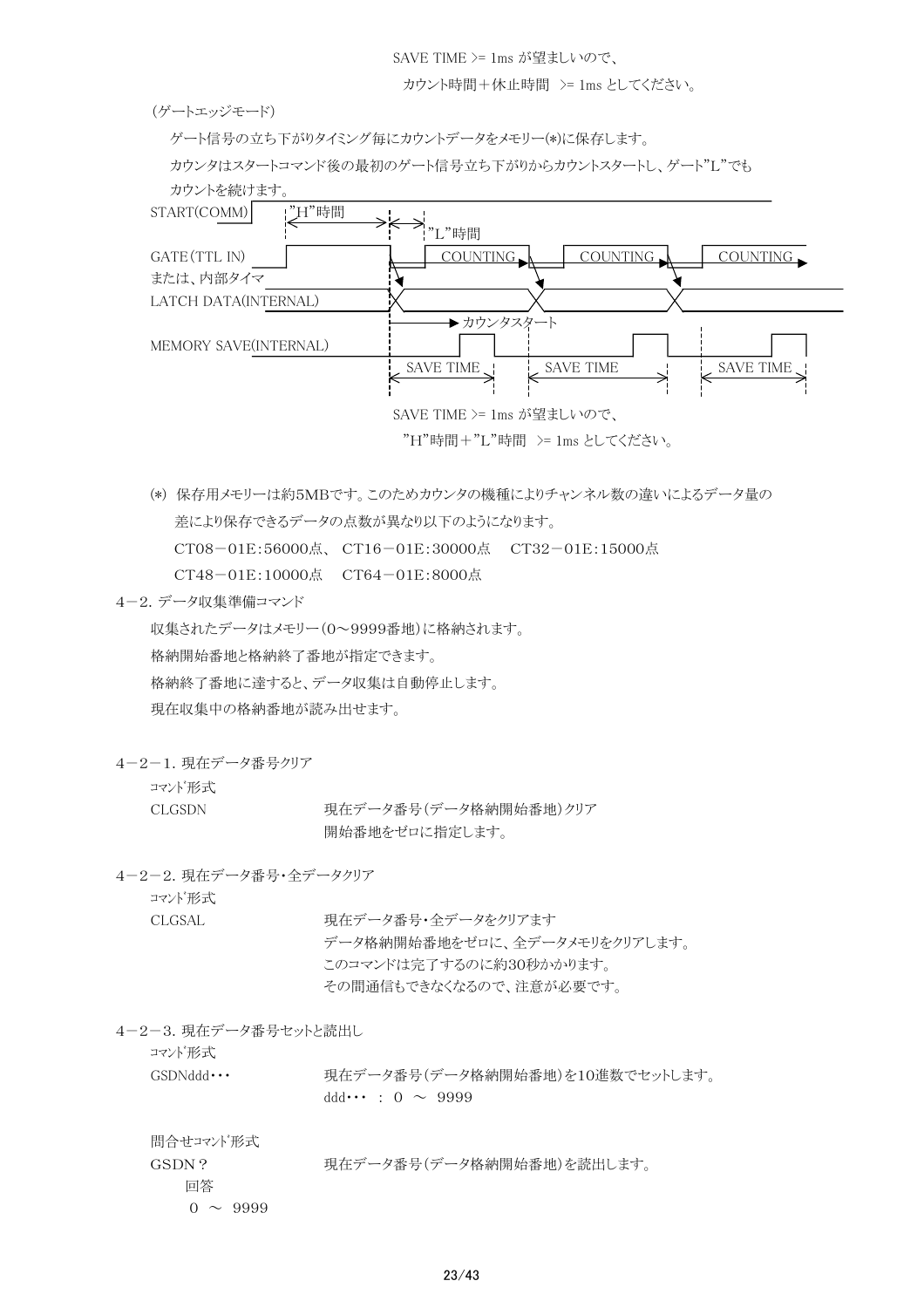SAVE TIME >= 1ms が望ましいので、

カウント時間＋休止時間　>= 1ms としてください。

（ゲートエッジモード）

ゲート信号の立ち下がりタイミング毎にカウントデータをメモリー(*)に保存します。

カウンタはスタートコマンド後の最初のゲート信号立ち下がりからカウントスタートし、ゲート"L"でもカウントを続けます。

START(COMM)　"H"時間　"L"時間

GATE（TTL IN）または、内部タイマ　COUNTING　COUNTING　COUNTING

LATCH DATA(INTERNAL)

カウンタスタート

MEMORY SAVE(INTERNAL)　SAVE TIME　SAVE TIME　SAVE TIME

SAVE TIME >= 1ms が望ましいので、

"H"時間＋"L"時間　>= 1ms としてください。

(*) 保存用メモリーは約5MBです。このためカウンタの機種によりチャンネル数の違いによるデータ量の差により保存できるデータの点数が異なり以下のようになります。

CT08－01E:56000点、 CT16－01E:30000点　 CT32－01E:15000点

CT48－01E:10000点　 CT64－01E:8000点

## 4－2. データ収集準備コマンド

収集されたデータはメモリー（0～9999番地）に格納されます。

格納開始番地と格納終了番地が指定できます。

格納終了番地に達すると、データ収集は自動停止します。

現在収集中の格納番地が読み出せます。

### 4－2－1. 現在データ番号クリア

ｺﾏﾝﾄﾞ形式

| | |
|---|---|
| CLGSDN | 現在データ番号（データ格納開始番地）クリア<br>開始番地をゼロに指定します。 |

### 4－2－2. 現在データ番号・全データクリア

ｺﾏﾝﾄﾞ形式

| | |
|---|---|
| CLGSAL | 現在データ番号・全データをクリアます<br>データ格納開始番地をゼロに、全データメモリをクリアします。<br>このコマンドは完了するのに約30秒かかります。<br>その間通信もできなくなるので、注意が必要です。 |

### 4－2－3. 現在データ番号セットと読出し

ｺﾏﾝﾄﾞ形式

| | |
|---|---|
| GSDNddd・・・ | 現在データ番号（データ格納開始番地）を10進数でセットします。<br>ddd・・・ ： 0 ～ 9999 |

問合せｺﾏﾝﾄﾞ形式

| | |
|---|---|
| GSDN？ | 現在データ番号（データ格納開始番地）を読出します。 |

回答

0 ～ 9999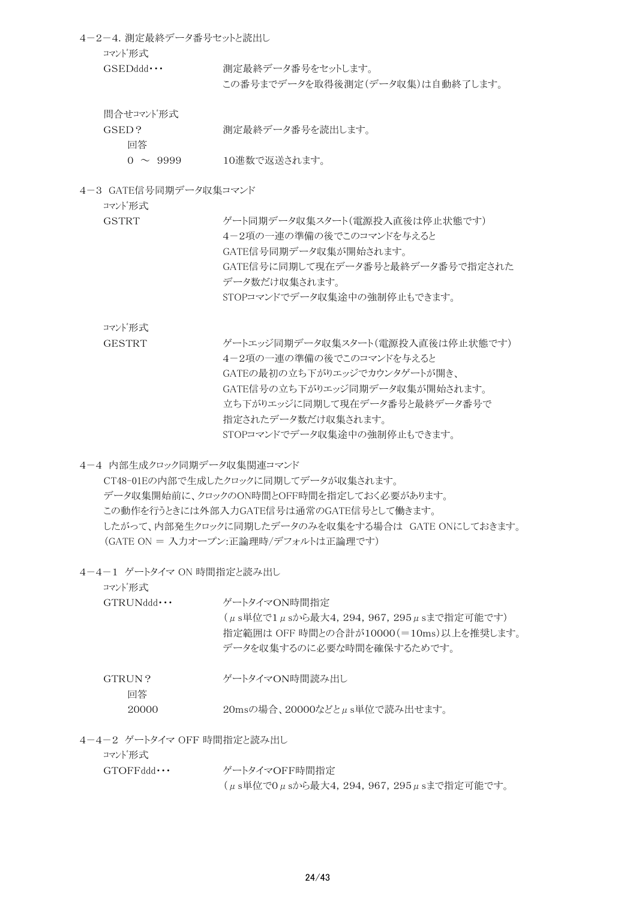### 4－2－4. 測定最終データ番号セットと読出し

ｺﾏﾝﾄﾞ形式

GSEDddd･･･　　測定最終データ番号をセットします。
この番号までデータを取得後測定(データ収集)は自動終了します。

問合せｺﾏﾝﾄﾞ形式

GSED？　　測定最終データ番号を読出します。

回答

0 ～ 9999　　10進数で返送されます。

## 4－3 GATE信号同期データ収集コマンド

ｺﾏﾝﾄﾞ形式

GSTRT　　ゲート同期データ収集スタート(電源投入直後は停止状態です)
4－2項の一連の準備の後でこのコマンドを与えると
GATE信号同期データ収集が開始されます。
GATE信号に同期して現在データ番号と最終データ番号で指定された
データ数だけ収集されます。
STOPコマンドでデータ収集途中の強制停止もできます。

ｺﾏﾝﾄﾞ形式

GESTRT　　ゲートエッジ同期データ収集スタート(電源投入直後は停止状態です)
4－2項の一連の準備の後でこのコマンドを与えると
GATEの最初の立ち下がりエッジでカウンタゲートが開き、
GATE信号の立ち下がりエッジ同期データ収集が開始されます。
立ち下がりエッジに同期して現在データ番号と最終データ番号で
指定されたデータ数だけ収集されます。
STOPコマンドでデータ収集途中の強制停止もできます。

## 4－4 内部生成クロック同期データ収集関連コマンド

CT48-01Eの内部で生成したクロックに同期してデータが収集されます。
データ収集開始前に、クロックのON時間とOFF時間を指定しておく必要があります。
この動作を行うときには外部入力GATE信号は通常のGATE信号として働きます。
したがって、内部発生クロックに同期したデータのみを収集をする場合は GATE ONにしておきます。
(GATE ON = 入力オープン:正論理時/デフォルトは正論理です)

### 4－4－1 ゲートタイマ ON 時間指定と読み出し

ｺﾏﾝﾄﾞ形式

GTRUNddd･･･　　ゲートタイマON時間指定
(μs単位で1μsから最大4, 294, 967, 295μsまで指定可能です)
指定範囲は OFF 時間との合計が10000(＝10ms)以上を推奨します。
データを収集するのに必要な時間を確保するためです。

GTRUN？　　ゲートタイマON時間読み出し

回答

20000　　20msの場合、20000などとμs単位で読み出せます。

### 4－4－2 ゲートタイマ OFF 時間指定と読み出し

ｺﾏﾝﾄﾞ形式

GTOFFddd･･･　　ゲートタイマOFF時間指定
(μs単位で0μsから最大4, 294, 967, 295μsまで指定可能です。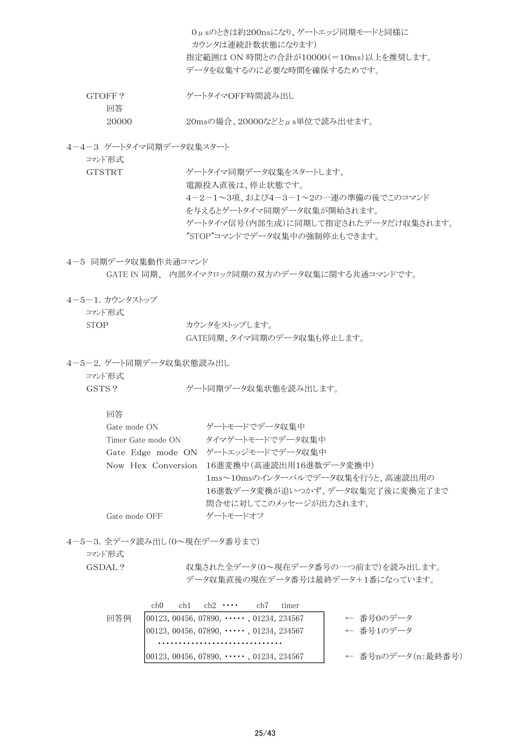0μsのときは約200nsになり、ゲートエッジ同期モードと同様に
カウンタは連続計数状態になります)
指定範囲は ON 時間との合計が10000(=10ms)以上を推奨します。
データを収集するのに必要な時間を確保するためです。

GTOFF？　　　　　　　ゲートタイマOFF時間読み出し

回答

20000　　　　　　　20msの場合、20000などとμs単位で読み出せます。

## 4－4－3 ゲートタイマ同期データ収集スタート

ｺﾏﾝﾄﾞ形式

GTSTRT　　　　　　　ゲートタイマ同期データ収集をスタートします。
電源投入直後は、停止状態です。
4－2－1～3項、および4－3－1～2の一連の準備の後でこのコマンド
を与えるとゲートタイマ同期データ収集が開始されます。
ゲートタイマ信号(内部生成)に同期して指定されたデータだけ収集されます。
"STOP"コマンドでデータ収集中の強制停止もできます。

## 4－5 同期データ収集動作共通コマンド

GATE IN 同期、 内部タイマクロック同期の双方のデータ収集に関する共通コマンドです。

### 4－5－1. カウンタストップ

ｺﾏﾝﾄﾞ形式

STOP　　　　　　　カウンタをストップします。
GATE同期、タイマ同期のデータ収集も停止します。

### 4－5－2. ゲート同期データ収集状態読み出し

ｺﾏﾝﾄﾞ形式

GSTS？　　　　　　　ゲート同期データ収集状態を読み出します。

回答

| | |
|---|---|
| Gate mode ON | ゲートモードでデータ収集中 |
| Timer Gate mode ON | タイマゲートモードでデータ収集中 |
| Gate Edge mode ON | ゲートエッジモードでデータ収集中 |
| Now Hex Conversion | 16進変換中(高速読出用16進数データ変換中)<br>1ms～10msのインターバルでデータ収集を行うと、高速読出用の<br>16進数データ変換が追いつかず、データ収集完了後に変換完了まで<br>問合せに対してこのメッセージが出力されます。 |
| Gate mode OFF | ゲートモードオフ |

### 4－5－3. 全データ読み出し(0～現在データ番号まで)

ｺﾏﾝﾄﾞ形式

GSDAL？　　　　　　　収集された全データ(0～現在データ番号の一つ前まで)を読み出します。
データ収集直後の現在データ番号は最終データ＋1番になっています。

回答例

```
ch0    ch1    ch2  ････     ch7    timer
00123, 00456, 07890, ･････ , 01234, 234567     ← 番号0のデータ
00123, 00456, 07890, ･････ , 01234, 234567     ← 番号1のデータ
  ･････････････････････････････
00123, 00456, 07890, ･････ , 01234, 234567     ← 番号nのデータ(n:最終番号)
```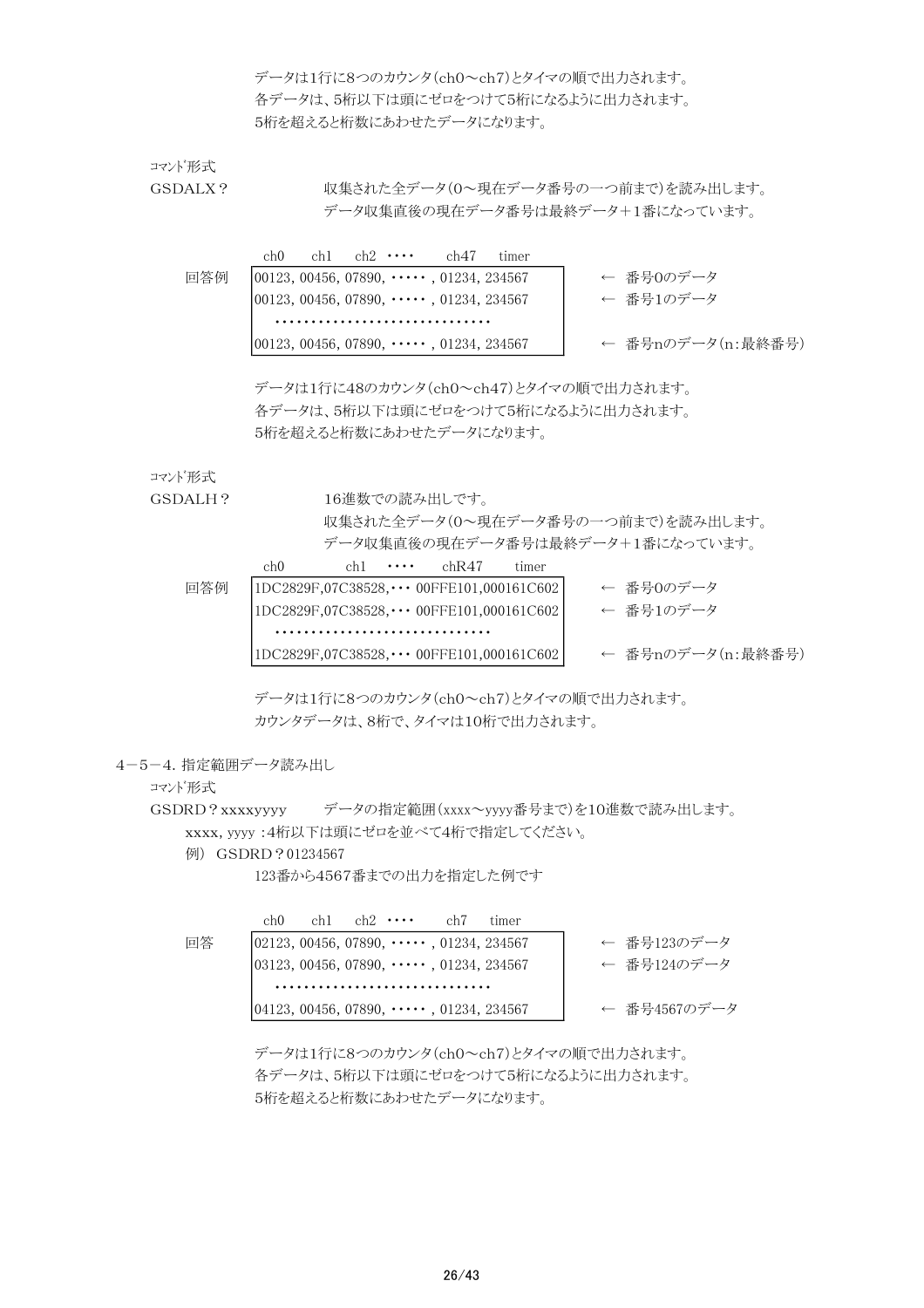データは1行に8つのカウンタ(ch0～ch7)とタイマの順で出力されます。
各データは、5桁以下は頭にゼロをつけて5桁になるように出力されます。
5桁を超えると桁数にあわせたデータになります。

ｺﾏﾝﾄﾞ形式

GSDALX？　　収集された全データ(0～現在データ番号の一つ前まで)を読み出します。
データ収集直後の現在データ番号は最終データ＋1番になっています。

回答例

```
ch0    ch1    ch2  ・・・・     ch47    timer
00123, 00456, 07890, ・・・・・ , 01234, 234567    ← 番号0のデータ
00123, 00456, 07890, ・・・・・ , 01234, 234567    ← 番号1のデータ
・・・・・・・・・・・・・・・・・・・・・・・・・・・・・・
00123, 00456, 07890, ・・・・・ , 01234, 234567    ← 番号nのデータ(n:最終番号)
```

データは1行に48のカウンタ(ch0～ch47)とタイマの順で出力されます。
各データは、5桁以下は頭にゼロをつけて5桁になるように出力されます。
5桁を超えると桁数にあわせたデータになります。

ｺﾏﾝﾄﾞ形式

GSDALH？　　16進数での読み出しです。
収集された全データ(0～現在データ番号の一つ前まで)を読み出します。
データ収集直後の現在データ番号は最終データ＋1番になっています。

回答例

```
ch0          ch1     ・・・・   chR47       timer
1DC2829F,07C38528,・・・ 00FFE101,000161C602    ← 番号0のデータ
1DC2829F,07C38528,・・・ 00FFE101,000161C602    ← 番号1のデータ
・・・・・・・・・・・・・・・・・・・・・・・・・・・・・・
1DC2829F,07C38528,・・・ 00FFE101,000161C602    ← 番号nのデータ(n:最終番号)
```

データは1行に8つのカウンタ(ch0～ch7)とタイマの順で出力されます。
カウンタデータは、8桁で、タイマは10桁で出力されます。

### 4－5－4. 指定範囲データ読み出し

ｺﾏﾝﾄﾞ形式

GSDRD？xxxxyyyy　　データの指定範囲(xxxx～yyyy番号まで)を10進数で読み出します。

xxxx, yyyy :4桁以下は頭にゼロを並べて4桁で指定してください。

例) GSDRD？01234567

123番から4567番までの出力を指定した例です

回答

```
ch0    ch1    ch2  ・・・・     ch7    timer
02123, 00456, 07890, ・・・・・ , 01234, 234567    ← 番号123のデータ
03123, 00456, 07890, ・・・・・ , 01234, 234567    ← 番号124のデータ
・・・・・・・・・・・・・・・・・・・・・・・・・・・・・・
04123, 00456, 07890, ・・・・・ , 01234, 234567    ← 番号4567のデータ
```

データは1行に8つのカウンタ(ch0～ch7)とタイマの順で出力されます。
各データは、5桁以下は頭にゼロをつけて5桁になるように出力されます。
5桁を超えると桁数にあわせたデータになります。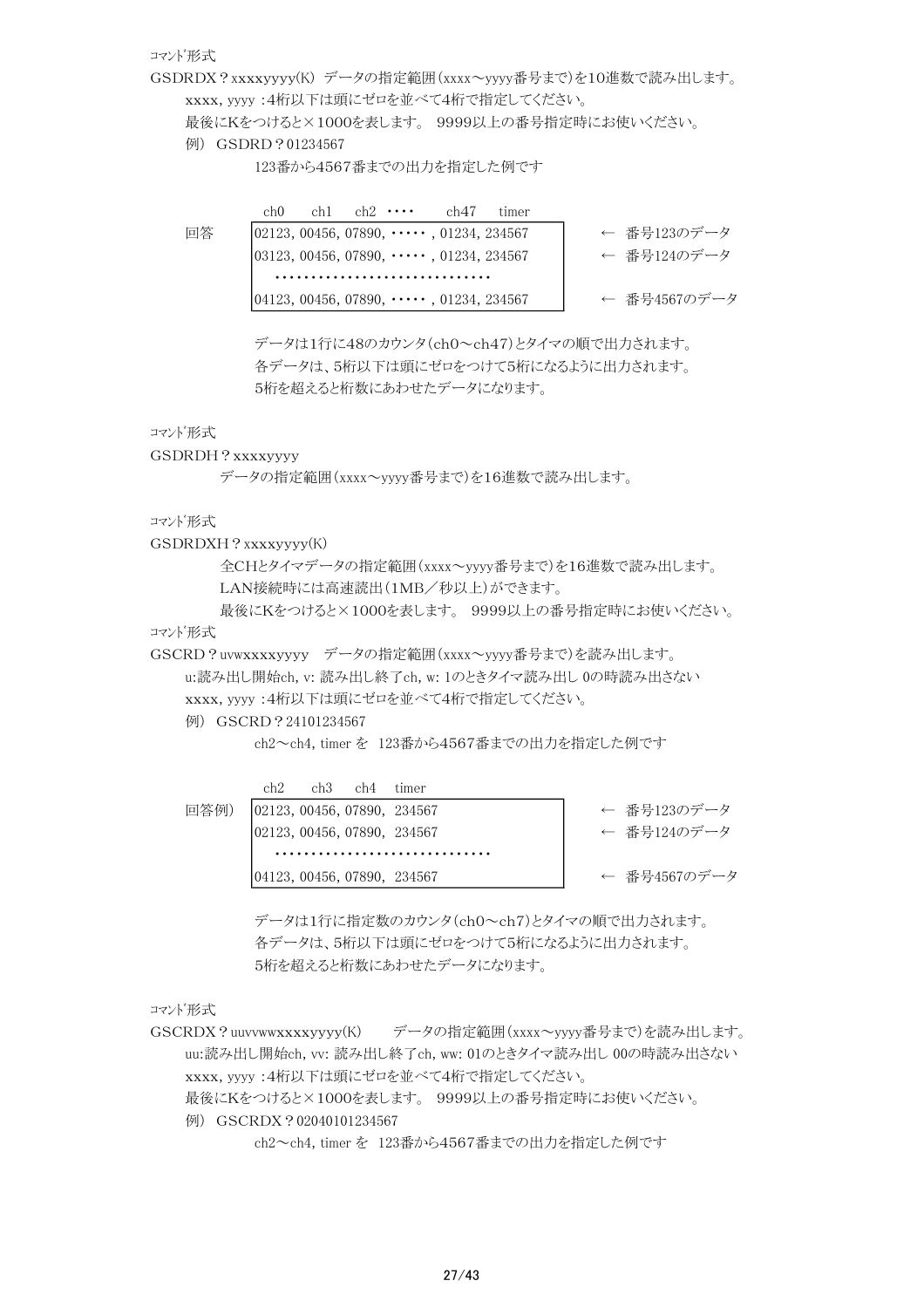ｺﾏﾝﾄﾞ形式

GSDRDX？xxxxyyyy(K)　データの指定範囲(xxxx～yyyy番号まで)を10進数で読み出します。

xxxx, yyyy :4桁以下は頭にゼロを並べて4桁で指定してください。

最後にKをつけると×1000を表します。 9999以上の番号指定時にお使いください。

例) GSDRD？01234567

123番から4567番までの出力を指定した例です

回答

```
ch0    ch1    ch2  ････      ch47    timer
02123, 00456, 07890, ･････ , 01234, 234567    ← 番号123のデータ
03123, 00456, 07890, ･････ , 01234, 234567    ← 番号124のデータ
   ･････････････････････････････
04123, 00456, 07890, ･････ , 01234, 234567    ← 番号4567のデータ
```

データは1行に48のカウンタ(ch0～ch47)とタイマの順で出力されます。

各データは、5桁以下は頭にゼロをつけて5桁になるように出力されます。

5桁を超えると桁数にあわせたデータになります。

ｺﾏﾝﾄﾞ形式

GSDRDH？xxxxyyyy

データの指定範囲(xxxx～yyyy番号まで)を16進数で読み出します。

ｺﾏﾝﾄﾞ形式

GSDRDXH？xxxxyyyy(K)

全CHとタイマデータの指定範囲(xxxx～yyyy番号まで)を16進数で読み出します。

LAN接続時には高速読出(1MB／秒以上)ができます。

最後にKをつけると×1000を表します。 9999以上の番号指定時にお使いください。

ｺﾏﾝﾄﾞ形式

GSCRD？uvwxxxxyyyy　データの指定範囲(xxxx～yyyy番号まで)を読み出します。

u:読み出し開始ch, v: 読み出し終了ch, w: 1のときタイマ読み出し 0の時読み出さない

xxxx, yyyy :4桁以下は頭にゼロを並べて4桁で指定してください。

例) GSCRD？24101234567

ch2～ch4, timer を 123番から4567番までの出力を指定した例です

回答例)

```
ch2    ch3    ch4    timer
02123, 00456, 07890,  234567    ← 番号123のデータ
02123, 00456, 07890,  234567    ← 番号124のデータ
   ･････････････････････････････
04123, 00456, 07890,  234567    ← 番号4567のデータ
```

データは1行に指定数のカウンタ(ch0～ch7)とタイマの順で出力されます。

各データは、5桁以下は頭にゼロをつけて5桁になるように出力されます。

5桁を超えると桁数にあわせたデータになります。

ｺﾏﾝﾄﾞ形式

GSCRDX？uuvvwwxxxxyyyy(K)　　データの指定範囲(xxxx～yyyy番号まで)を読み出します。

uu:読み出し開始ch, vv: 読み出し終了ch, ww: 01のときタイマ読み出し 00の時読み出さない

xxxx, yyyy :4桁以下は頭にゼロを並べて4桁で指定してください。

最後にKをつけると×1000を表します。 9999以上の番号指定時にお使いください。

例) GSCRDX？02040101234567

ch2～ch4, timer を 123番から4567番までの出力を指定した例です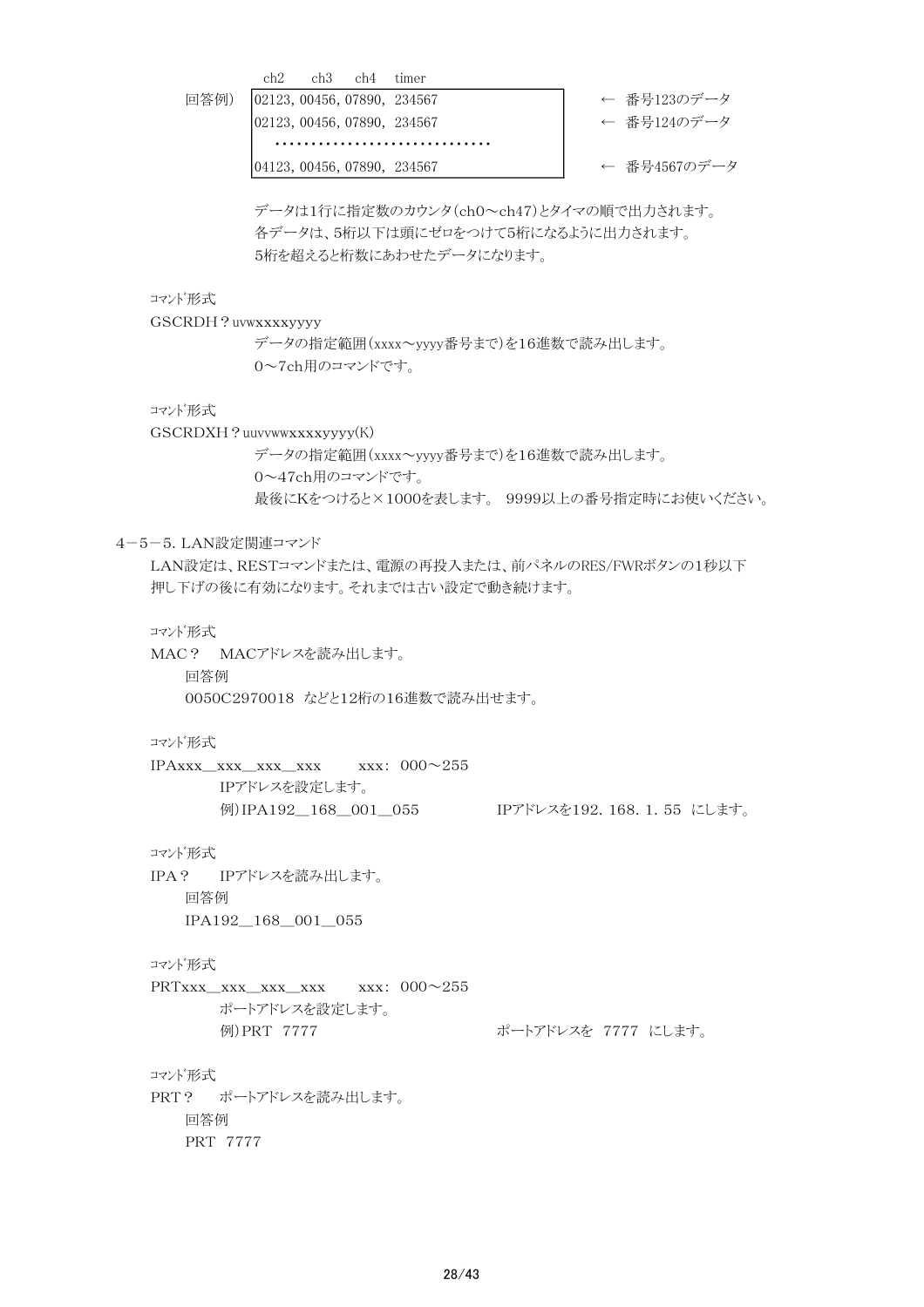```
　　　　ch2　　ch3　　ch4　timer
回答例）　02123, 00456, 07890,  234567　　　　←　番号123のデータ
　　　　　02123, 00456, 07890,  234567　　　　←　番号124のデータ
　　　　　　・・・・・・・・・・・・・・・・・・・・・・・・・・・・
　　　　　04123, 00456, 07890,  234567　　　　←　番号4567のデータ
```

データは1行に指定数のカウンタ（ch0～ch47）とタイマの順で出力されます。
各データは、5桁以下は頭にゼロをつけて5桁になるように出力されます。
5桁を超えると桁数にあわせたデータになります。

ｺﾏﾝﾄﾞ形式

GSCRDH？uvwxxxxyyyy

データの指定範囲（xxxx～yyyy番号まで）を16進数で読み出します。
0～7ch用のコマンドです。

ｺﾏﾝﾄﾞ形式

GSCRDXH？uuvvwwxxxxyyyy(K)

データの指定範囲（xxxx～yyyy番号まで）を16進数で読み出します。
0～47ch用のコマンドです。
最後にKをつけると×1000を表します。 9999以上の番号指定時にお使いください。

### 4－5－5. LAN設定関連コマンド

LAN設定は、RESTコマンドまたは、電源の再投入または、前パネルのRES/FWRボタンの1秒以下押し下げの後に有効になります。それまでは古い設定で動き続けます。

ｺﾏﾝﾄﾞ形式

MAC？　MACアドレスを読み出します。

回答例

0050C2970018 などと12桁の16進数で読み出せます。

ｺﾏﾝﾄﾞ形式

IPAxxx_xxx_xxx_xxx　　xxx：000～255

IPアドレスを設定します。

例）IPA192_168_001_055　　　　IPアドレスを192. 168. 1. 55 にします。

ｺﾏﾝﾄﾞ形式

IPA？　IPアドレスを読み出します。

回答例

IPA192_168_001_055

ｺﾏﾝﾄﾞ形式

PRTxxx_xxx_xxx_xxx　　xxx：000～255

ポートアドレスを設定します。

例）PRT 7777　　　　ポートアドレスを 7777 にします。

ｺﾏﾝﾄﾞ形式

PRT？　ポートアドレスを読み出します。

回答例

PRT 7777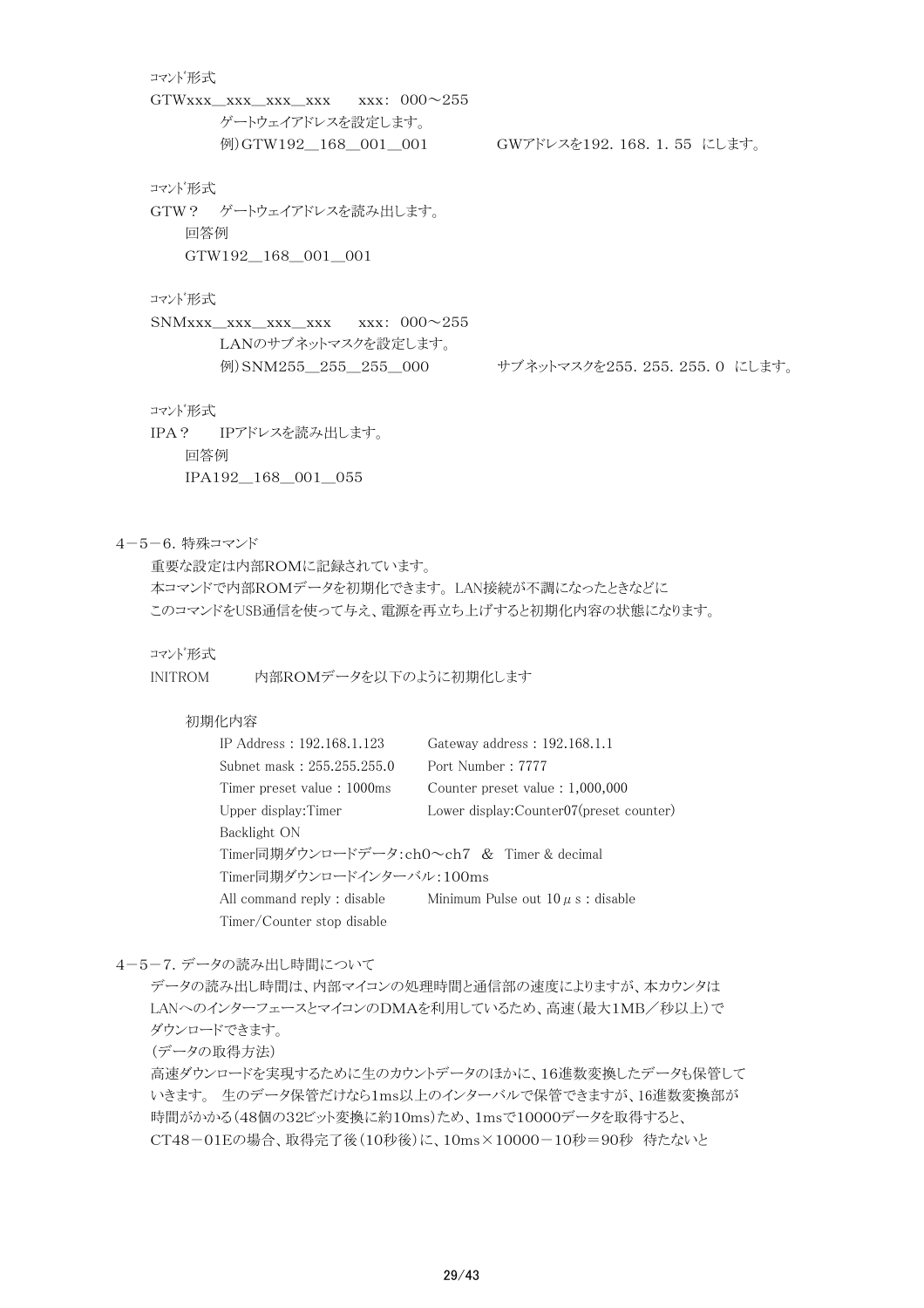ｺﾏﾝﾄﾞ形式

GTWxxx__xxx__xxx__xxx　　xxx：000～255

ゲートウェイアドレスを設定します。

例）GTW192__168__001__001　　　　　GWアドレスを192．168．1．55　にします。

ｺﾏﾝﾄﾞ形式

GTW？　ゲートウェイアドレスを読み出します。

回答例

GTW192__168__001__001

ｺﾏﾝﾄﾞ形式

SNMxxx__xxx__xxx__xxx　　xxx：000～255

LANのサブネットマスクを設定します。

例）SNM255__255__255__000　　　　　サブネットマスクを255．255．255．0　にします。

ｺﾏﾝﾄﾞ形式

IPA？　　IPアドレスを読み出します。

回答例

IPA192__168__001__055

## 4－5－6．特殊コマンド

重要な設定は内部ROMに記録されています。
本コマンドで内部ROMデータを初期化できます。LAN接続が不調になったときなどに
このコマンドをUSB通信を使って与え、電源を再立ち上げすると初期化内容の状態になります。

ｺﾏﾝﾄﾞ形式

INITROM　　　内部ROMデータを以下のように初期化します

初期化内容

IP Address : 192.168.1.123　　Gateway address : 192.168.1.1
Subnet mask : 255.255.255.0　　Port Number : 7777
Timer preset value : 1000ms　　Counter preset value : 1,000,000
Upper display:Timer　　Lower display:Counter07(preset counter)
Backlight ON
Timer同期ダウンロードデータ:ch0～ch7　&　Timer & decimal
Timer同期ダウンロードインターバル:100ms
All command reply : disable　　Minimum Pulse out 10$\mu$s : disable
Timer/Counter stop disable

## 4－5－7．データの読み出し時間について

データの読み出し時間は、内部マイコンの処理時間と通信部の速度によりますが、本カウンタは
LANへのインターフェースとマイコンのDMAを利用しているため、高速（最大1MB／秒以上）で
ダウンロードできます。

（データの取得方法）

高速ダウンロードを実現するために生のカウントデータのほかに、16進数変換したデータも保管して
いきます。 生のデータ保管だけなら1ms以上のインターバルで保管できますが、16進数変換部が
時間がかかる（48個の32ビット変換に約10ms）ため、1msで10000データを取得すると、
CT48－01Eの場合、取得完了後（10秒後）に、10ms×10000－10秒＝90秒　待たないと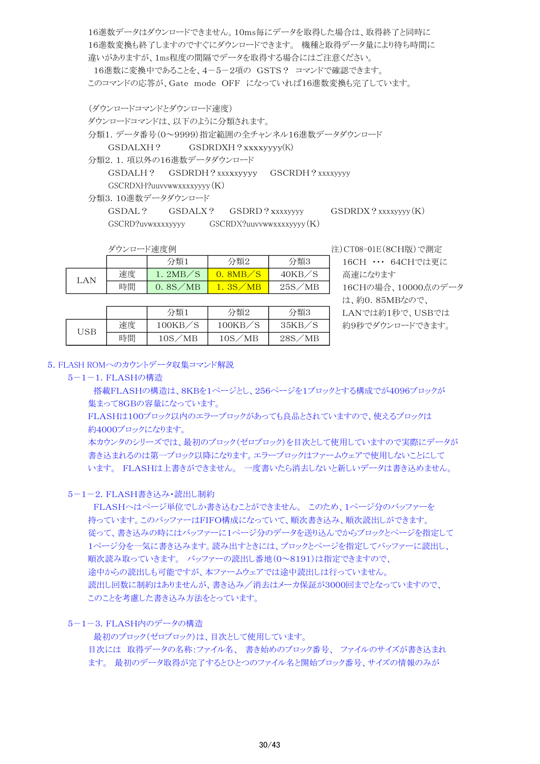16進数データはダウンロードできません。10ms毎にデータを取得した場合は、取得終了と同時に16進数変換も終了しますのですぐにダウンロードできます。 機種と取得データ量により待ち時間に違いがありますが、1ms程度の間隔でデータを取得する場合にはご注意ください。
16進数に変換中であることを、4－5－2項の GSTS？ コマンドで確認できます。
このコマンドの応答が、Gate mode OFF になっていれば16進数変換も完了しています。

(ダウンロードコマンドとダウンロード速度)
ダウンロードコマンドは、以下のように分類されます。
分類1. データ番号(0～9999)指定範囲の全チャンネル16進数データダウンロード
　GSDALXH？　　GSDRDXH？xxxxyyyy(K)
分類2. 1. 項以外の16進数データダウンロード
　GSDALH？　GSDRDH？xxxxxyyyy　GSCRDH？xxxxyyyy
　GSCRDXH?uuvvwwxxxxyyyy(K)
分類3. 10進数データダウンロード
　GSDAL？　GSDALX？　GSDRD？xxxxyyyy　GSDRDX？xxxxyyyy(K)
　GSCRD?uvwxxxxyyyy　GSCRDX?uuvvwwxxxxyyyy(K)

ダウンロード速度例

| | | 分類1 | 分類2 | 分類3 |
|---|---|---|---|---|
| LAN | 速度 | 1. 2MB／S | 0. 8MB／S | 40KB／S |
| | 時間 | 0. 8S／MB | 1. 3S／MB | 25S／MB |

| | | 分類1 | 分類2 | 分類3 |
|---|---|---|---|---|
| USB | 速度 | 100KB／S | 100KB／S | 35KB／S |
| | 時間 | 10S／MB | 10S／MB | 28S／MB |

注)CT08-01E(8CH版)で測定
16CH ･･･ 64CHでは更に高速になります
16CHの場合、10000点のデータは、約0. 85MBなので、LANでは約1秒で、USBでは約9秒でダウンロードできます。

## 5. FLASH ROMへのカウントデータ収集コマンド解説

### 5－1－1. FLASHの構造

搭載FLASHの構造は、8KBを1ページとし、256ページを1ブロックとする構成でが4096ブロックが集まって8GBの容量になっています。
FLASHは100ブロック以内のエラーブロックがあっても良品とされていますので、使えるブロックは約4000ブロックになります。
本カウンタのシリーズでは、最初のブロック(ゼロブロック)を目次として使用していますので実際にデータが書き込まれるのは第一ブロック以降になります。エラーブロックはファームウェアで使用しないことにしています。 FLASHは上書きができません。 一度書いたら消去しないと新しいデータは書き込めません。

### 5－1－2. FLASH書き込み・読出し制約

FLASHへはページ単位でしか書き込むことができません。 このため、1ページ分のバッファーを持っています。このバッファーはFIFO構成になっていて、順次書き込み、順次読出しができます。
従って、書き込みの時にはバッファーに1ページ分のデータを送り込んでからブロックとページを指定して1ページ分を一気に書き込みます。読み出すときには、ブロックとページを指定してバッファーに読出し、順次読み取っていきます。 バッファーの読出し番地(0～8191)は指定できますので、途中からの読出しも可能ですが、本ファームウェアでは途中読出しは行っていません。
読出し回数に制約はありませんが、書き込み／消去はメーカ保証が3000回までとなっていますので、このことを考慮した書き込み方法をとっています。

### 5－1－3. FLASH内のデータの構造

最初のブロック(ゼロブロック)は、目次として使用しています。
目次には 取得データの名称:ファイル名、 書き始めのブロック番号、 ファイルのサイズが書き込まれます。 最初のデータ取得が完了するとひとつのファイル名と開始ブロック番号、サイズの情報のみが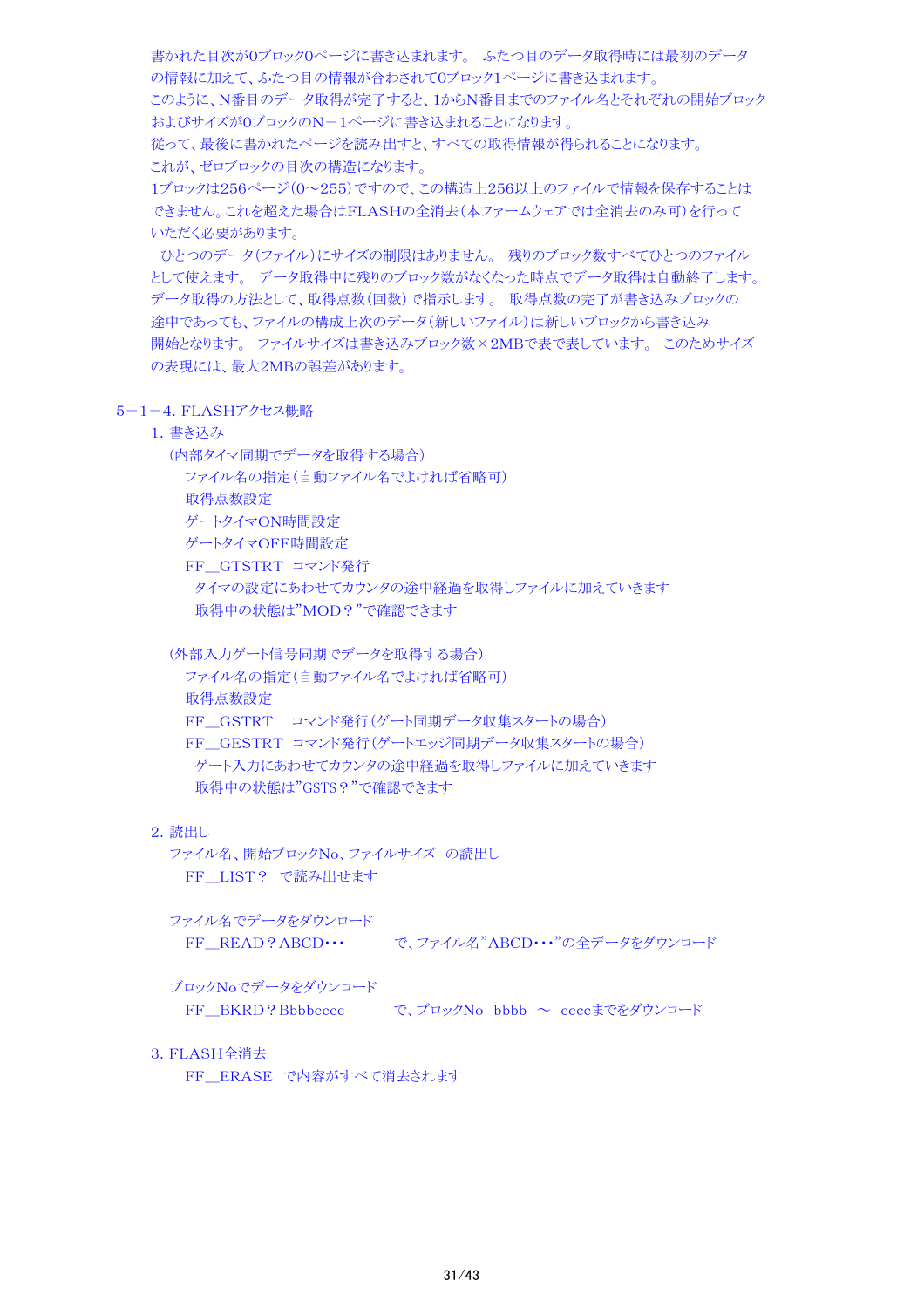書かれた目次が0ブロック0ページに書き込まれます。 ふたつ目のデータ取得時には最初のデータの情報に加えて、ふたつ目の情報が合わされて0ブロック1ページに書き込まれます。
このように、N番目のデータ取得が完了すると、1からN番目までのファイル名とそれぞれの開始ブロックおよびサイズが0ブロックのN－1ページに書き込まれることになります。
従って、最後に書かれたページを読み出すと、すべての取得情報が得られることになります。
これが、ゼロブロックの目次の構造になります。
1ブロックは256ページ(0～255)ですので、この構造上256以上のファイルで情報を保存することはできません。これを超えた場合はFLASHの全消去(本ファームウェアでは全消去のみ可)を行っていただく必要があります。
ひとつのデータ(ファイル)にサイズの制限はありません。 残りのブロック数すべてひとつのファイルとして使えます。 データ取得中に残りのブロック数がなくなった時点でデータ取得は自動終了します。
データ取得の方法として、取得点数(回数)で指示します。 取得点数の完了が書き込みブロックの途中であっても、ファイルの構成上次のデータ(新しいファイル)は新しいブロックから書き込み開始となります。 ファイルサイズは書き込みブロック数×2MBで表しています。 このためサイズの表現には、最大2MBの誤差があります。

## 5－1－4. FLASHアクセス概略

1. 書き込み

(内部タイマ同期でデータを取得する場合)
- ファイル名の指定(自動ファイル名でよければ省略可)
- 取得点数設定
- ゲートタイマON時間設定
- ゲートタイマOFF時間設定
- FF__GTSTRT コマンド発行
  - タイマの設定にあわせてカウンタの途中経過を取得しファイルに加えていきます
  - 取得中の状態は"MOD？"で確認できます

(外部入力ゲート信号同期でデータを取得する場合)
- ファイル名の指定(自動ファイル名でよければ省略可)
- 取得点数設定
- FF__GSTRT コマンド発行(ゲート同期データ収集スタートの場合)
- FF__GESTRT コマンド発行(ゲートエッジ同期データ収集スタートの場合)
  - ゲート入力にあわせてカウンタの途中経過を取得しファイルに加えていきます
  - 取得中の状態は"GSTS？"で確認できます

2. 読出し

ファイル名、開始ブロックNo、ファイルサイズ の読出し
- FF__LIST？ で読み出せます

ファイル名でデータをダウンロード
- FF__READ？ABCD･･･ で、ファイル名"ABCD･･･"の全データをダウンロード

ブロックNoでデータをダウンロード
- FF__BKRD？Bbbbcccc で、ブロックNo bbbb ～ ccccまでをダウンロード

3. FLASH全消去
- FF__ERASE で内容がすべて消去されます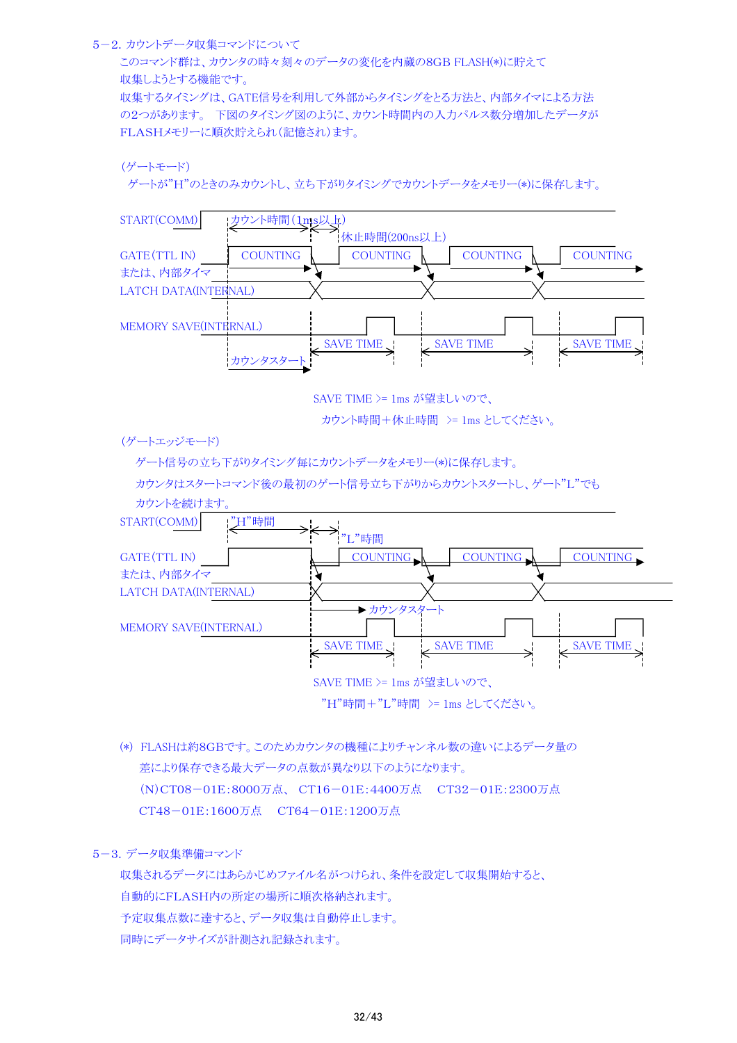## 5－2. カウントデータ収集コマンドについて

このコマンド群は、カウンタの時々刻々のデータの変化を内蔵の8GB FLASH(*)に貯えて収集しようとする機能です。

収集するタイミングは、GATE信号を利用して外部からタイミングをとる方法と、内部タイマによる方法の2つがあります。 下図のタイミング図のように、カウント時間内の入力パルス数分増加したデータがFLASHメモリーに順次貯えられ（記憶され）ます。

（ゲートモード）

ゲートが"H"のときのみカウントし、立ち下がりタイミングでカウントデータをメモリー(*)に保存します。

START(COMM)　カウント時間（1ms以上）　休止時間(200ns以上)

GATE（TTL IN）または、内部タイマ　COUNTING　COUNTING　COUNTING　COUNTING

LATCH DATA(INTERNAL)

MEMORY SAVE(INTERNAL)　SAVE TIME　SAVE TIME　SAVE TIME

カウンタスタート

SAVE TIME >= 1ms が望ましいので、

カウント時間＋休止時間　>= 1ms としてください。

（ゲートエッジモード）

ゲート信号の立ち下がりタイミング毎にカウントデータをメモリー(*)に保存します。

カウンタはスタートコマンド後の最初のゲート信号立ち下がりからカウントスタートし、ゲート"L"でもカウントを続けます。

START(COMM)　"H"時間　"L"時間

GATE（TTL IN）または、内部タイマ　COUNTING　COUNTING　COUNTING

LATCH DATA(INTERNAL)

カウンタスタート

MEMORY SAVE(INTERNAL)　SAVE TIME　SAVE TIME　SAVE TIME

SAVE TIME >= 1ms が望ましいので、

"H"時間＋"L"時間　>= 1ms としてください。

(*)　FLASHは約8GBです。このためカウンタの機種によりチャンネル数の違いによるデータ量の差により保存できる最大データの点数が異なり以下のようになります。

(N)CT08－01E:8000万点、 CT16－01E:4400万点　 CT32－01E:2300万点

CT48－01E:1600万点　 CT64－01E:1200万点

## 5－3. データ収集準備コマンド

収集されるデータにはあらかじめファイル名がつけられ、条件を設定して収集開始すると、自動的にFLASH内の所定の場所に順次格納されます。

予定収集点数に達すると、データ収集は自動停止します。

同時にデータサイズが計測され記録されます。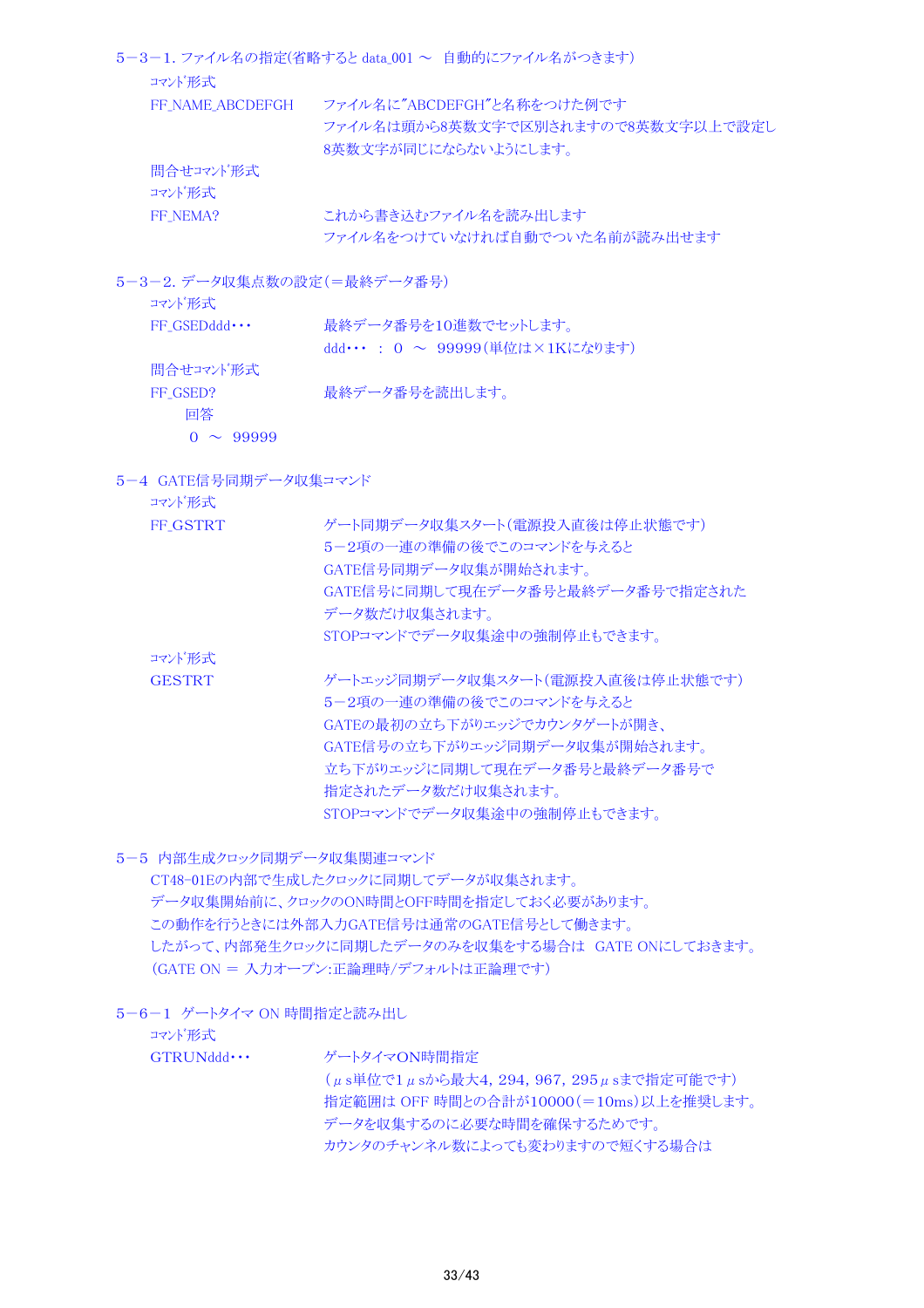5－3－1. ファイル名の指定(省略すると data_001 ～　自動的にファイル名がつきます)

ｺﾏﾝﾄﾞ形式

FF_NAME_ABCDEFGH　　ファイル名に"ABCDEFGH"と名称をつけた例です
ファイル名は頭から8英数文字で区別されますので8英数文字以上で設定し
8英数文字が同じにならないようにします。

問合せｺﾏﾝﾄﾞ形式

ｺﾏﾝﾄﾞ形式

FF_NEMA?　　これから書き込むファイル名を読み出します
ファイル名をつけていなければ自動でついた名前が読み出せます

5－3－2. データ収集点数の設定（＝最終データ番号）

ｺﾏﾝﾄﾞ形式

FF_GSEDddd･･･　　最終データ番号を10進数でセットします。
ddd･･･　：　0　～　99999（単位は×1Kになります）

問合せｺﾏﾝﾄﾞ形式

FF_GSED?　　最終データ番号を読出します。

回答

0　～　99999

5－4　GATE信号同期データ収集コマンド

ｺﾏﾝﾄﾞ形式

FF_GSTRT　　ゲート同期データ収集スタート（電源投入直後は停止状態です）
5－2項の一連の準備の後でこのコマンドを与えると
GATE信号同期データ収集が開始されます。
GATE信号に同期して現在データ番号と最終データ番号で指定された
データ数だけ収集されます。
STOPコマンドでデータ収集途中の強制停止もできます。

ｺﾏﾝﾄﾞ形式

GESTRT　　ゲートエッジ同期データ収集スタート（電源投入直後は停止状態です）
5－2項の一連の準備の後でこのコマンドを与えると
GATEの最初の立ち下がりエッジでカウンタゲートが開き、
GATE信号の立ち下がりエッジ同期データ収集が開始されます。
立ち下がりエッジに同期して現在データ番号と最終データ番号で
指定されたデータ数だけ収集されます。
STOPコマンドでデータ収集途中の強制停止もできます。

5－5　内部生成クロック同期データ収集関連コマンド

CT48-01Eの内部で生成したクロックに同期してデータが収集されます。
データ収集開始前に、クロックのON時間とOFF時間を指定しておく必要があります。
この動作を行うときには外部入力GATE信号は通常のGATE信号として働きます。
したがって、内部発生クロックに同期したデータのみを収集をする場合は　GATE ONにしておきます。
（GATE ON ＝ 入力オープン:正論理時/デフォルトは正論理です）

5－6－1　ゲートタイマ ON 時間指定と読み出し

ｺﾏﾝﾄﾞ形式

GTRUNddd･･･　　ゲートタイマON時間指定
（μs単位で1μsから最大4, 294, 967, 295μsまで指定可能です）
指定範囲は OFF 時間との合計が10000（＝10ms）以上を推奨します。
データを収集するのに必要な時間を確保するためです。
カウンタのチャンネル数によっても変わりますので短くする場合は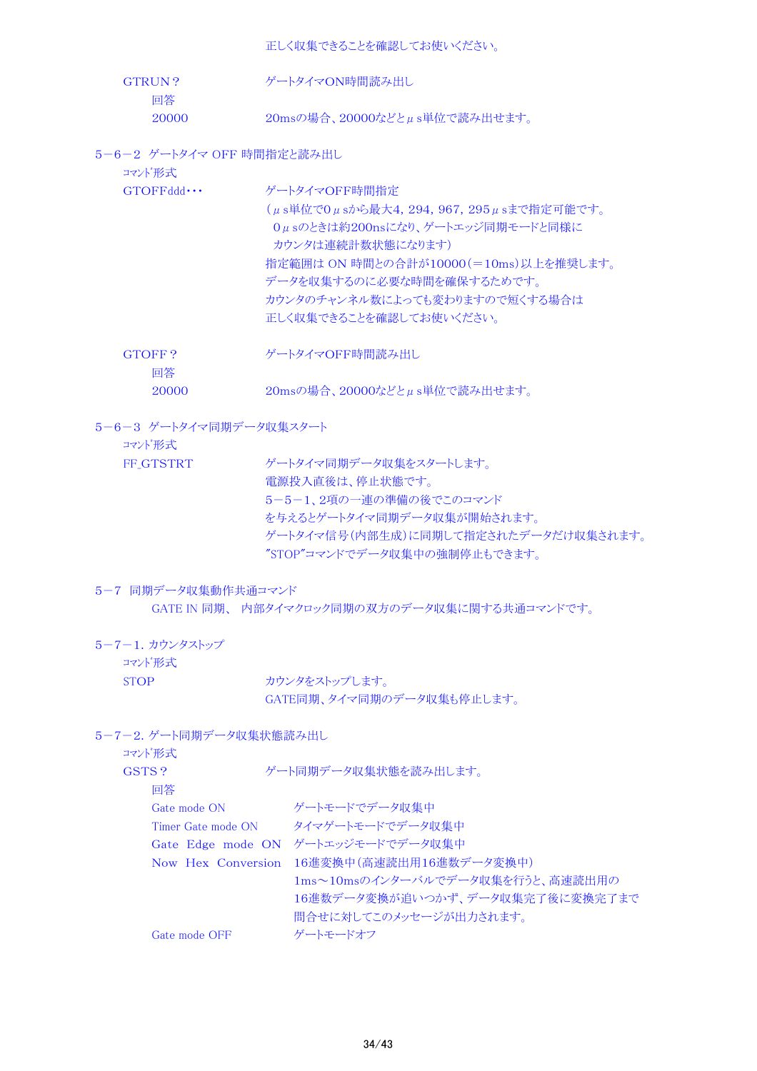正しく収集できることを確認してお使いください。

GTRUN？　　ゲートタイマON時間読み出し

回答

20000　　20msの場合、20000などとμs単位で読み出せます。

### 5－6－2 ゲートタイマ OFF 時間指定と読み出し

ｺﾏﾝﾄﾞ形式

GTOFFddd･･･　　ゲートタイマOFF時間指定

（μs単位で0μsから最大4，294，967，295μsまで指定可能です。
0μsのときは約200nsになり、ゲートエッジ同期モードと同様に
カウンタは連続計数状態になります）
指定範囲は ON 時間との合計が10000（＝10ms）以上を推奨します。
データを収集するのに必要な時間を確保するためです。
カウンタのチャンネル数によっても変わりますので短くする場合は
正しく収集できることを確認してお使いください。

GTOFF？　　ゲートタイマOFF時間読み出し

回答

20000　　20msの場合、20000などとμs単位で読み出せます。

### 5－6－3 ゲートタイマ同期データ収集スタート

ｺﾏﾝﾄﾞ形式

FF_GTSTRT　　ゲートタイマ同期データ収集をスタートします。

電源投入直後は、停止状態です。
5－5－1、2項の一連の準備の後でこのコマンド
を与えるとゲートタイマ同期データ収集が開始されます。
ゲートタイマ信号（内部生成）に同期して指定されたデータだけ収集されます。
"STOP"コマンドでデータ収集中の強制停止もできます。

## 5－7 同期データ収集動作共通コマンド

GATE IN 同期、 内部タイマクロック同期の双方のデータ収集に関する共通コマンドです。

### 5－7－1. カウンタストップ

ｺﾏﾝﾄﾞ形式

STOP　　カウンタをストップします。

GATE同期、タイマ同期のデータ収集も停止します。

### 5－7－2. ゲート同期データ収集状態読み出し

ｺﾏﾝﾄﾞ形式

GSTS？　　ゲート同期データ収集状態を読み出します。

回答

| | |
|---|---|
| Gate mode ON | ゲートモードでデータ収集中 |
| Timer Gate mode ON | タイマゲートモードでデータ収集中 |
| Gate Edge mode ON | ゲートエッジモードでデータ収集中 |
| Now Hex Conversion | 16進変換中（高速読出用16進数データ変換中）<br>1ms～10msのインターバルでデータ収集を行うと、高速読出用の<br>16進数データ変換が追いつかず、データ収集完了後に変換完了まで<br>問合せに対してこのメッセージが出力されます。 |
| Gate mode OFF | ゲートモードオフ |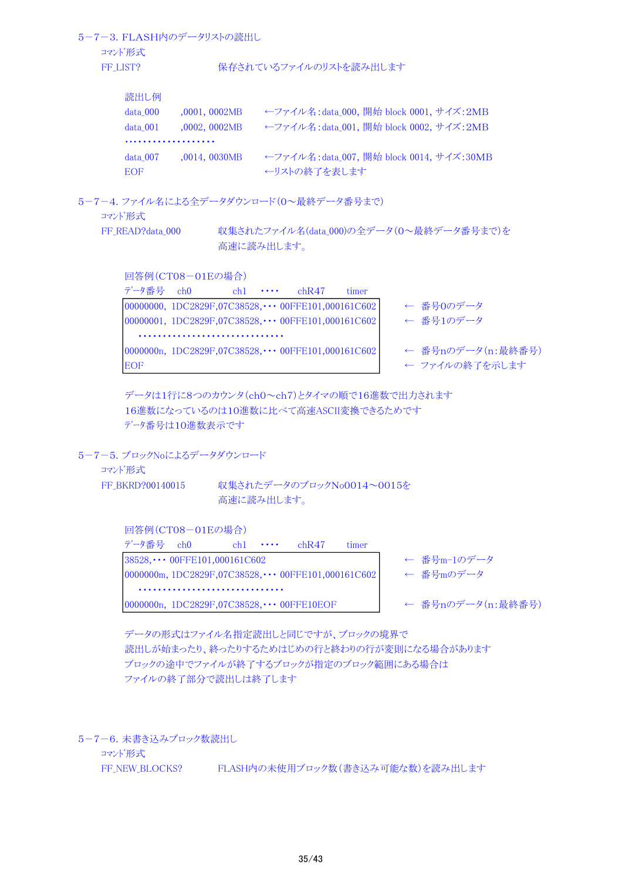### 5−7−3. FLASH内のデータリストの読出し

ｺﾏﾝﾄﾞ形式

FF_LIST?　　　　保存されているファイルのリストを読み出します

読出し例

```
data_000    ,0001, 0002MB    ←ファイル名：data_000, 開始 block 0001, サイズ：2MB
data_001    ,0002, 0002MB    ←ファイル名：data_001, 開始 block 0002, サイズ：2MB
・・・・・・・・・・・・・・・・・・・
data_007    ,0014, 0030MB    ←ファイル名：data_007, 開始 block 0014, サイズ：30MB
EOF                          ←リストの終了を表します
```

### 5−7−4. ファイル名による全データダウンロード(0～最終データ番号まで)

ｺﾏﾝﾄﾞ形式

FF_READ?data_000　　　　収集されたファイル名(data_000)の全データ(0～最終データ番号まで)を高速に読み出します。

回答例(CT08−01Eの場合)

```
ﾃﾞｰﾀ番号   ch0        ch1    ・・・・    chR47      timer
00000000, 1DC2829F,07C38528,・・・ 00FFE101,000161C602    ←　番号0のデータ
00000001, 1DC2829F,07C38528,・・・ 00FFE101,000161C602    ←　番号1のデータ
　・・・・・・・・・・・・・・・・・・・・・・・・・・・・・・・
0000000n, 1DC2829F,07C38528,・・・ 00FFE101,000161C602    ←　番号nのデータ(n:最終番号)
EOF                                                       ←　ファイルの終了を示します
```

データは1行に8つのカウンタ(ch0～ch7)とタイマの順で16進数で出力されます

16進数になっているのは10進数に比べて高速ASCII変換できるためです

ﾃﾞｰﾀ番号は10進数表示です

### 5−7−5. ブロックNoによるデータダウンロード

ｺﾏﾝﾄﾞ形式

FF_BKRD?00140015　　　　収集されたデータのブロックNo0014～0015を高速に読み出します。

回答例(CT08−01Eの場合)

```
ﾃﾞｰﾀ番号   ch0        ch1    ・・・・    chR47      timer
38528,・・・ 00FFE101,000161C602                          ←　番号m-1のデータ
0000000m, 1DC2829F,07C38528,・・・ 00FFE101,000161C602    ←　番号mのデータ
　・・・・・・・・・・・・・・・・・・・・・・・・・・・・・・・
0000000n, 1DC2829F,07C38528,・・・ 00FFE10EOF            ←　番号nのデータ(n:最終番号)
```

データの形式はファイル名指定読出しと同じですが、ブロックの境界で

読出しが始まったり、終ったりするためはじめの行と終わりの行が変則になる場合があります

ブロックの途中でファイルが終了するブロックが指定のブロック範囲にある場合は

ファイルの終了部分で読出しは終了します

### 5−7−6. 未書き込みブロック数読出し

ｺﾏﾝﾄﾞ形式

FF_NEW_BLOCKS?　　　　FLASH内の未使用ブロック数(書き込み可能な数)を読み出します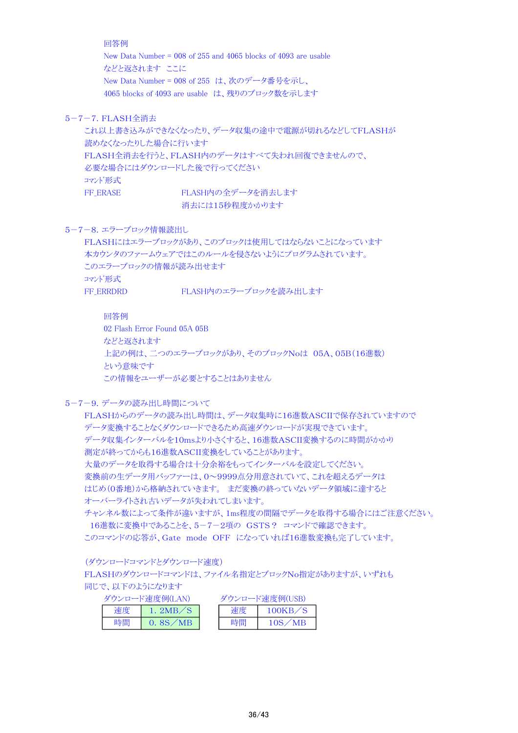回答例

New Data Number = 008 of 255 and 4065 blocks of 4093 are usable

などと返されます　ここに

New Data Number = 008 of 255　は、次のデータ番号を示し、

4065 blocks of 4093 are usable　は、残りのブロック数を示します

## 5－7－7. FLASH全消去

これ以上書き込みができなくなったり、データ収集の途中で電源が切れるなどしてFLASHが読めなくなったりした場合に行います

FLASH全消去を行うと、FLASH内のデータはすべて失われ回復できませんので、必要な場合にはダウンロードした後で行ってください

ｺﾏﾝﾄﾞ形式

FF_ERASE　　　　　　FLASH内の全データを消去します

　　　　　　　　　　消去には15秒程度かかります

## 5－7－8. エラーブロック情報読出し

FLASHにはエラーブロックがあり、このブロックは使用してはならないことになっています

本カウンタのファームウェアではこのルールを侵さないようにプログラムされています。

このエラーブロックの情報が読み出せます

ｺﾏﾝﾄﾞ形式

FF_ERRDRD　　　　　　FLASH内のエラーブロックを読み出します

回答例

02 Flash Error Found 05A 05B

などと返されます

上記の例は、二つのエラーブロックがあり、そのブロックNoは　05A、05B（16進数）という意味です

この情報をユーザーが必要とすることはありません

## 5－7－9. データの読み出し時間について

FLASHからのデータの読み出し時間は、データ収集時に16進数ASCIIで保存されていますのでデータ変換することなくダウンロードできるため高速ダウンロードが実現できています。

データ収集インターバルを10msより小さくすると、16進数ASCII変換するのに時間がかかり測定が終ってからも16進数ASCII変換をしていることがあります。

大量のデータを取得する場合は十分余裕をもってインターバルを設定してください。

変換前の生データ用バッファーは、0～9999点分用意されていて、これを超えるデータははじめ（0番地）から格納されていきます。　まだ変換の終っていないデータ領域に達するとオーバーライトされ古いデータが失われてしまいます。

チャンネル数によって条件が違いますが、1ms程度の間隔でデータを取得する場合にはご注意ください。

16進数に変換中であることを、5－7－2項の　GSTS？　コマンドで確認できます。

このコマンドの応答が、Gate　mode　OFF　になっていれば16進数変換も完了しています。

（ダウンロードコマンドとダウンロード速度）

FLASHのダウンロードコマンドは、ファイル名指定とブロックNo指定がありますが、いずれも同じで、以下のようになります

ダウンロード速度例(LAN)

| 速度 | 1．2MB／S |
|---|---|
| 時間 | 0．8S／MB |

ダウンロード速度例(USB)

| 速度 | 100KB／S |
|---|---|
| 時間 | 10S／MB |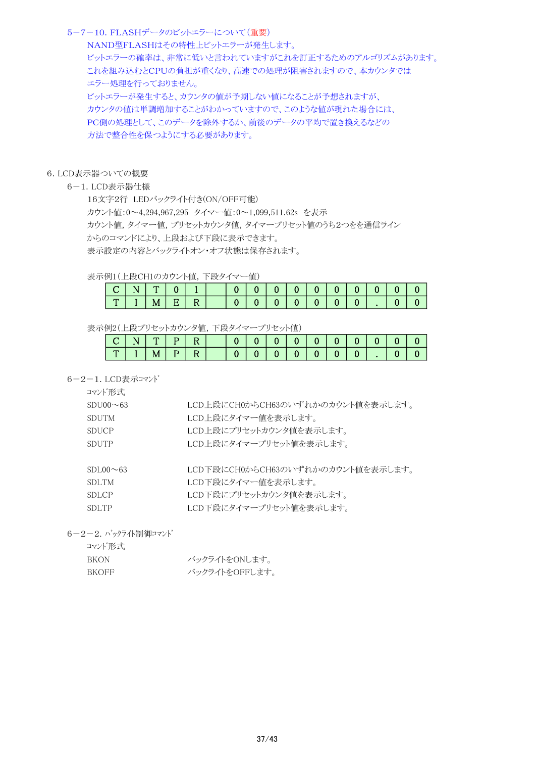### 5−7−10. FLASHデータのビットエラーについて（重要）

NAND型FLASHはその特性上ビットエラーが発生します。
ビットエラーの確率は、非常に低いと言われていますがこれを訂正するためのアルゴリズムがあります。
これを組み込むとCPUの負担が重くなり、高速での処理が阻害されますので、本カウンタでは
エラー処理を行っておりません。
ビットエラーが発生すると、カウンタの値が予期しない値になることが予想されますが、
カウンタの値は単調増加することがわかっていますので、このような値が現れた場合には、
PC側の処理として、このデータを除外するか、前後のデータの平均で置き換えるなどの
方法で整合性を保つようにする必要があります。

## 6. LCD表示器ついての概要

### 6−1. LCD表示器仕様

16文字2行　LEDバックライト付き(ON/OFF可能)
カウント値:0～4,294,967,295　タイマー値:0～1,099,511.62s　を表示
カウント値, タイマー値, プリセットカウンタ値, タイマープリセット値のうち2つをを通信ライン
からのコマンドにより、上段および下段に表示できます。
表示設定の内容とバックライトオン・オフ状態は保存されます。

表示例1（上段CH1のカウント値, 下段タイマー値）

| | | | | | | | | | | | | | | | |
|---|---|---|---|---|---|---|---|---|---|---|---|---|---|---|---|
| C | N | T | 0 | 1 | | 0 | 0 | 0 | 0 | 0 | 0 | 0 | 0 | 0 | 0 |
| T | I | M | E | R | | 0 | 0 | 0 | 0 | 0 | 0 | 0 | . | 0 | 0 |

表示例2（上段プリセットカウンタ値, 下段タイマープリセット値）

| | | | | | | | | | | | | | | | |
|---|---|---|---|---|---|---|---|---|---|---|---|---|---|---|---|
| C | N | T | P | R | | 0 | 0 | 0 | 0 | 0 | 0 | 0 | 0 | 0 | 0 |
| T | I | M | P | R | | 0 | 0 | 0 | 0 | 0 | 0 | 0 | . | 0 | 0 |

### 6−2−1. LCD表示ｺﾏﾝﾄﾞ

ｺﾏﾝﾄﾞ形式

| | |
|---|---|
| SDU00～63 | LCD上段にCH0からCH63のいずれかのカウント値を表示します。 |
| SDUTM | LCD上段にタイマー値を表示します。 |
| SDUCP | LCD上段にプリセットカウンタ値を表示します。 |
| SDUTP | LCD上段にタイマープリセット値を表示します。 |
| SDL00～63 | LCD下段にCH0からCH63のいずれかのカウント値を表示します。 |
| SDLTM | LCD下段にタイマー値を表示します。 |
| SDLCP | LCD下段にプリセットカウンタ値を表示します。 |
| SDLTP | LCD下段にタイマープリセット値を表示します。 |

### 6−2−2. ﾊﾞｯｸﾗｲﾄ制御ｺﾏﾝﾄﾞ

ｺﾏﾝﾄﾞ形式

| | |
|---|---|
| BKON | バックライトをONします。 |
| BKOFF | バックライトをOFFします。 |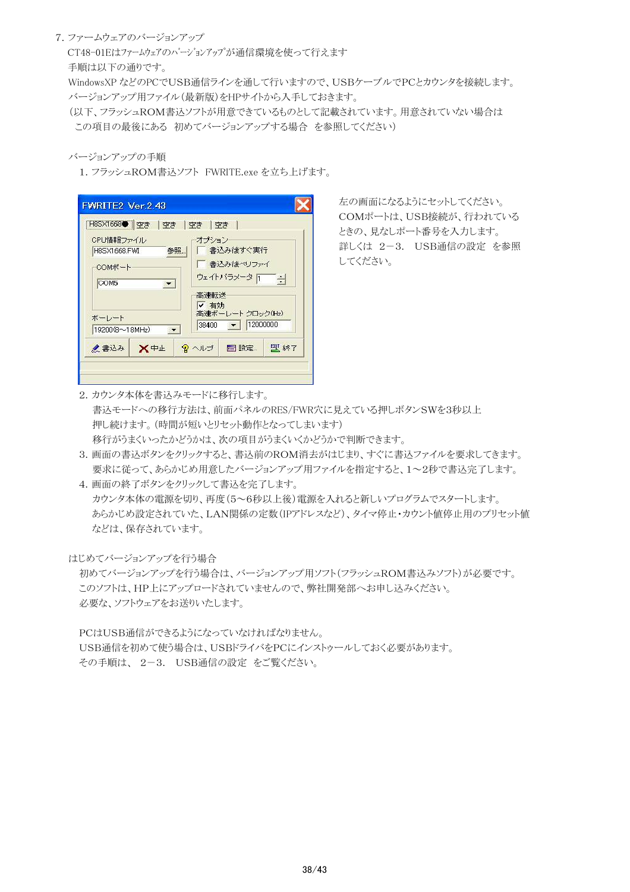7. ファームウェアのバージョンアップ

CT48-01Eはﾌｧｰﾑｳｪｱのﾊﾞｰｼﾞｮﾝｱｯﾌﾟが通信環境を使って行えます

手順は以下の通りです。

WindowsXP などのPCでUSB通信ラインを通して行いますので、USBケーブルでPCとカウンタを接続します。

バージョンアップ用ファイル（最新版）をHPサイトから入手しておきます。

（以下、フラッシュROM書込ソフトが用意できているものとして記載されています。用意されていない場合は
　この項目の最後にある　初めてバージョンアップする場合　を参照してください）

バージョンアップの手順

1. フラッシュROM書込ソフト　FWRITE.exe を立ち上げます。

左の画面になるようにセットしてください。
COMポートは、USB接続が、行われているときの、見なしポート番号を入力します。
詳しくは　2－3.　USB通信の設定　を参照してください。

2. カウンタ本体を書込みモードに移行します。
   書込モードへの移行方法は、前面パネルのRES/FWR穴に見えている押しボタンSWを3秒以上押し続けます。（時間が短いとリセット動作となってしまいます）
   移行がうまくいったかどうかは、次の項目がうまくいくかどうかで判断できます。
3. 画面の書込ボタンをクリックすると、書込前のROM消去がはじまり、すぐに書込ファイルを要求してきます。
   要求に従って、あらかじめ用意したバージョンアップ用ファイルを指定すると、1～2秒で書込完了します。
4. 画面の終了ボタンをクリックして書込を完了します。
   カウンタ本体の電源を切り、再度（5～6秒以上後）電源を入れると新しいプログラムでスタートします。
   あらかじめ設定されていた、LAN関係の定数（IPアドレスなど）、タイマ停止・カウント値停止用のプリセット値などは、保存されています。

はじめてバージョンアップを行う場合

初めてバージョンアップを行う場合は、バージョンアップ用ソフト（フラッシュROM書込みソフト）が必要です。
このソフトは、HP上にアップロードされていませんので、弊社開発部へお申し込みください。
必要な、ソフトウェアをお送りいたします。

PCはUSB通信ができるようになっていなければなりません。
USB通信を初めて使う場合は、USBドライバをPCにインストゥールしておく必要があります。
その手順は、 2－3.　USB通信の設定　をご覧ください。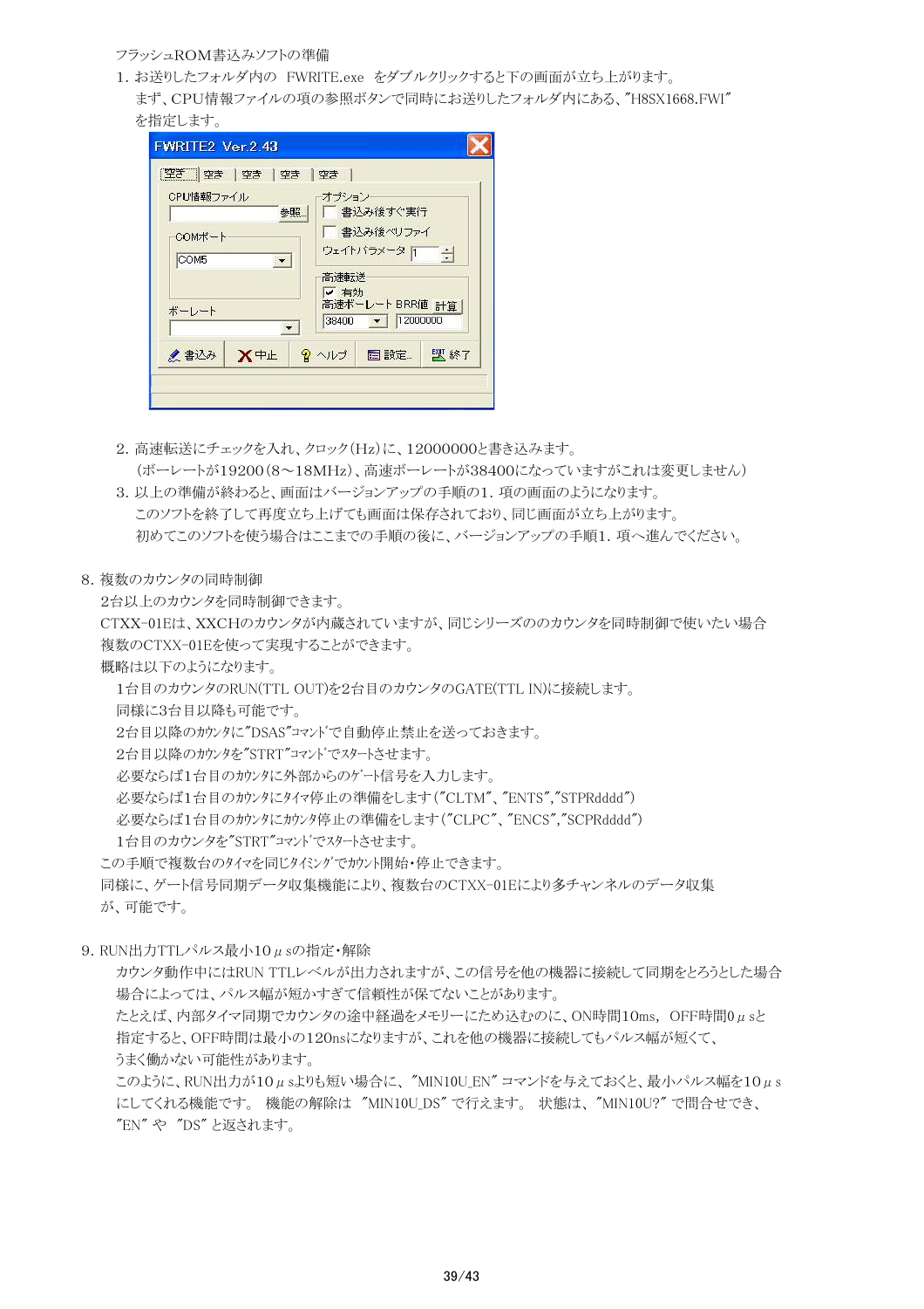フラッシュROM書込みソフトの準備

1. お送りしたフォルダ内の FWRITE.exe をダブルクリックすると下の画面が立ち上がります。
   まず、CPU情報ファイルの項の参照ボタンで同時にお送りしたフォルダ内にある、"H8SX1668.FWI"
   を指定します。

2. 高速転送にチェックを入れ、クロック(Hz)に、12000000と書き込みます。
   (ボーレートが19200(8〜18MHz)、高速ボーレートが38400になっていますがこれは変更しません)
3. 以上の準備が終わると、画面はバージョンアップの手順の1. 項の画面のようになります。
   このソフトを終了して再度立ち上げても画面は保存されており、同じ画面が立ち上がります。
   初めてこのソフトを使う場合はここまでの手順の後に、バージョンアップの手順1. 項へ進んでください。

8. 複数のカウンタの同時制御

2台以上のカウンタを同時制御できます。
CTXX-01Eは、XXCHのカウンタが内蔵されていますが、同じシリーズののカウンタを同時制御で使いたい場合
複数のCTXX-01Eを使って実現することができます。
概略は以下のようになります。

1台目のカウンタのRUN(TTL OUT)を2台目のカウンタのGATE(TTL IN)に接続します。
同様に3台目以降も可能です。
2台目以降のｶｳﾝﾀに"DSAS"ｺﾏﾝﾄﾞで自動停止禁止を送っておきます。
2台目以降のｶｳﾝﾀを"STRT"ｺﾏﾝﾄﾞでｽﾀｰﾄさせます。
必要ならば1台目のｶｳﾝﾀに外部からのｹﾞｰﾄ信号を入力します。
必要ならば1台目のｶｳﾝﾀにﾀｲﾏ停止の準備をします("CLTM"、"ENTS","STPRdddd")
必要ならば1台目のｶｳﾝﾀにｶｳﾝﾀ停止の準備をします("CLPC"、"ENCS","SCPRdddd")
1台目のカウンタを"STRT"ｺﾏﾝﾄﾞでｽﾀｰﾄさせます。

この手順で複数台のﾀｲﾏを同じﾀｲﾐﾝｸﾞでｶｳﾝﾄ開始・停止できます。
同様に、ゲート信号同期データ収集機能により、複数台のCTXX-01Eにより多チャンネルのデータ収集
が、可能です。

9. RUN出力TTLパルス最小10μsの指定・解除

カウンタ動作中にはRUN TTLレベルが出力されますが、この信号を他の機器に接続して同期をとろうとした場合
場合によっては、パルス幅が短かすぎて信頼性が保てないことがあります。
たとえば、内部タイマ同期でカウンタの途中経過をメモリーにため込むのに、ON時間10ms, OFF時間0μsと
指定すると、OFF時間は最小の120nsになりますが、これを他の機器に接続してもパルス幅が短くて、
うまく働かない可能性があります。
このように、RUN出力が10μsよりも短い場合に、"MIN10U_EN" コマンドを与えておくと、最小パルス幅を10μs
にしてくれる機能です。 機能の解除は "MIN10U_DS" で行えます。 状態は、"MIN10U?" で問合せでき、
"EN" や "DS" と返されます。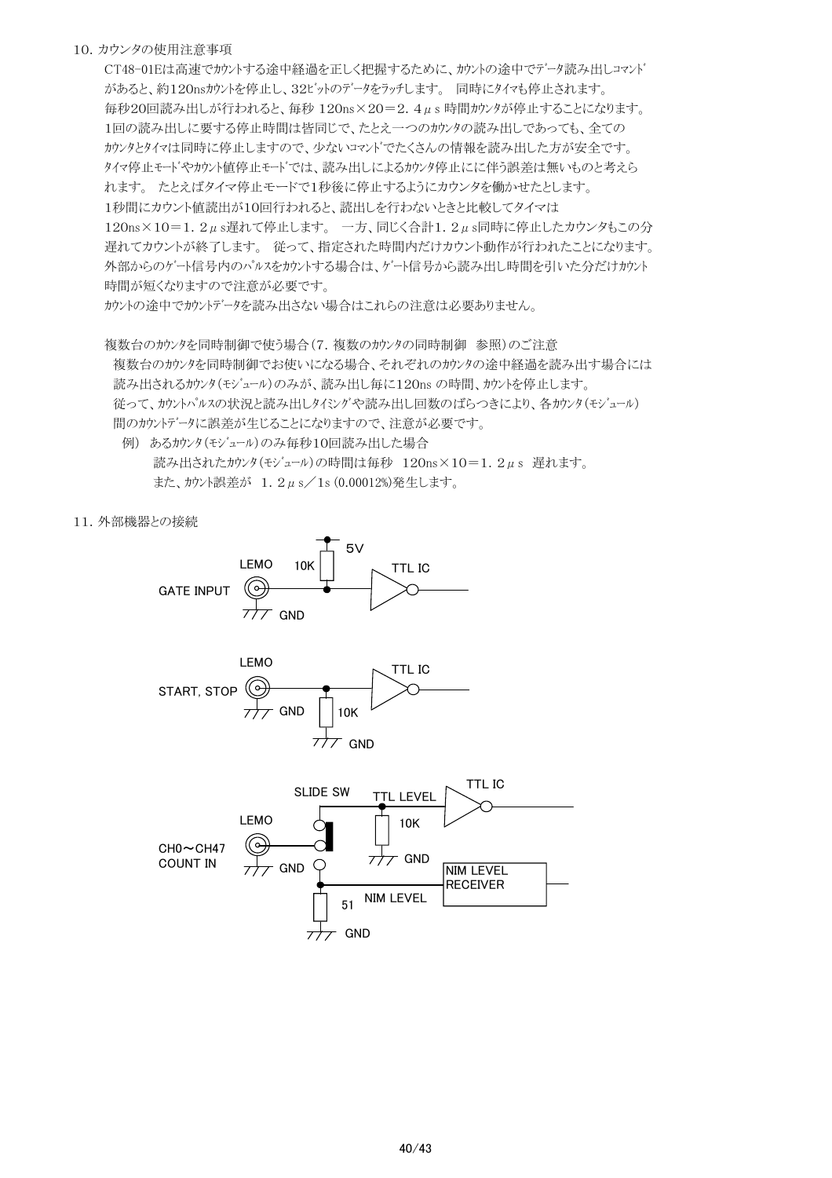## 10. カウンタの使用注意事項

CT48-01Eは高速でｶｳﾝﾄする途中経過を正しく把握するために、ｶｳﾝﾄの途中でﾃﾞｰﾀ読み出しｺﾏﾝﾄﾞがあると、約120nsｶｳﾝﾄを停止し、32ﾋﾞｯﾄのﾃﾞｰﾀをﾗｯﾁします。 同時にﾀｲﾏも停止されます。
毎秒20回読み出しが行われると、毎秒 120ns×20＝2．4μs 時間ｶｳﾝﾀが停止することになります。
1回の読み出しに要する停止時間は皆同じで、たとえ一つのｶｳﾝﾀの読み出しであっても、全てのｶｳﾝﾀとﾀｲﾏは同時に停止しますので、少ないｺﾏﾝﾄﾞでたくさんの情報を読み出した方が安全です。
ﾀｲﾏ停止ﾓｰﾄﾞやｶｳﾝﾄ値停止ﾓｰﾄﾞでは、読み出しによるｶｳﾝﾀ停止にに伴う誤差は無いものと考えられます。 たとえばタイマ停止モードで1秒後に停止するようにカウンタを働かせたとします。
1秒間にカウント値読出が10回行われると、読出しを行わないときと比較してタイマは120ns×10＝1．2μs遅れて停止します。 一方、同じく合計1．2μs同時に停止したカウンタもこの分遅れてカウントが終了します。 従って、指定された時間内だけカウント動作が行われたことになります。
外部からのｹﾞｰﾄ信号内のﾊﾟﾙｽをｶｳﾝﾄする場合は、ｹﾞｰﾄ信号から読み出し時間を引いた分だけｶｳﾝﾄ時間が短くなりますので注意が必要です。
ｶｳﾝﾄの途中でｶｳﾝﾄﾃﾞｰﾀを読み出さない場合はこれらの注意は必要ありません。

複数台のｶｳﾝﾀを同時制御で使う場合（7．複数のｶｳﾝﾀの同時制御　参照）のご注意

複数台のｶｳﾝﾀを同時制御でお使いになる場合、それぞれのｶｳﾝﾀの途中経過を読み出す場合には読み出されるｶｳﾝﾀ(ﾓｼﾞｭｰﾙ)のみが、読み出し毎に120ns の時間、ｶｳﾝﾄを停止します。
従って、ｶｳﾝﾄﾊﾟﾙｽの状況と読み出しﾀｲﾐﾝｸﾞや読み出し回数のばらつきにより、各ｶｳﾝﾀ(ﾓｼﾞｭｰﾙ)間のｶｳﾝﾄﾃﾞｰﾀに誤差が生じることになりますので、注意が必要です。

例）あるｶｳﾝﾀ(ﾓｼﾞｭｰﾙ)のみ毎秒10回読み出した場合
　　読み出されたｶｳﾝﾀ(ﾓｼﾞｭｰﾙ)の時間は毎秒　120ns×10＝1．2μs　遅れます。
　　また、ｶｳﾝﾄ誤差が　1．2μs／1s (0.00012%)発生します。

## 11. 外部機器との接続

GATE INPUT: LEMO — 10K pull-up to 5V — TTL IC (inverter); GND

START, STOP: LEMO — 10K to GND — TTL IC (inverter); GND

CH0～CH47 COUNT IN: LEMO — SLIDE SW — TTL LEVEL: 10K to GND — TTL IC (inverter) / NIM LEVEL: 51 to GND — NIM LEVEL RECEIVER; GND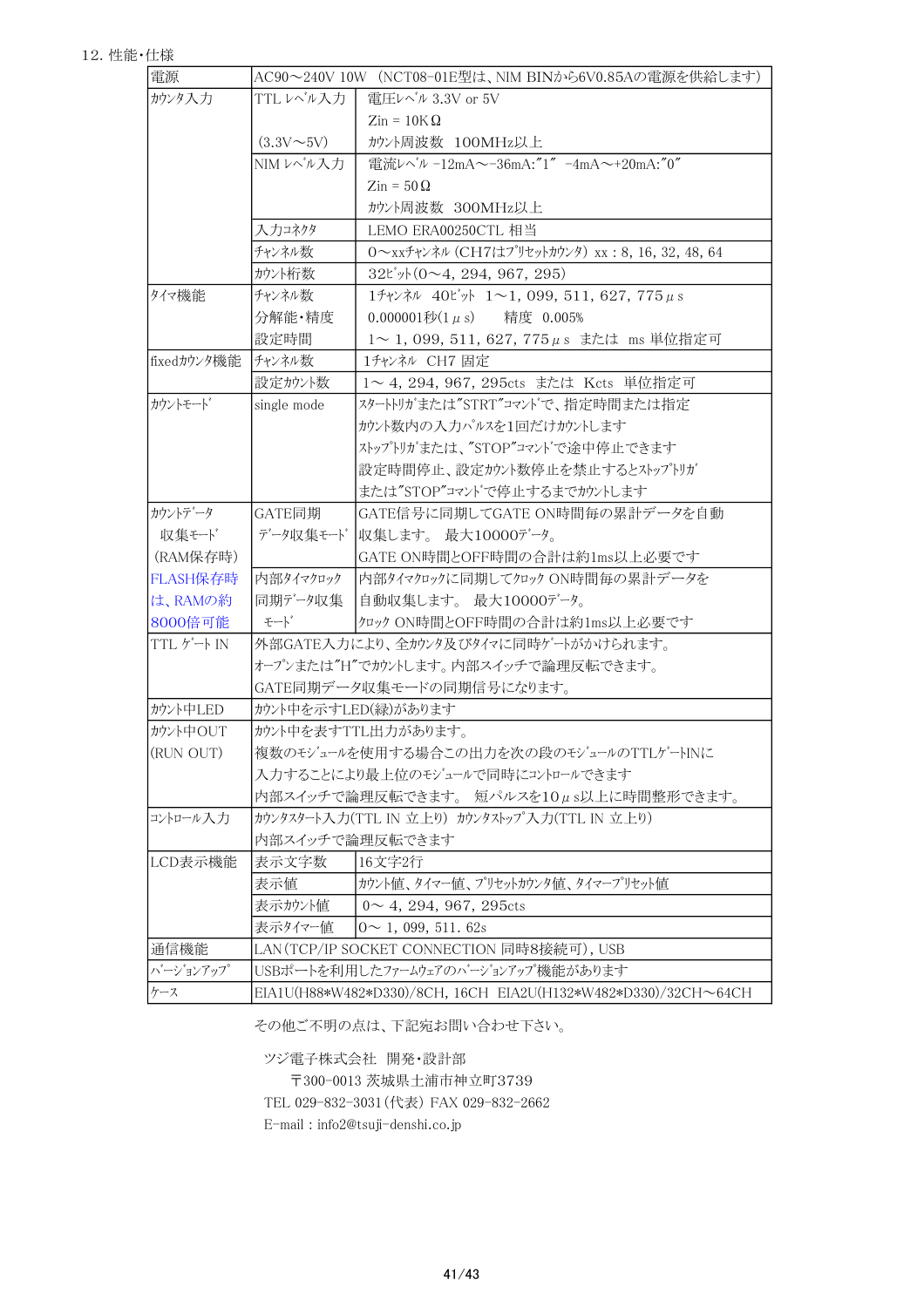12. 性能・仕様

| | | |
|---|---|---|
| 電源 | AC90～240V 10W (NCT08-01E型は、NIM BINから6V0.85Aの電源を供給します) | |
| カウンタ入力 | TTL レベル入力<br>(3.3V～5V) | 電圧レベル 3.3V or 5V<br>Zin = 10KΩ<br>カウント周波数 100MHz以上 |
| | NIM レベル入力 | 電流レベル -12mA～-36mA:"1" -4mA～+20mA:"0"<br>Zin = 50Ω<br>カウント周波数 300MHz以上 |
| | 入力コネクタ | LEMO ERA00250CTL 相当 |
| | チャンネル数 | 0～xxチャンネル (CH7はプリセットカウンタ) xx : 8, 16, 32, 48, 64 |
| | カウント桁数 | 32ビット(0～4, 294, 967, 295) |
| タイマ機能 | チャンネル数 | 1チャンネル 40ビット 1～1, 099, 511, 627, 775μs |
| | 分解能・精度 | 0.000001秒(1μs) 精度 0.005% |
| | 設定時間 | 1～ 1, 099, 511, 627, 775μs または ms 単位指定可 |
| fixedカウンタ機能 | チャンネル数 | 1チャンネル CH7 固定 |
| | 設定カウント数 | 1～ 4, 294, 967, 295cts または Kcts 単位指定可 |
| カウントモード | single mode | スタートトリガまたは"STRT"コマンドで、指定時間または指定カウント数内の入力パルスを1回だけカウントします<br>ストップトリガまたは、"STOP"コマンドで途中停止できます<br>設定時間停止、設定カウント数停止を禁止するとストップトリガまたは"STOP"コマンドで停止するまでカウントします |
| カウントデータ収集モード(RAM保存時)<br>FLASH保存時は、RAMの約8000倍可能 | GATE同期データ収集モード | GATE信号に同期してGATE ON時間毎の累計データを自動収集します。 最大10000データ。<br>GATE ON時間とOFF時間の合計は約1ms以上必要です |
| | 内部タイマクロック同期データ収集モード | 内部タイマクロックに同期してクロック ON時間毎の累計データを自動収集します。 最大10000データ。<br>クロック ON時間とOFF時間の合計は約1ms以上必要です |
| TTL ゲート IN | 外部GATE入力により、全カウンタ及びタイマに同時ゲートがかけられます。<br>オープンまたは"H"でカウントします。内部スイッチで論理反転できます。<br>GATE同期データ収集モードの同期信号になります。 | |
| カウント中LED | カウント中を示すLED(緑)があります | |
| カウント中OUT<br>(RUN OUT) | カウント中を表すTTL出力があります。<br>複数のモジュールを使用する場合この出力を次の段のモジュールのTTLゲートINに入力することにより最上位のモジュールで同時にコントロールできます<br>内部スイッチで論理反転できます。 短パルスを10μs以上に時間整形できます。 | |
| コントロール入力 | カウンタスタート入力(TTL IN 立上り) カウンタストップ入力(TTL IN 立上り)<br>内部スイッチで論理反転できます | |
| LCD表示機能 | 表示文字数 | 16文字2行 |
| | 表示値 | カウント値、タイマー値、プリセットカウンタ値、タイマープリセット値 |
| | 表示カウント値 | 0～ 4, 294, 967, 295cts |
| | 表示タイマー値 | 0～ 1, 099, 511. 62s |
| 通信機能 | LAN(TCP/IP SOCKET CONNECTION 同時8接続可), USB | |
| バージョンアップ | USBポートを利用したファームウェアのバージョンアップ機能があります | |
| ケース | EIA1U(H88*W482*D330)/8CH, 16CH EIA2U(H132*W482*D330)/32CH～64CH | |

その他ご不明の点は、下記宛お問い合わせ下さい。

ツジ電子株式会社 開発・設計部
〒300-0013 茨城県土浦市神立町3739
TEL 029-832-3031(代表) FAX 029-832-2662
E-mail : info2@tsuji-denshi.co.jp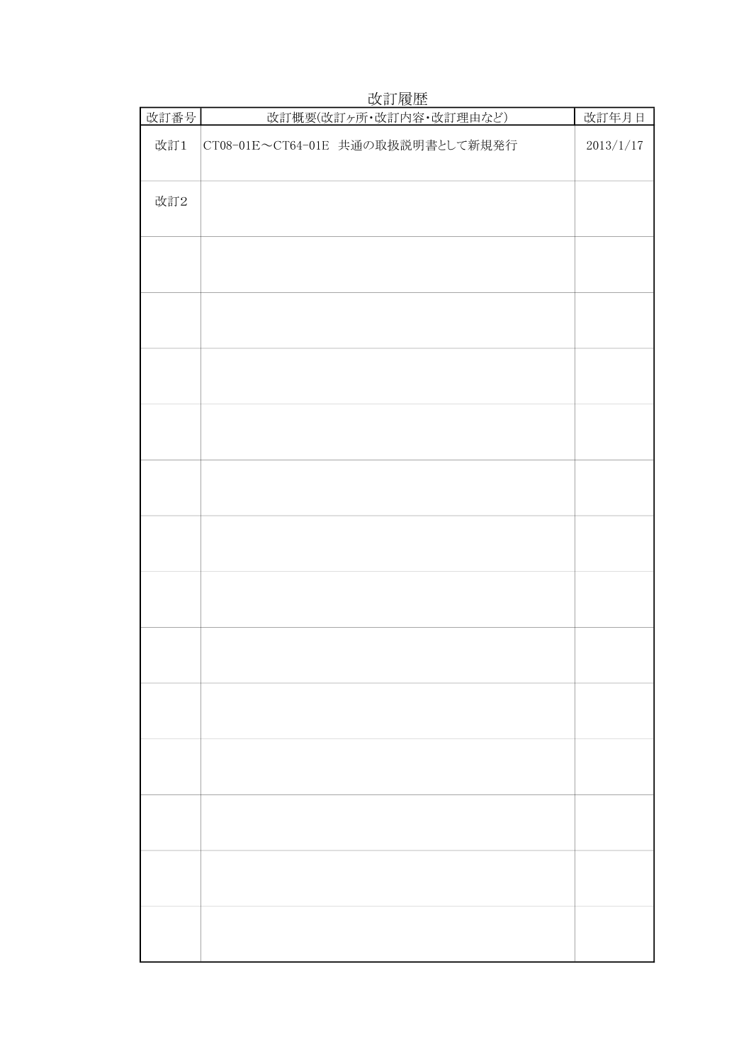# 改訂履歴

| 改訂番号 | 改訂概要(改訂ヶ所･改訂内容･改訂理由など) | 改訂年月日 |
|---|---|---|
| 改訂1 | CT08-01E～CT64-01E　共通の取扱説明書として新規発行 | 2013/1/17 |
| 改訂2 | | |
| | | |
| | | |
| | | |
| | | |
| | | |
| | | |
| | | |
| | | |
| | | |
| | | |
| | | |
| | | |
| | | |